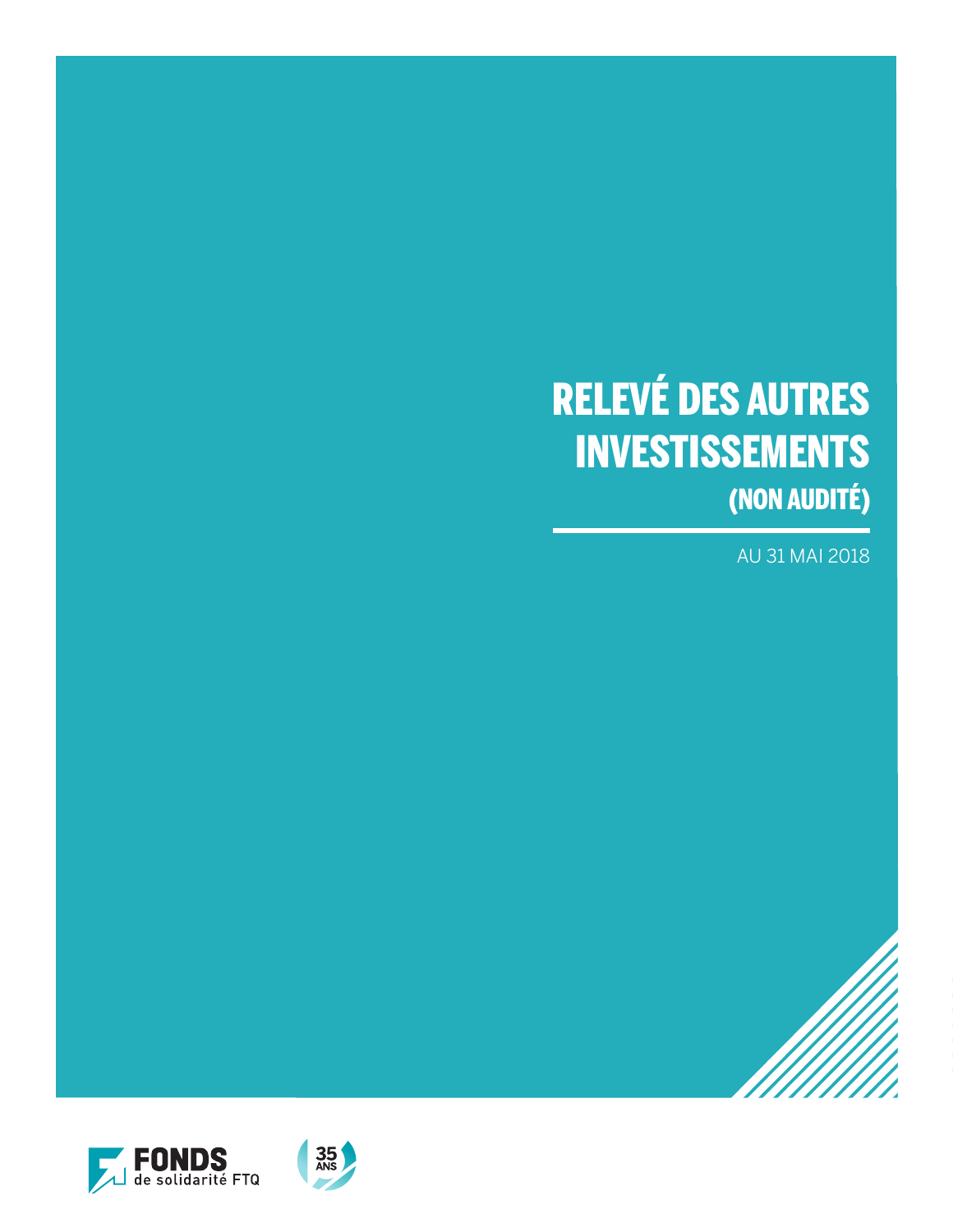# RELEVÉ DES AUTRES INVESTISSEMENTS

## (NON AUDITÉ)

AU 31 MAI 2018

FONDS de solidarité FTQ

35 ANS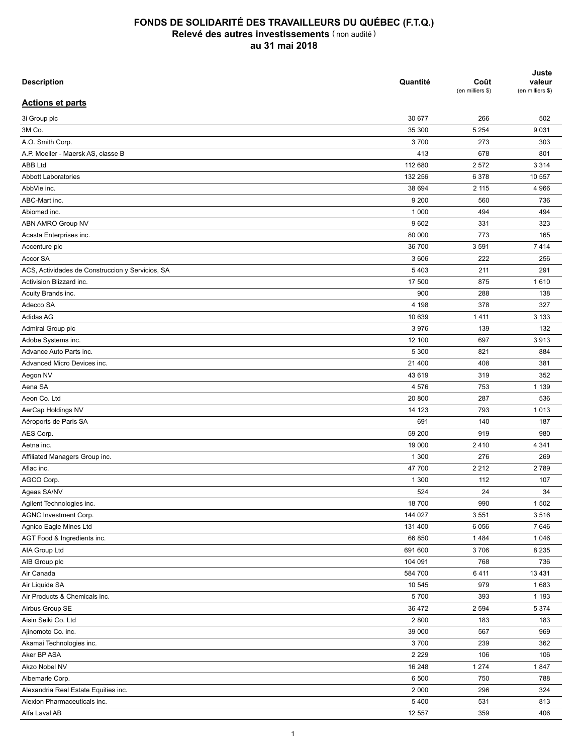# FONDS DE SOLIDARITÉ DES TRAVAILLEURS DU QUÉBEC (F.T.Q.)
## Relevé des autres investissements (non audité)
## au 31 mai 2018

| Description | Quantité | Coût (en milliers $) | Juste valeur (en milliers $) |
|---|---|---|---|
| **Actions et parts** | | | |
| 3i Group plc | 30 677 | 266 | 502 |
| 3M Co. | 35 300 | 5 254 | 9 031 |
| A.O. Smith Corp. | 3 700 | 273 | 303 |
| A.P. Moeller - Maersk AS, classe B | 413 | 678 | 801 |
| ABB Ltd | 112 680 | 2 572 | 3 314 |
| Abbott Laboratories | 132 256 | 6 378 | 10 557 |
| AbbVie inc. | 38 694 | 2 115 | 4 966 |
| ABC-Mart inc. | 9 200 | 560 | 736 |
| Abiomed inc. | 1 000 | 494 | 494 |
| ABN AMRO Group NV | 9 602 | 331 | 323 |
| Acasta Enterprises inc. | 80 000 | 773 | 165 |
| Accenture plc | 36 700 | 3 591 | 7 414 |
| Accor SA | 3 606 | 222 | 256 |
| ACS, Actividades de Construccion y Servicios, SA | 5 403 | 211 | 291 |
| Activision Blizzard inc. | 17 500 | 875 | 1 610 |
| Acuity Brands inc. | 900 | 288 | 138 |
| Adecco SA | 4 198 | 378 | 327 |
| Adidas AG | 10 639 | 1 411 | 3 133 |
| Admiral Group plc | 3 976 | 139 | 132 |
| Adobe Systems inc. | 12 100 | 697 | 3 913 |
| Advance Auto Parts inc. | 5 300 | 821 | 884 |
| Advanced Micro Devices inc. | 21 400 | 408 | 381 |
| Aegon NV | 43 619 | 319 | 352 |
| Aena SA | 4 576 | 753 | 1 139 |
| Aeon Co. Ltd | 20 800 | 287 | 536 |
| AerCap Holdings NV | 14 123 | 793 | 1 013 |
| Aéroports de Paris SA | 691 | 140 | 187 |
| AES Corp. | 59 200 | 919 | 980 |
| Aetna inc. | 19 000 | 2 410 | 4 341 |
| Affiliated Managers Group inc. | 1 300 | 276 | 269 |
| Aflac inc. | 47 700 | 2 212 | 2 789 |
| AGCO Corp. | 1 300 | 112 | 107 |
| Ageas SA/NV | 524 | 24 | 34 |
| Agilent Technologies inc. | 18 700 | 990 | 1 502 |
| AGNC Investment Corp. | 144 027 | 3 551 | 3 516 |
| Agnico Eagle Mines Ltd | 131 400 | 6 056 | 7 646 |
| AGT Food & Ingredients inc. | 66 850 | 1 484 | 1 046 |
| AIA Group Ltd | 691 600 | 3 706 | 8 235 |
| AIB Group plc | 104 091 | 768 | 736 |
| Air Canada | 584 700 | 6 411 | 13 431 |
| Air Liquide SA | 10 545 | 979 | 1 683 |
| Air Products & Chemicals inc. | 5 700 | 393 | 1 193 |
| Airbus Group SE | 36 472 | 2 594 | 5 374 |
| Aisin Seiki Co. Ltd | 2 800 | 183 | 183 |
| Ajinomoto Co. inc. | 39 000 | 567 | 969 |
| Akamai Technologies inc. | 3 700 | 239 | 362 |
| Aker BP ASA | 2 229 | 106 | 106 |
| Akzo Nobel NV | 16 248 | 1 274 | 1 847 |
| Albemarle Corp. | 6 500 | 750 | 788 |
| Alexandria Real Estate Equities inc. | 2 000 | 296 | 324 |
| Alexion Pharmaceuticals inc. | 5 400 | 531 | 813 |
| Alfa Laval AB | 12 557 | 359 | 406 |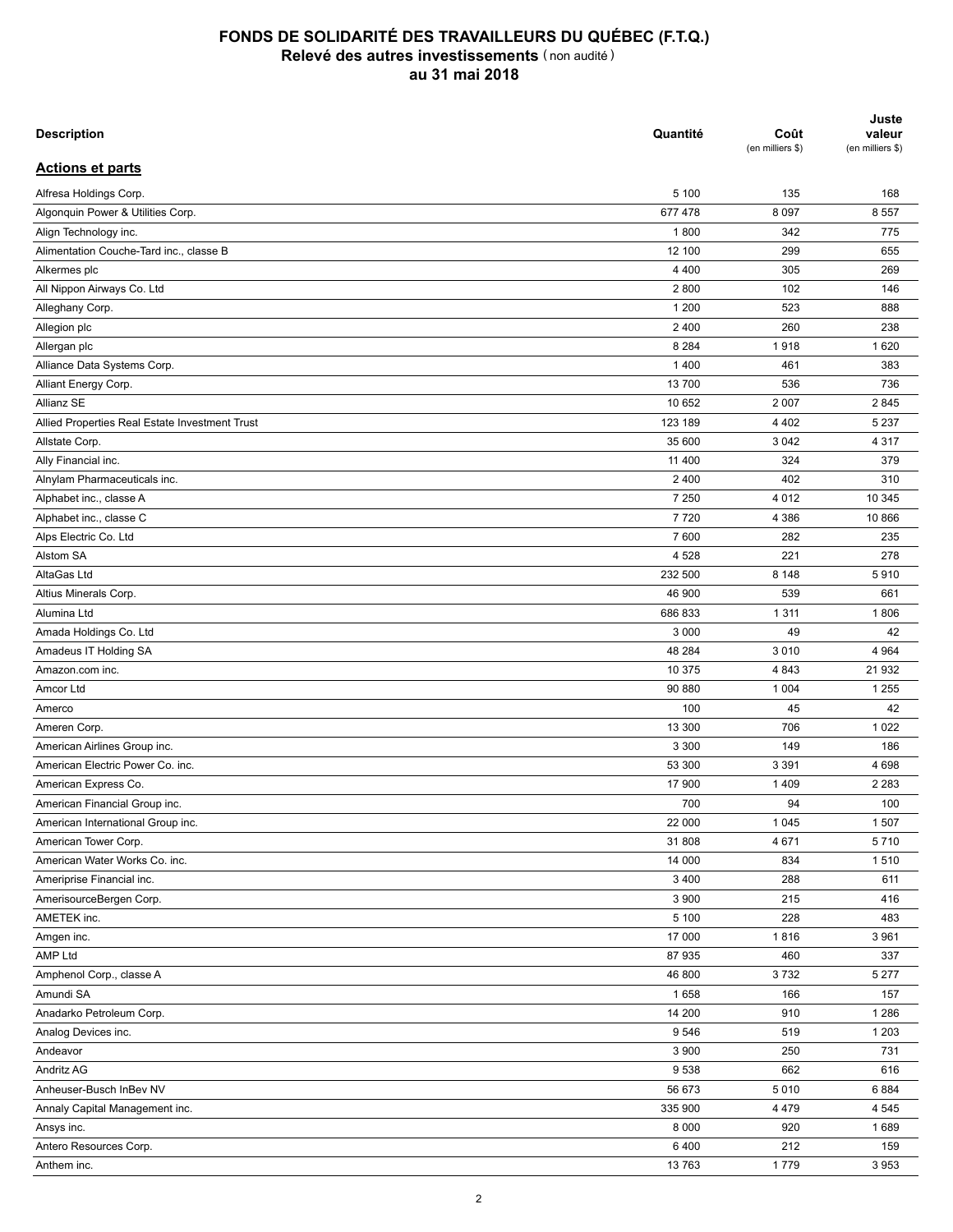# FONDS DE SOLIDARITÉ DES TRAVAILLEURS DU QUÉBEC (F.T.Q.)
## Relevé des autres investissements (non audité)
## au 31 mai 2018

| Description | Quantité | Coût (en milliers $) | Juste valeur (en milliers $) |
|---|---|---|---|
| **Actions et parts** | | | |
| Alfresa Holdings Corp. | 5 100 | 135 | 168 |
| Algonquin Power & Utilities Corp. | 677 478 | 8 097 | 8 557 |
| Align Technology inc. | 1 800 | 342 | 775 |
| Alimentation Couche-Tard inc., classe B | 12 100 | 299 | 655 |
| Alkermes plc | 4 400 | 305 | 269 |
| All Nippon Airways Co. Ltd | 2 800 | 102 | 146 |
| Alleghany Corp. | 1 200 | 523 | 888 |
| Allegion plc | 2 400 | 260 | 238 |
| Allergan plc | 8 284 | 1 918 | 1 620 |
| Alliance Data Systems Corp. | 1 400 | 461 | 383 |
| Alliant Energy Corp. | 13 700 | 536 | 736 |
| Allianz SE | 10 652 | 2 007 | 2 845 |
| Allied Properties Real Estate Investment Trust | 123 189 | 4 402 | 5 237 |
| Allstate Corp. | 35 600 | 3 042 | 4 317 |
| Ally Financial inc. | 11 400 | 324 | 379 |
| Alnylam Pharmaceuticals inc. | 2 400 | 402 | 310 |
| Alphabet inc., classe A | 7 250 | 4 012 | 10 345 |
| Alphabet inc., classe C | 7 720 | 4 386 | 10 866 |
| Alps Electric Co. Ltd | 7 600 | 282 | 235 |
| Alstom SA | 4 528 | 221 | 278 |
| AltaGas Ltd | 232 500 | 8 148 | 5 910 |
| Altius Minerals Corp. | 46 900 | 539 | 661 |
| Alumina Ltd | 686 833 | 1 311 | 1 806 |
| Amada Holdings Co. Ltd | 3 000 | 49 | 42 |
| Amadeus IT Holding SA | 48 284 | 3 010 | 4 964 |
| Amazon.com inc. | 10 375 | 4 843 | 21 932 |
| Amcor Ltd | 90 880 | 1 004 | 1 255 |
| Amerco | 100 | 45 | 42 |
| Ameren Corp. | 13 300 | 706 | 1 022 |
| American Airlines Group inc. | 3 300 | 149 | 186 |
| American Electric Power Co. inc. | 53 300 | 3 391 | 4 698 |
| American Express Co. | 17 900 | 1 409 | 2 283 |
| American Financial Group inc. | 700 | 94 | 100 |
| American International Group inc. | 22 000 | 1 045 | 1 507 |
| American Tower Corp. | 31 808 | 4 671 | 5 710 |
| American Water Works Co. inc. | 14 000 | 834 | 1 510 |
| Ameriprise Financial inc. | 3 400 | 288 | 611 |
| AmerisourceBergen Corp. | 3 900 | 215 | 416 |
| AMETEK inc. | 5 100 | 228 | 483 |
| Amgen inc. | 17 000 | 1 816 | 3 961 |
| AMP Ltd | 87 935 | 460 | 337 |
| Amphenol Corp., classe A | 46 800 | 3 732 | 5 277 |
| Amundi SA | 1 658 | 166 | 157 |
| Anadarko Petroleum Corp. | 14 200 | 910 | 1 286 |
| Analog Devices inc. | 9 546 | 519 | 1 203 |
| Andeavor | 3 900 | 250 | 731 |
| Andritz AG | 9 538 | 662 | 616 |
| Anheuser-Busch InBev NV | 56 673 | 5 010 | 6 884 |
| Annaly Capital Management inc. | 335 900 | 4 479 | 4 545 |
| Ansys inc. | 8 000 | 920 | 1 689 |
| Antero Resources Corp. | 6 400 | 212 | 159 |
| Anthem inc. | 13 763 | 1 779 | 3 953 |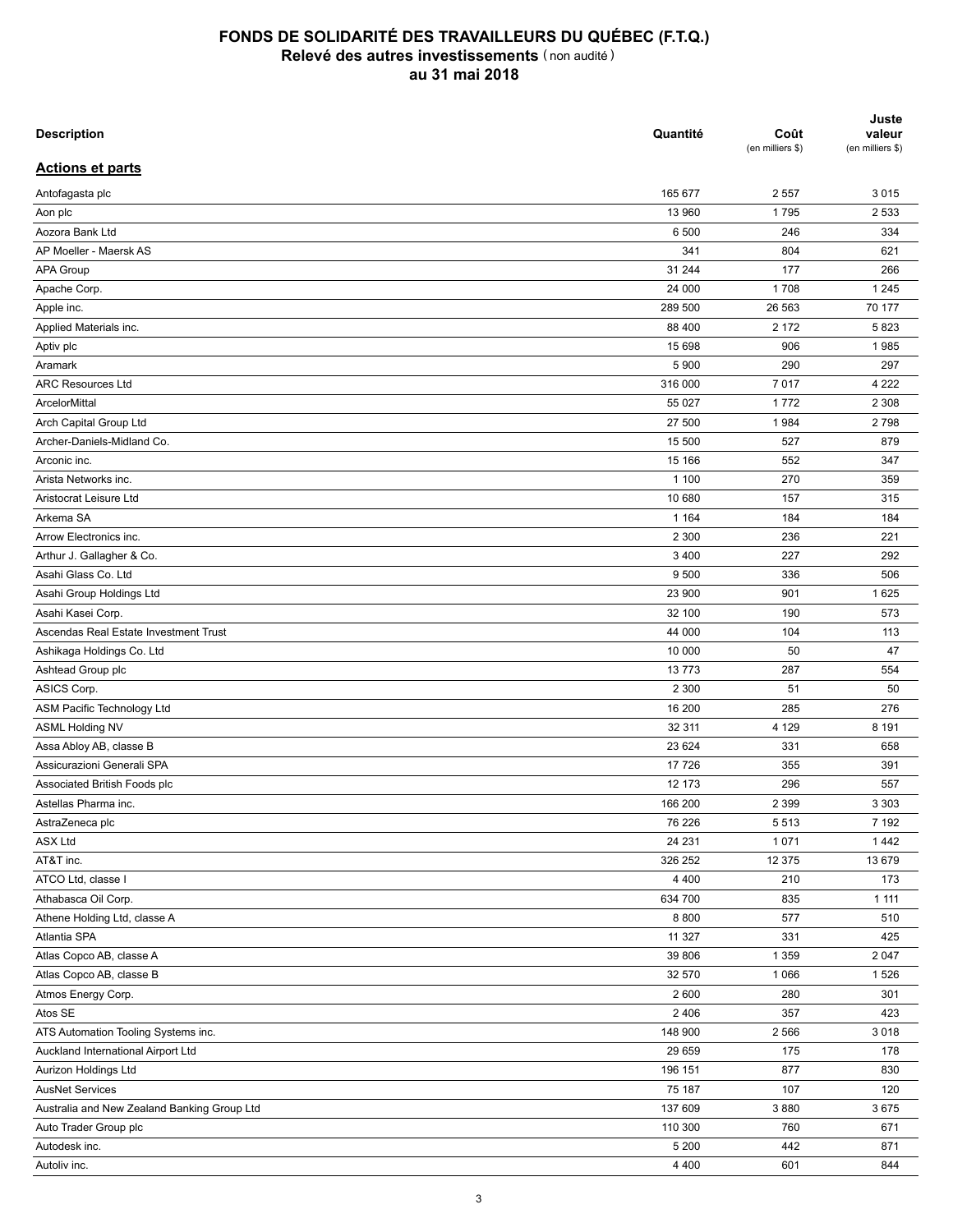# FONDS DE SOLIDARITÉ DES TRAVAILLEURS DU QUÉBEC (F.T.Q.)
## Relevé des autres investissements (non audité)
### au 31 mai 2018

| Description | Quantité | Coût (en milliers $) | Juste valeur (en milliers $) |
|---|---|---|---|
| **Actions et parts** | | | |
| Antofagasta plc | 165 677 | 2 557 | 3 015 |
| Aon plc | 13 960 | 1 795 | 2 533 |
| Aozora Bank Ltd | 6 500 | 246 | 334 |
| AP Moeller - Maersk AS | 341 | 804 | 621 |
| APA Group | 31 244 | 177 | 266 |
| Apache Corp. | 24 000 | 1 708 | 1 245 |
| Apple inc. | 289 500 | 26 563 | 70 177 |
| Applied Materials inc. | 88 400 | 2 172 | 5 823 |
| Aptiv plc | 15 698 | 906 | 1 985 |
| Aramark | 5 900 | 290 | 297 |
| ARC Resources Ltd | 316 000 | 7 017 | 4 222 |
| ArcelorMittal | 55 027 | 1 772 | 2 308 |
| Arch Capital Group Ltd | 27 500 | 1 984 | 2 798 |
| Archer-Daniels-Midland Co. | 15 500 | 527 | 879 |
| Arconic inc. | 15 166 | 552 | 347 |
| Arista Networks inc. | 1 100 | 270 | 359 |
| Aristocrat Leisure Ltd | 10 680 | 157 | 315 |
| Arkema SA | 1 164 | 184 | 184 |
| Arrow Electronics inc. | 2 300 | 236 | 221 |
| Arthur J. Gallagher & Co. | 3 400 | 227 | 292 |
| Asahi Glass Co. Ltd | 9 500 | 336 | 506 |
| Asahi Group Holdings Ltd | 23 900 | 901 | 1 625 |
| Asahi Kasei Corp. | 32 100 | 190 | 573 |
| Ascendas Real Estate Investment Trust | 44 000 | 104 | 113 |
| Ashikaga Holdings Co. Ltd | 10 000 | 50 | 47 |
| Ashtead Group plc | 13 773 | 287 | 554 |
| ASICS Corp. | 2 300 | 51 | 50 |
| ASM Pacific Technology Ltd | 16 200 | 285 | 276 |
| ASML Holding NV | 32 311 | 4 129 | 8 191 |
| Assa Abloy AB, classe B | 23 624 | 331 | 658 |
| Assicurazioni Generali SPA | 17 726 | 355 | 391 |
| Associated British Foods plc | 12 173 | 296 | 557 |
| Astellas Pharma inc. | 166 200 | 2 399 | 3 303 |
| AstraZeneca plc | 76 226 | 5 513 | 7 192 |
| ASX Ltd | 24 231 | 1 071 | 1 442 |
| AT&T inc. | 326 252 | 12 375 | 13 679 |
| ATCO Ltd, classe I | 4 400 | 210 | 173 |
| Athabasca Oil Corp. | 634 700 | 835 | 1 111 |
| Athene Holding Ltd, classe A | 8 800 | 577 | 510 |
| Atlantia SPA | 11 327 | 331 | 425 |
| Atlas Copco AB, classe A | 39 806 | 1 359 | 2 047 |
| Atlas Copco AB, classe B | 32 570 | 1 066 | 1 526 |
| Atmos Energy Corp. | 2 600 | 280 | 301 |
| Atos SE | 2 406 | 357 | 423 |
| ATS Automation Tooling Systems inc. | 148 900 | 2 566 | 3 018 |
| Auckland International Airport Ltd | 29 659 | 175 | 178 |
| Aurizon Holdings Ltd | 196 151 | 877 | 830 |
| AusNet Services | 75 187 | 107 | 120 |
| Australia and New Zealand Banking Group Ltd | 137 609 | 3 880 | 3 675 |
| Auto Trader Group plc | 110 300 | 760 | 671 |
| Autodesk inc. | 5 200 | 442 | 871 |
| Autoliv inc. | 4 400 | 601 | 844 |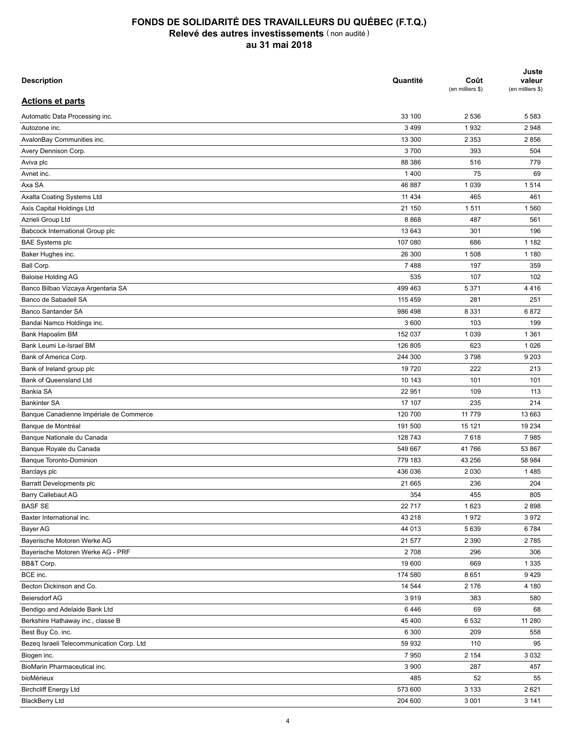# FONDS DE SOLIDARITÉ DES TRAVAILLEURS DU QUÉBEC (F.T.Q.)
## Relevé des autres investissements (non audité)
## au 31 mai 2018

| Description | Quantité | Coût (en milliers $) | Juste valeur (en milliers $) |
|---|---|---|---|
| **Actions et parts** | | | |
| Automatic Data Processing inc. | 33 100 | 2 536 | 5 583 |
| Autozone inc. | 3 499 | 1 932 | 2 948 |
| AvalonBay Communities inc. | 13 300 | 2 353 | 2 856 |
| Avery Dennison Corp. | 3 700 | 393 | 504 |
| Aviva plc | 88 386 | 516 | 779 |
| Avnet inc. | 1 400 | 75 | 69 |
| Axa SA | 46 887 | 1 039 | 1 514 |
| Axalta Coating Systems Ltd | 11 434 | 465 | 461 |
| Axis Capital Holdings Ltd | 21 150 | 1 511 | 1 560 |
| Azrieli Group Ltd | 8 868 | 487 | 561 |
| Babcock International Group plc | 13 643 | 301 | 196 |
| BAE Systems plc | 107 080 | 686 | 1 182 |
| Baker Hughes inc. | 26 300 | 1 508 | 1 180 |
| Ball Corp. | 7 488 | 197 | 359 |
| Baloise Holding AG | 535 | 107 | 102 |
| Banco Bilbao Vizcaya Argentaria SA | 499 463 | 5 371 | 4 416 |
| Banco de Sabadell SA | 115 459 | 281 | 251 |
| Banco Santander SA | 986 498 | 8 331 | 6 872 |
| Bandai Namco Holdings inc. | 3 600 | 103 | 199 |
| Bank Hapoalim BM | 152 037 | 1 039 | 1 361 |
| Bank Leumi Le-Israel BM | 126 805 | 623 | 1 026 |
| Bank of America Corp. | 244 300 | 3 798 | 9 203 |
| Bank of Ireland group plc | 19 720 | 222 | 213 |
| Bank of Queensland Ltd | 10 143 | 101 | 101 |
| Bankia SA | 22 951 | 109 | 113 |
| Bankinter SA | 17 107 | 235 | 214 |
| Banque Canadienne Impériale de Commerce | 120 700 | 11 779 | 13 663 |
| Banque de Montréal | 191 500 | 15 121 | 19 234 |
| Banque Nationale du Canada | 128 743 | 7 618 | 7 985 |
| Banque Royale du Canada | 549 667 | 41 766 | 53 867 |
| Banque Toronto-Dominion | 779 183 | 43 256 | 58 984 |
| Barclays plc | 436 036 | 2 030 | 1 485 |
| Barratt Developments plc | 21 665 | 236 | 204 |
| Barry Callebaut AG | 354 | 455 | 805 |
| BASF SE | 22 717 | 1 623 | 2 898 |
| Baxter International inc. | 43 218 | 1 972 | 3 972 |
| Bayer AG | 44 013 | 5 639 | 6 784 |
| Bayerische Motoren Werke AG | 21 577 | 2 390 | 2 785 |
| Bayerische Motoren Werke AG - PRF | 2 708 | 296 | 306 |
| BB&T Corp. | 19 600 | 669 | 1 335 |
| BCE inc. | 174 580 | 8 651 | 9 429 |
| Becton Dickinson and Co. | 14 544 | 2 176 | 4 180 |
| Beiersdorf AG | 3 919 | 383 | 580 |
| Bendigo and Adelaide Bank Ltd | 6 446 | 69 | 68 |
| Berkshire Hathaway inc., classe B | 45 400 | 6 532 | 11 280 |
| Best Buy Co. inc. | 6 300 | 209 | 558 |
| Bezeq Israeli Telecommunication Corp. Ltd | 59 932 | 110 | 95 |
| Biogen inc. | 7 950 | 2 154 | 3 032 |
| BioMarin Pharmaceutical inc. | 3 900 | 287 | 457 |
| bioMérieux | 485 | 52 | 55 |
| Birchcliff Energy Ltd | 573 600 | 3 133 | 2 621 |
| BlackBerry Ltd | 204 600 | 3 001 | 3 141 |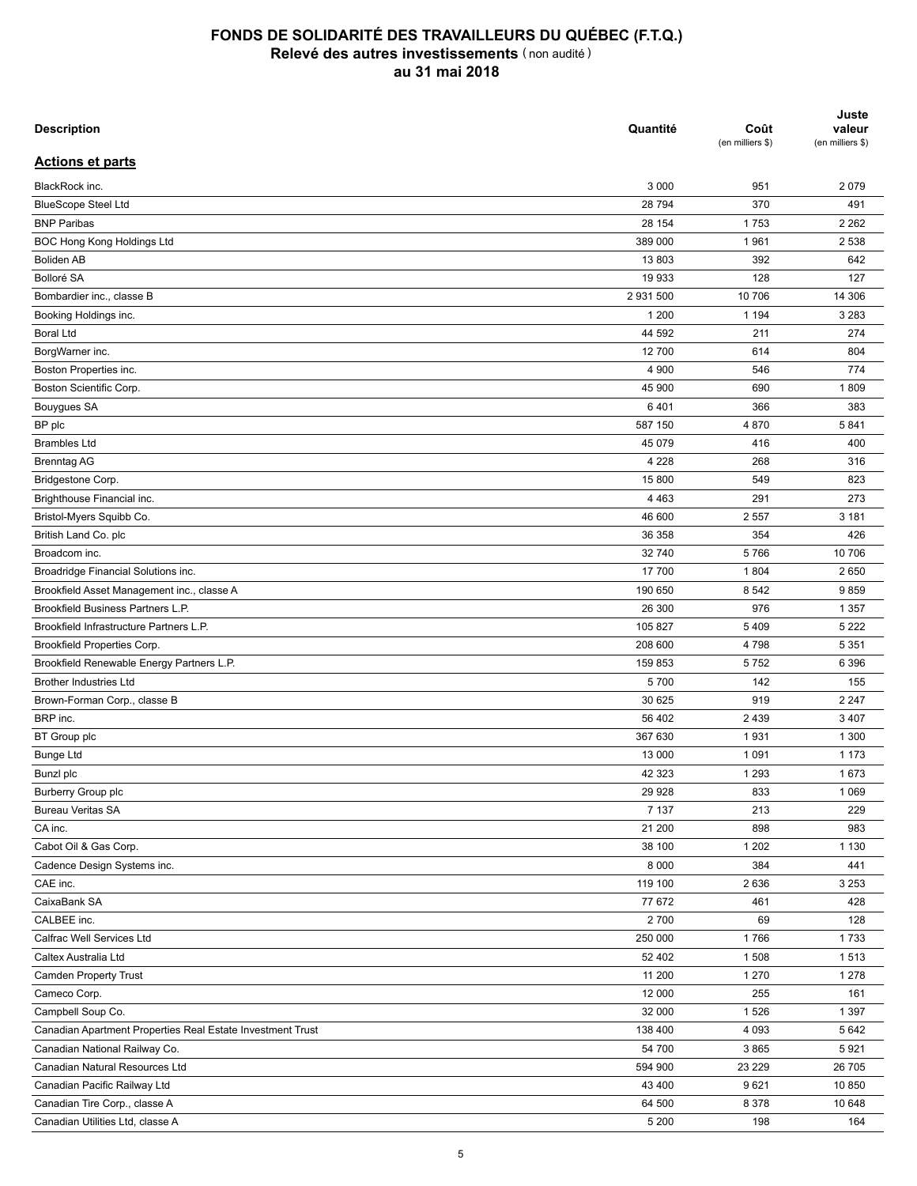# FONDS DE SOLIDARITÉ DES TRAVAILLEURS DU QUÉBEC (F.T.Q.)
## Relevé des autres investissements (non audité)
### au 31 mai 2018

| Description | Quantité | Coût (en milliers $) | Juste valeur (en milliers $) |
|---|---|---|---|
| **Actions et parts** | | | |
| BlackRock inc. | 3 000 | 951 | 2 079 |
| BlueScope Steel Ltd | 28 794 | 370 | 491 |
| BNP Paribas | 28 154 | 1 753 | 2 262 |
| BOC Hong Kong Holdings Ltd | 389 000 | 1 961 | 2 538 |
| Boliden AB | 13 803 | 392 | 642 |
| Bolloré SA | 19 933 | 128 | 127 |
| Bombardier inc., classe B | 2 931 500 | 10 706 | 14 306 |
| Booking Holdings inc. | 1 200 | 1 194 | 3 283 |
| Boral Ltd | 44 592 | 211 | 274 |
| BorgWarner inc. | 12 700 | 614 | 804 |
| Boston Properties inc. | 4 900 | 546 | 774 |
| Boston Scientific Corp. | 45 900 | 690 | 1 809 |
| Bouygues SA | 6 401 | 366 | 383 |
| BP plc | 587 150 | 4 870 | 5 841 |
| Brambles Ltd | 45 079 | 416 | 400 |
| Brenntag AG | 4 228 | 268 | 316 |
| Bridgestone Corp. | 15 800 | 549 | 823 |
| Brighthouse Financial inc. | 4 463 | 291 | 273 |
| Bristol-Myers Squibb Co. | 46 600 | 2 557 | 3 181 |
| British Land Co. plc | 36 358 | 354 | 426 |
| Broadcom inc. | 32 740 | 5 766 | 10 706 |
| Broadridge Financial Solutions inc. | 17 700 | 1 804 | 2 650 |
| Brookfield Asset Management inc., classe A | 190 650 | 8 542 | 9 859 |
| Brookfield Business Partners L.P. | 26 300 | 976 | 1 357 |
| Brookfield Infrastructure Partners L.P. | 105 827 | 5 409 | 5 222 |
| Brookfield Properties Corp. | 208 600 | 4 798 | 5 351 |
| Brookfield Renewable Energy Partners L.P. | 159 853 | 5 752 | 6 396 |
| Brother Industries Ltd | 5 700 | 142 | 155 |
| Brown-Forman Corp., classe B | 30 625 | 919 | 2 247 |
| BRP inc. | 56 402 | 2 439 | 3 407 |
| BT Group plc | 367 630 | 1 931 | 1 300 |
| Bunge Ltd | 13 000 | 1 091 | 1 173 |
| Bunzl plc | 42 323 | 1 293 | 1 673 |
| Burberry Group plc | 29 928 | 833 | 1 069 |
| Bureau Veritas SA | 7 137 | 213 | 229 |
| CA inc. | 21 200 | 898 | 983 |
| Cabot Oil & Gas Corp. | 38 100 | 1 202 | 1 130 |
| Cadence Design Systems inc. | 8 000 | 384 | 441 |
| CAE inc. | 119 100 | 2 636 | 3 253 |
| CaixaBank SA | 77 672 | 461 | 428 |
| CALBEE inc. | 2 700 | 69 | 128 |
| Calfrac Well Services Ltd | 250 000 | 1 766 | 1 733 |
| Caltex Australia Ltd | 52 402 | 1 508 | 1 513 |
| Camden Property Trust | 11 200 | 1 270 | 1 278 |
| Cameco Corp. | 12 000 | 255 | 161 |
| Campbell Soup Co. | 32 000 | 1 526 | 1 397 |
| Canadian Apartment Properties Real Estate Investment Trust | 138 400 | 4 093 | 5 642 |
| Canadian National Railway Co. | 54 700 | 3 865 | 5 921 |
| Canadian Natural Resources Ltd | 594 900 | 23 229 | 26 705 |
| Canadian Pacific Railway Ltd | 43 400 | 9 621 | 10 850 |
| Canadian Tire Corp., classe A | 64 500 | 8 378 | 10 648 |
| Canadian Utilities Ltd, classe A | 5 200 | 198 | 164 |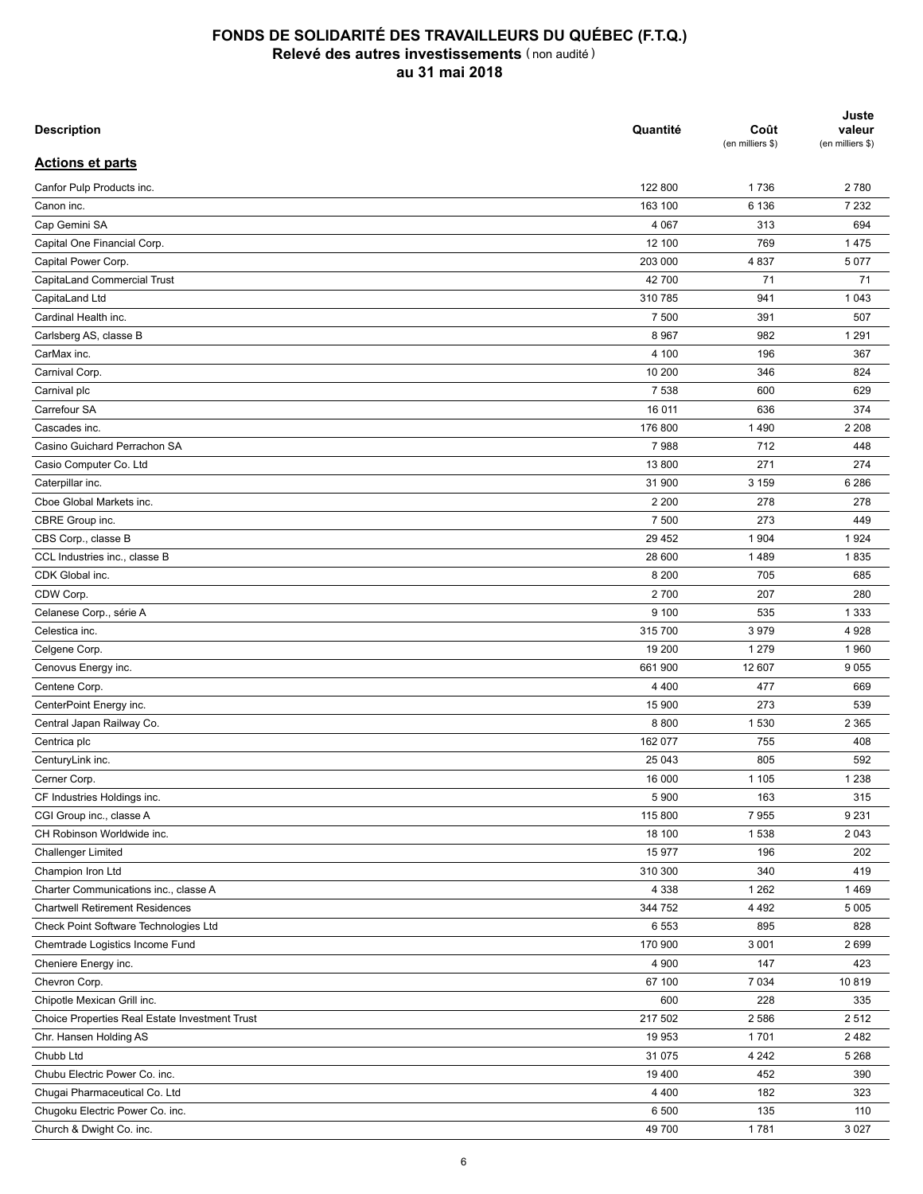# FONDS DE SOLIDARITÉ DES TRAVAILLEURS DU QUÉBEC (F.T.Q.)
## Relevé des autres investissements (non audité)
## au 31 mai 2018

| Description | Quantité | Coût (en milliers $) | Juste valeur (en milliers $) |
|---|---|---|---|
| **Actions et parts** | | | |
| Canfor Pulp Products inc. | 122 800 | 1 736 | 2 780 |
| Canon inc. | 163 100 | 6 136 | 7 232 |
| Cap Gemini SA | 4 067 | 313 | 694 |
| Capital One Financial Corp. | 12 100 | 769 | 1 475 |
| Capital Power Corp. | 203 000 | 4 837 | 5 077 |
| CapitaLand Commercial Trust | 42 700 | 71 | 71 |
| CapitaLand Ltd | 310 785 | 941 | 1 043 |
| Cardinal Health inc. | 7 500 | 391 | 507 |
| Carlsberg AS, classe B | 8 967 | 982 | 1 291 |
| CarMax inc. | 4 100 | 196 | 367 |
| Carnival Corp. | 10 200 | 346 | 824 |
| Carnival plc | 7 538 | 600 | 629 |
| Carrefour SA | 16 011 | 636 | 374 |
| Cascades inc. | 176 800 | 1 490 | 2 208 |
| Casino Guichard Perrachon SA | 7 988 | 712 | 448 |
| Casio Computer Co. Ltd | 13 800 | 271 | 274 |
| Caterpillar inc. | 31 900 | 3 159 | 6 286 |
| Cboe Global Markets inc. | 2 200 | 278 | 278 |
| CBRE Group inc. | 7 500 | 273 | 449 |
| CBS Corp., classe B | 29 452 | 1 904 | 1 924 |
| CCL Industries inc., classe B | 28 600 | 1 489 | 1 835 |
| CDK Global inc. | 8 200 | 705 | 685 |
| CDW Corp. | 2 700 | 207 | 280 |
| Celanese Corp., série A | 9 100 | 535 | 1 333 |
| Celestica inc. | 315 700 | 3 979 | 4 928 |
| Celgene Corp. | 19 200 | 1 279 | 1 960 |
| Cenovus Energy inc. | 661 900 | 12 607 | 9 055 |
| Centene Corp. | 4 400 | 477 | 669 |
| CenterPoint Energy inc. | 15 900 | 273 | 539 |
| Central Japan Railway Co. | 8 800 | 1 530 | 2 365 |
| Centrica plc | 162 077 | 755 | 408 |
| CenturyLink inc. | 25 043 | 805 | 592 |
| Cerner Corp. | 16 000 | 1 105 | 1 238 |
| CF Industries Holdings inc. | 5 900 | 163 | 315 |
| CGI Group inc., classe A | 115 800 | 7 955 | 9 231 |
| CH Robinson Worldwide inc. | 18 100 | 1 538 | 2 043 |
| Challenger Limited | 15 977 | 196 | 202 |
| Champion Iron Ltd | 310 300 | 340 | 419 |
| Charter Communications inc., classe A | 4 338 | 1 262 | 1 469 |
| Chartwell Retirement Residences | 344 752 | 4 492 | 5 005 |
| Check Point Software Technologies Ltd | 6 553 | 895 | 828 |
| Chemtrade Logistics Income Fund | 170 900 | 3 001 | 2 699 |
| Cheniere Energy inc. | 4 900 | 147 | 423 |
| Chevron Corp. | 67 100 | 7 034 | 10 819 |
| Chipotle Mexican Grill inc. | 600 | 228 | 335 |
| Choice Properties Real Estate Investment Trust | 217 502 | 2 586 | 2 512 |
| Chr. Hansen Holding AS | 19 953 | 1 701 | 2 482 |
| Chubb Ltd | 31 075 | 4 242 | 5 268 |
| Chubu Electric Power Co. inc. | 19 400 | 452 | 390 |
| Chugai Pharmaceutical Co. Ltd | 4 400 | 182 | 323 |
| Chugoku Electric Power Co. inc. | 6 500 | 135 | 110 |
| Church & Dwight Co. inc. | 49 700 | 1 781 | 3 027 |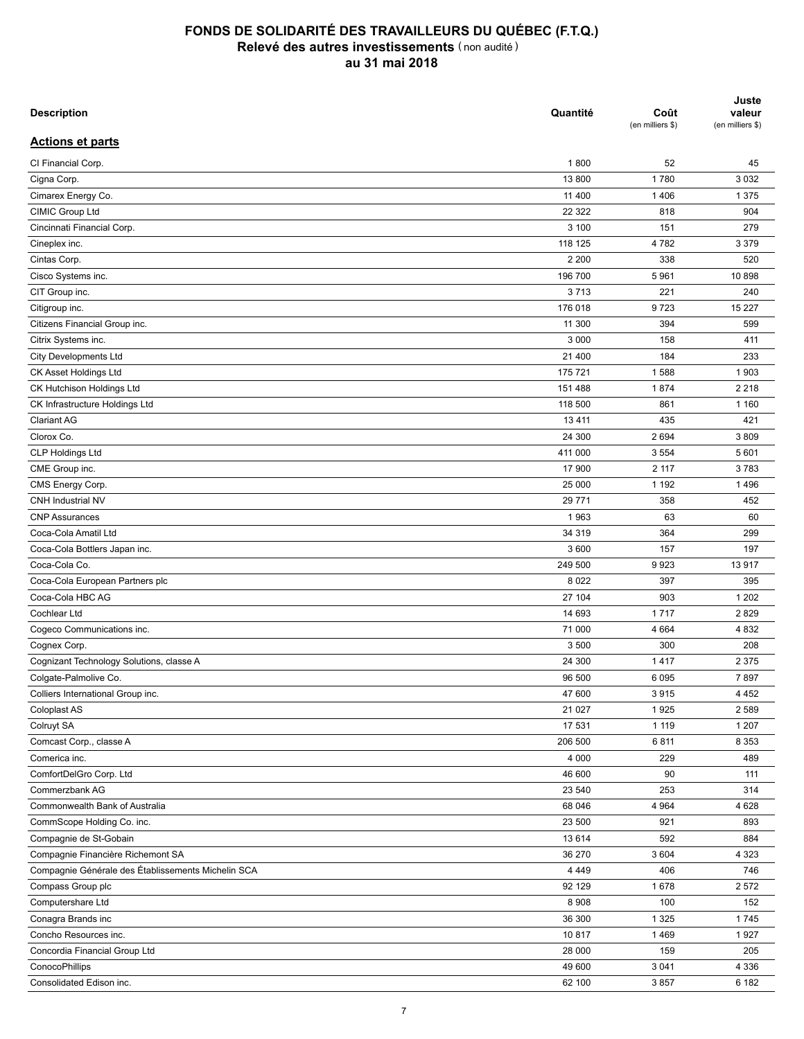# FONDS DE SOLIDARITÉ DES TRAVAILLEURS DU QUÉBEC (F.T.Q.)
## Relevé des autres investissements (non audité)
## au 31 mai 2018

| Description | Quantité | Coût (en milliers $) | Juste valeur (en milliers $) |
|---|---|---|---|
| **Actions et parts** | | | |
| CI Financial Corp. | 1 800 | 52 | 45 |
| Cigna Corp. | 13 800 | 1 780 | 3 032 |
| Cimarex Energy Co. | 11 400 | 1 406 | 1 375 |
| CIMIC Group Ltd | 22 322 | 818 | 904 |
| Cincinnati Financial Corp. | 3 100 | 151 | 279 |
| Cineplex inc. | 118 125 | 4 782 | 3 379 |
| Cintas Corp. | 2 200 | 338 | 520 |
| Cisco Systems inc. | 196 700 | 5 961 | 10 898 |
| CIT Group inc. | 3 713 | 221 | 240 |
| Citigroup inc. | 176 018 | 9 723 | 15 227 |
| Citizens Financial Group inc. | 11 300 | 394 | 599 |
| Citrix Systems inc. | 3 000 | 158 | 411 |
| City Developments Ltd | 21 400 | 184 | 233 |
| CK Asset Holdings Ltd | 175 721 | 1 588 | 1 903 |
| CK Hutchison Holdings Ltd | 151 488 | 1 874 | 2 218 |
| CK Infrastructure Holdings Ltd | 118 500 | 861 | 1 160 |
| Clariant AG | 13 411 | 435 | 421 |
| Clorox Co. | 24 300 | 2 694 | 3 809 |
| CLP Holdings Ltd | 411 000 | 3 554 | 5 601 |
| CME Group inc. | 17 900 | 2 117 | 3 783 |
| CMS Energy Corp. | 25 000 | 1 192 | 1 496 |
| CNH Industrial NV | 29 771 | 358 | 452 |
| CNP Assurances | 1 963 | 63 | 60 |
| Coca-Cola Amatil Ltd | 34 319 | 364 | 299 |
| Coca-Cola Bottlers Japan inc. | 3 600 | 157 | 197 |
| Coca-Cola Co. | 249 500 | 9 923 | 13 917 |
| Coca-Cola European Partners plc | 8 022 | 397 | 395 |
| Coca-Cola HBC AG | 27 104 | 903 | 1 202 |
| Cochlear Ltd | 14 693 | 1 717 | 2 829 |
| Cogeco Communications inc. | 71 000 | 4 664 | 4 832 |
| Cognex Corp. | 3 500 | 300 | 208 |
| Cognizant Technology Solutions, classe A | 24 300 | 1 417 | 2 375 |
| Colgate-Palmolive Co. | 96 500 | 6 095 | 7 897 |
| Colliers International Group inc. | 47 600 | 3 915 | 4 452 |
| Coloplast AS | 21 027 | 1 925 | 2 589 |
| Colruyt SA | 17 531 | 1 119 | 1 207 |
| Comcast Corp., classe A | 206 500 | 6 811 | 8 353 |
| Comerica inc. | 4 000 | 229 | 489 |
| ComfortDelGro Corp. Ltd | 46 600 | 90 | 111 |
| Commerzbank AG | 23 540 | 253 | 314 |
| Commonwealth Bank of Australia | 68 046 | 4 964 | 4 628 |
| CommScope Holding Co. inc. | 23 500 | 921 | 893 |
| Compagnie de St-Gobain | 13 614 | 592 | 884 |
| Compagnie Financière Richemont SA | 36 270 | 3 604 | 4 323 |
| Compagnie Générale des Établissements Michelin SCA | 4 449 | 406 | 746 |
| Compass Group plc | 92 129 | 1 678 | 2 572 |
| Computershare Ltd | 8 908 | 100 | 152 |
| Conagra Brands inc | 36 300 | 1 325 | 1 745 |
| Concho Resources inc. | 10 817 | 1 469 | 1 927 |
| Concordia Financial Group Ltd | 28 000 | 159 | 205 |
| ConocoPhillips | 49 600 | 3 041 | 4 336 |
| Consolidated Edison inc. | 62 100 | 3 857 | 6 182 |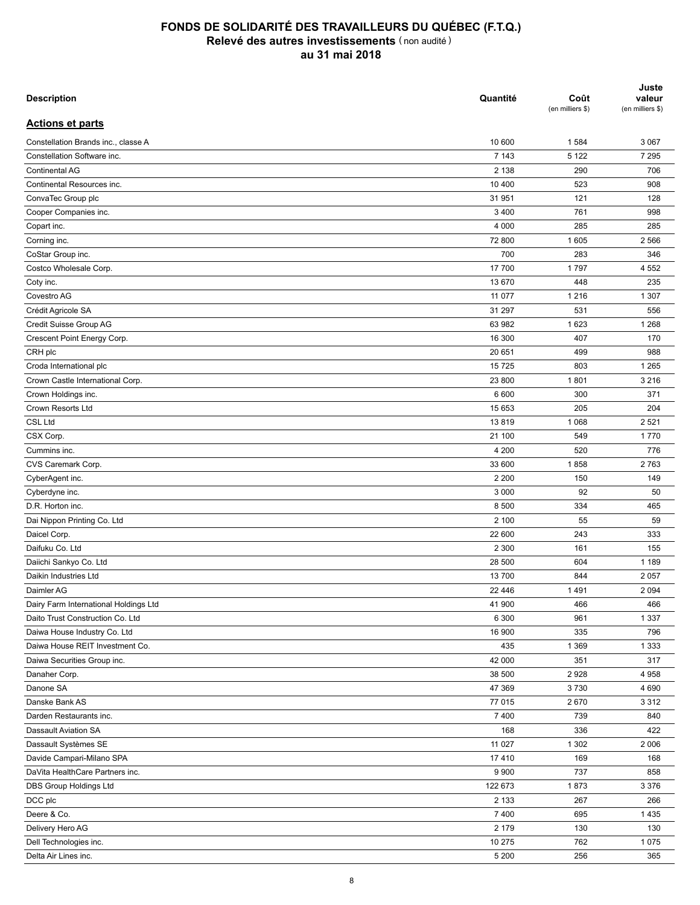# FONDS DE SOLIDARITÉ DES TRAVAILLEURS DU QUÉBEC (F.T.Q.)

## Relevé des autres investissements (non audité)

## au 31 mai 2018

| Description | Quantité | Coût (en milliers $) | Juste valeur (en milliers $) |
|---|---|---|---|
| **Actions et parts** | | | |
| Constellation Brands inc., classe A | 10 600 | 1 584 | 3 067 |
| Constellation Software inc. | 7 143 | 5 122 | 7 295 |
| Continental AG | 2 138 | 290 | 706 |
| Continental Resources inc. | 10 400 | 523 | 908 |
| ConvaTec Group plc | 31 951 | 121 | 128 |
| Cooper Companies inc. | 3 400 | 761 | 998 |
| Copart inc. | 4 000 | 285 | 285 |
| Corning inc. | 72 800 | 1 605 | 2 566 |
| CoStar Group inc. | 700 | 283 | 346 |
| Costco Wholesale Corp. | 17 700 | 1 797 | 4 552 |
| Coty inc. | 13 670 | 448 | 235 |
| Covestro AG | 11 077 | 1 216 | 1 307 |
| Crédit Agricole SA | 31 297 | 531 | 556 |
| Credit Suisse Group AG | 63 982 | 1 623 | 1 268 |
| Crescent Point Energy Corp. | 16 300 | 407 | 170 |
| CRH plc | 20 651 | 499 | 988 |
| Croda International plc | 15 725 | 803 | 1 265 |
| Crown Castle International Corp. | 23 800 | 1 801 | 3 216 |
| Crown Holdings inc. | 6 600 | 300 | 371 |
| Crown Resorts Ltd | 15 653 | 205 | 204 |
| CSL Ltd | 13 819 | 1 068 | 2 521 |
| CSX Corp. | 21 100 | 549 | 1 770 |
| Cummins inc. | 4 200 | 520 | 776 |
| CVS Caremark Corp. | 33 600 | 1 858 | 2 763 |
| CyberAgent inc. | 2 200 | 150 | 149 |
| Cyberdyne inc. | 3 000 | 92 | 50 |
| D.R. Horton inc. | 8 500 | 334 | 465 |
| Dai Nippon Printing Co. Ltd | 2 100 | 55 | 59 |
| Daicel Corp. | 22 600 | 243 | 333 |
| Daifuku Co. Ltd | 2 300 | 161 | 155 |
| Daiichi Sankyo Co. Ltd | 28 500 | 604 | 1 189 |
| Daikin Industries Ltd | 13 700 | 844 | 2 057 |
| Daimler AG | 22 446 | 1 491 | 2 094 |
| Dairy Farm International Holdings Ltd | 41 900 | 466 | 466 |
| Daito Trust Construction Co. Ltd | 6 300 | 961 | 1 337 |
| Daiwa House Industry Co. Ltd | 16 900 | 335 | 796 |
| Daiwa House REIT Investment Co. | 435 | 1 369 | 1 333 |
| Daiwa Securities Group inc. | 42 000 | 351 | 317 |
| Danaher Corp. | 38 500 | 2 928 | 4 958 |
| Danone SA | 47 369 | 3 730 | 4 690 |
| Danske Bank AS | 77 015 | 2 670 | 3 312 |
| Darden Restaurants inc. | 7 400 | 739 | 840 |
| Dassault Aviation SA | 168 | 336 | 422 |
| Dassault Systèmes SE | 11 027 | 1 302 | 2 006 |
| Davide Campari-Milano SPA | 17 410 | 169 | 168 |
| DaVita HealthCare Partners inc. | 9 900 | 737 | 858 |
| DBS Group Holdings Ltd | 122 673 | 1 873 | 3 376 |
| DCC plc | 2 133 | 267 | 266 |
| Deere & Co. | 7 400 | 695 | 1 435 |
| Delivery Hero AG | 2 179 | 130 | 130 |
| Dell Technologies inc. | 10 275 | 762 | 1 075 |
| Delta Air Lines inc. | 5 200 | 256 | 365 |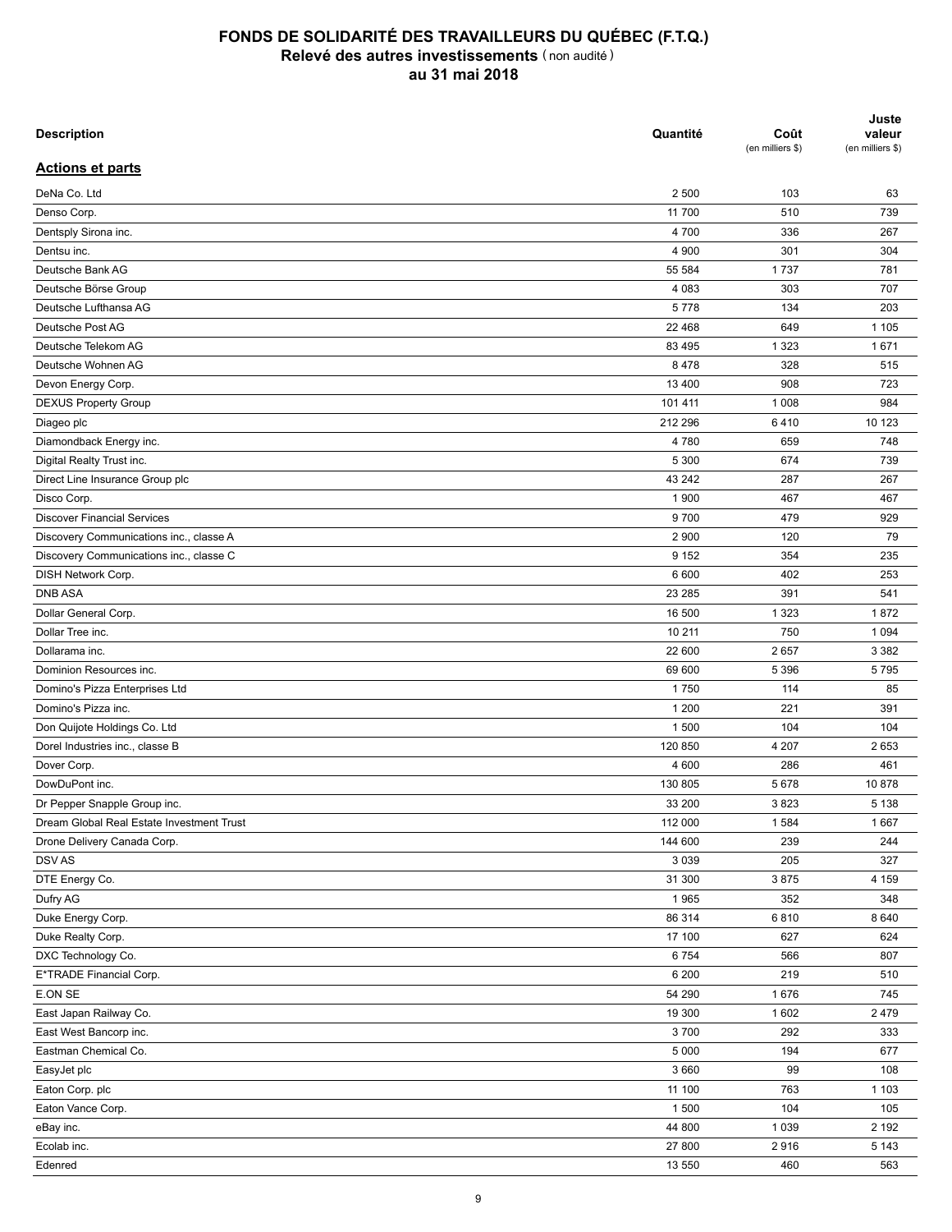# FONDS DE SOLIDARITÉ DES TRAVAILLEURS DU QUÉBEC (F.T.Q.)
## Relevé des autres investissements (non audité)
## au 31 mai 2018

| Description | Quantité | Coût (en milliers $) | Juste valeur (en milliers $) |
|---|---|---|---|
| **Actions et parts** | | | |
| DeNa Co. Ltd | 2 500 | 103 | 63 |
| Denso Corp. | 11 700 | 510 | 739 |
| Dentsply Sirona inc. | 4 700 | 336 | 267 |
| Dentsu inc. | 4 900 | 301 | 304 |
| Deutsche Bank AG | 55 584 | 1 737 | 781 |
| Deutsche Börse Group | 4 083 | 303 | 707 |
| Deutsche Lufthansa AG | 5 778 | 134 | 203 |
| Deutsche Post AG | 22 468 | 649 | 1 105 |
| Deutsche Telekom AG | 83 495 | 1 323 | 1 671 |
| Deutsche Wohnen AG | 8 478 | 328 | 515 |
| Devon Energy Corp. | 13 400 | 908 | 723 |
| DEXUS Property Group | 101 411 | 1 008 | 984 |
| Diageo plc | 212 296 | 6 410 | 10 123 |
| Diamondback Energy inc. | 4 780 | 659 | 748 |
| Digital Realty Trust inc. | 5 300 | 674 | 739 |
| Direct Line Insurance Group plc | 43 242 | 287 | 267 |
| Disco Corp. | 1 900 | 467 | 467 |
| Discover Financial Services | 9 700 | 479 | 929 |
| Discovery Communications inc., classe A | 2 900 | 120 | 79 |
| Discovery Communications inc., classe C | 9 152 | 354 | 235 |
| DISH Network Corp. | 6 600 | 402 | 253 |
| DNB ASA | 23 285 | 391 | 541 |
| Dollar General Corp. | 16 500 | 1 323 | 1 872 |
| Dollar Tree inc. | 10 211 | 750 | 1 094 |
| Dollarama inc. | 22 600 | 2 657 | 3 382 |
| Dominion Resources inc. | 69 600 | 5 396 | 5 795 |
| Domino's Pizza Enterprises Ltd | 1 750 | 114 | 85 |
| Domino's Pizza inc. | 1 200 | 221 | 391 |
| Don Quijote Holdings Co. Ltd | 1 500 | 104 | 104 |
| Dorel Industries inc., classe B | 120 850 | 4 207 | 2 653 |
| Dover Corp. | 4 600 | 286 | 461 |
| DowDuPont inc. | 130 805 | 5 678 | 10 878 |
| Dr Pepper Snapple Group inc. | 33 200 | 3 823 | 5 138 |
| Dream Global Real Estate Investment Trust | 112 000 | 1 584 | 1 667 |
| Drone Delivery Canada Corp. | 144 600 | 239 | 244 |
| DSV AS | 3 039 | 205 | 327 |
| DTE Energy Co. | 31 300 | 3 875 | 4 159 |
| Dufry AG | 1 965 | 352 | 348 |
| Duke Energy Corp. | 86 314 | 6 810 | 8 640 |
| Duke Realty Corp. | 17 100 | 627 | 624 |
| DXC Technology Co. | 6 754 | 566 | 807 |
| E*TRADE Financial Corp. | 6 200 | 219 | 510 |
| E.ON SE | 54 290 | 1 676 | 745 |
| East Japan Railway Co. | 19 300 | 1 602 | 2 479 |
| East West Bancorp inc. | 3 700 | 292 | 333 |
| Eastman Chemical Co. | 5 000 | 194 | 677 |
| EasyJet plc | 3 660 | 99 | 108 |
| Eaton Corp. plc | 11 100 | 763 | 1 103 |
| Eaton Vance Corp. | 1 500 | 104 | 105 |
| eBay inc. | 44 800 | 1 039 | 2 192 |
| Ecolab inc. | 27 800 | 2 916 | 5 143 |
| Edenred | 13 550 | 460 | 563 |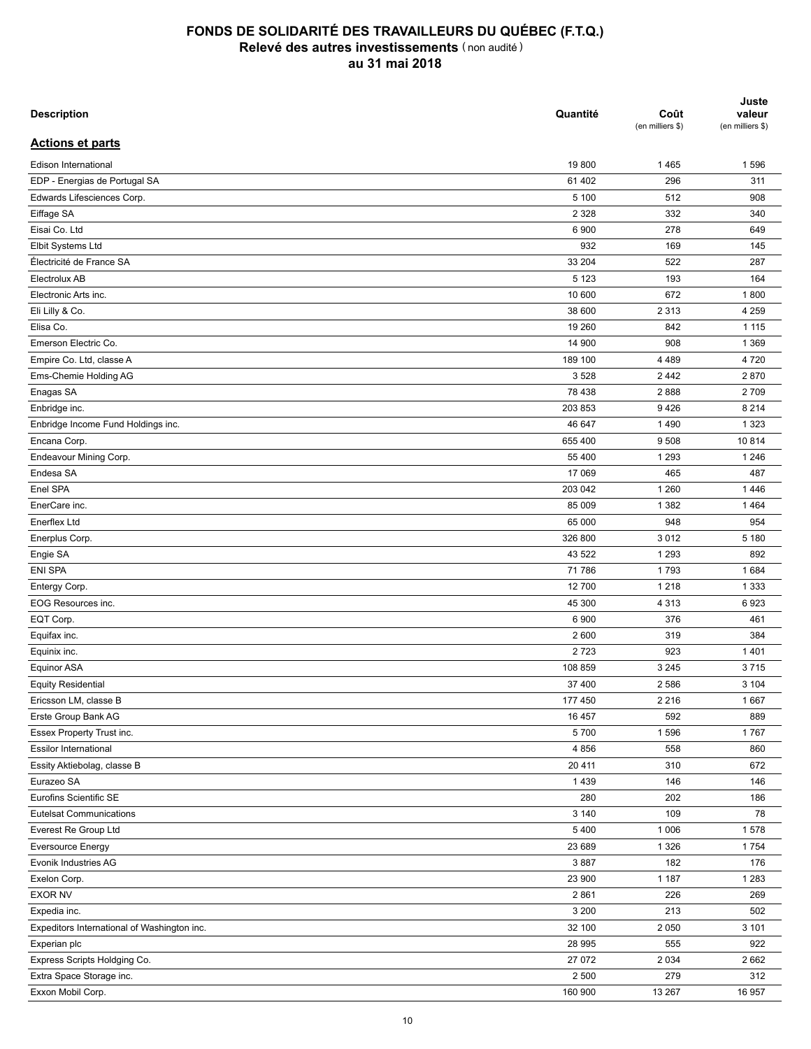# FONDS DE SOLIDARITÉ DES TRAVAILLEURS DU QUÉBEC (F.T.Q.)
## Relevé des autres investissements (non audité)
### au 31 mai 2018

| Description | Quantité | Coût (en milliers $) | Juste valeur (en milliers $) |
|---|---|---|---|
| **Actions et parts** | | | |
| Edison International | 19 800 | 1 465 | 1 596 |
| EDP - Energias de Portugal SA | 61 402 | 296 | 311 |
| Edwards Lifesciences Corp. | 5 100 | 512 | 908 |
| Eiffage SA | 2 328 | 332 | 340 |
| Eisai Co. Ltd | 6 900 | 278 | 649 |
| Elbit Systems Ltd | 932 | 169 | 145 |
| Électricité de France SA | 33 204 | 522 | 287 |
| Electrolux AB | 5 123 | 193 | 164 |
| Electronic Arts inc. | 10 600 | 672 | 1 800 |
| Eli Lilly & Co. | 38 600 | 2 313 | 4 259 |
| Elisa Co. | 19 260 | 842 | 1 115 |
| Emerson Electric Co. | 14 900 | 908 | 1 369 |
| Empire Co. Ltd, classe A | 189 100 | 4 489 | 4 720 |
| Ems-Chemie Holding AG | 3 528 | 2 442 | 2 870 |
| Enagas SA | 78 438 | 2 888 | 2 709 |
| Enbridge inc. | 203 853 | 9 426 | 8 214 |
| Enbridge Income Fund Holdings inc. | 46 647 | 1 490 | 1 323 |
| Encana Corp. | 655 400 | 9 508 | 10 814 |
| Endeavour Mining Corp. | 55 400 | 1 293 | 1 246 |
| Endesa SA | 17 069 | 465 | 487 |
| Enel SPA | 203 042 | 1 260 | 1 446 |
| EnerCare inc. | 85 009 | 1 382 | 1 464 |
| Enerflex Ltd | 65 000 | 948 | 954 |
| Enerplus Corp. | 326 800 | 3 012 | 5 180 |
| Engie SA | 43 522 | 1 293 | 892 |
| ENI SPA | 71 786 | 1 793 | 1 684 |
| Entergy Corp. | 12 700 | 1 218 | 1 333 |
| EOG Resources inc. | 45 300 | 4 313 | 6 923 |
| EQT Corp. | 6 900 | 376 | 461 |
| Equifax inc. | 2 600 | 319 | 384 |
| Equinix inc. | 2 723 | 923 | 1 401 |
| Equinor ASA | 108 859 | 3 245 | 3 715 |
| Equity Residential | 37 400 | 2 586 | 3 104 |
| Ericsson LM, classe B | 177 450 | 2 216 | 1 667 |
| Erste Group Bank AG | 16 457 | 592 | 889 |
| Essex Property Trust inc. | 5 700 | 1 596 | 1 767 |
| Essilor International | 4 856 | 558 | 860 |
| Essity Aktiebolag, classe B | 20 411 | 310 | 672 |
| Eurazeo SA | 1 439 | 146 | 146 |
| Eurofins Scientific SE | 280 | 202 | 186 |
| Eutelsat Communications | 3 140 | 109 | 78 |
| Everest Re Group Ltd | 5 400 | 1 006 | 1 578 |
| Eversource Energy | 23 689 | 1 326 | 1 754 |
| Evonik Industries AG | 3 887 | 182 | 176 |
| Exelon Corp. | 23 900 | 1 187 | 1 283 |
| EXOR NV | 2 861 | 226 | 269 |
| Expedia inc. | 3 200 | 213 | 502 |
| Expeditors International of Washington inc. | 32 100 | 2 050 | 3 101 |
| Experian plc | 28 995 | 555 | 922 |
| Express Scripts Holdging Co. | 27 072 | 2 034 | 2 662 |
| Extra Space Storage inc. | 2 500 | 279 | 312 |
| Exxon Mobil Corp. | 160 900 | 13 267 | 16 957 |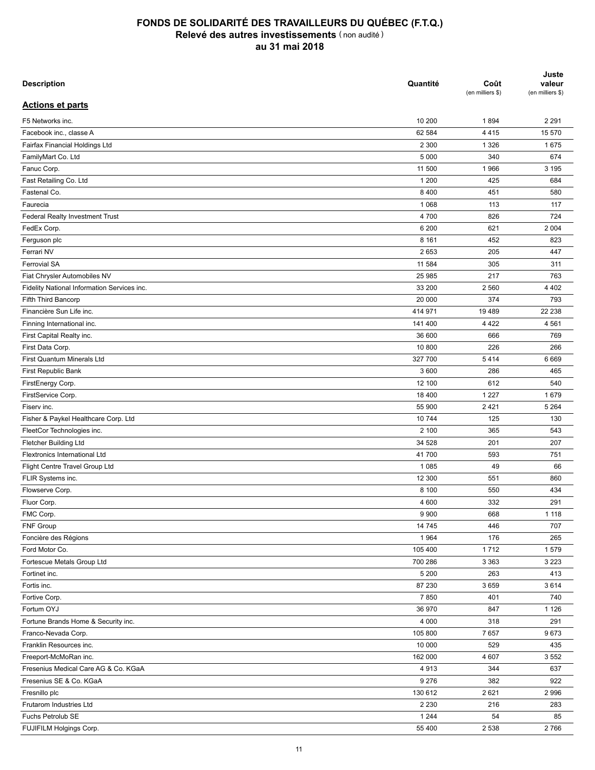# FONDS DE SOLIDARITÉ DES TRAVAILLEURS DU QUÉBEC (F.T.Q.)

## Relevé des autres investissements (non audité)

## au 31 mai 2018

| Description | Quantité | Coût (en milliers $) | Juste valeur (en milliers $) |
|---|---|---|---|
| **Actions et parts** | | | |
| F5 Networks inc. | 10 200 | 1 894 | 2 291 |
| Facebook inc., classe A | 62 584 | 4 415 | 15 570 |
| Fairfax Financial Holdings Ltd | 2 300 | 1 326 | 1 675 |
| FamilyMart Co. Ltd | 5 000 | 340 | 674 |
| Fanuc Corp. | 11 500 | 1 966 | 3 195 |
| Fast Retailing Co. Ltd | 1 200 | 425 | 684 |
| Fastenal Co. | 8 400 | 451 | 580 |
| Faurecia | 1 068 | 113 | 117 |
| Federal Realty Investment Trust | 4 700 | 826 | 724 |
| FedEx Corp. | 6 200 | 621 | 2 004 |
| Ferguson plc | 8 161 | 452 | 823 |
| Ferrari NV | 2 653 | 205 | 447 |
| Ferrovial SA | 11 584 | 305 | 311 |
| Fiat Chrysler Automobiles NV | 25 985 | 217 | 763 |
| Fidelity National Information Services inc. | 33 200 | 2 560 | 4 402 |
| Fifth Third Bancorp | 20 000 | 374 | 793 |
| Financière Sun Life inc. | 414 971 | 19 489 | 22 238 |
| Finning International inc. | 141 400 | 4 422 | 4 561 |
| First Capital Realty inc. | 36 600 | 666 | 769 |
| First Data Corp. | 10 800 | 226 | 266 |
| First Quantum Minerals Ltd | 327 700 | 5 414 | 6 669 |
| First Republic Bank | 3 600 | 286 | 465 |
| FirstEnergy Corp. | 12 100 | 612 | 540 |
| FirstService Corp. | 18 400 | 1 227 | 1 679 |
| Fiserv inc. | 55 900 | 2 421 | 5 264 |
| Fisher & Paykel Healthcare Corp. Ltd | 10 744 | 125 | 130 |
| FleetCor Technologies inc. | 2 100 | 365 | 543 |
| Fletcher Building Ltd | 34 528 | 201 | 207 |
| Flextronics International Ltd | 41 700 | 593 | 751 |
| Flight Centre Travel Group Ltd | 1 085 | 49 | 66 |
| FLIR Systems inc. | 12 300 | 551 | 860 |
| Flowserve Corp. | 8 100 | 550 | 434 |
| Fluor Corp. | 4 600 | 332 | 291 |
| FMC Corp. | 9 900 | 668 | 1 118 |
| FNF Group | 14 745 | 446 | 707 |
| Foncière des Régions | 1 964 | 176 | 265 |
| Ford Motor Co. | 105 400 | 1 712 | 1 579 |
| Fortescue Metals Group Ltd | 700 286 | 3 363 | 3 223 |
| Fortinet inc. | 5 200 | 263 | 413 |
| Fortis inc. | 87 230 | 3 659 | 3 614 |
| Fortive Corp. | 7 850 | 401 | 740 |
| Fortum OYJ | 36 970 | 847 | 1 126 |
| Fortune Brands Home & Security inc. | 4 000 | 318 | 291 |
| Franco-Nevada Corp. | 105 800 | 7 657 | 9 673 |
| Franklin Resources inc. | 10 000 | 529 | 435 |
| Freeport-McMoRan inc. | 162 000 | 4 607 | 3 552 |
| Fresenius Medical Care AG & Co. KGaA | 4 913 | 344 | 637 |
| Fresenius SE & Co. KGaA | 9 276 | 382 | 922 |
| Fresnillo plc | 130 612 | 2 621 | 2 996 |
| Frutarom Industries Ltd | 2 230 | 216 | 283 |
| Fuchs Petrolub SE | 1 244 | 54 | 85 |
| FUJIFILM Holgings Corp. | 55 400 | 2 538 | 2 766 |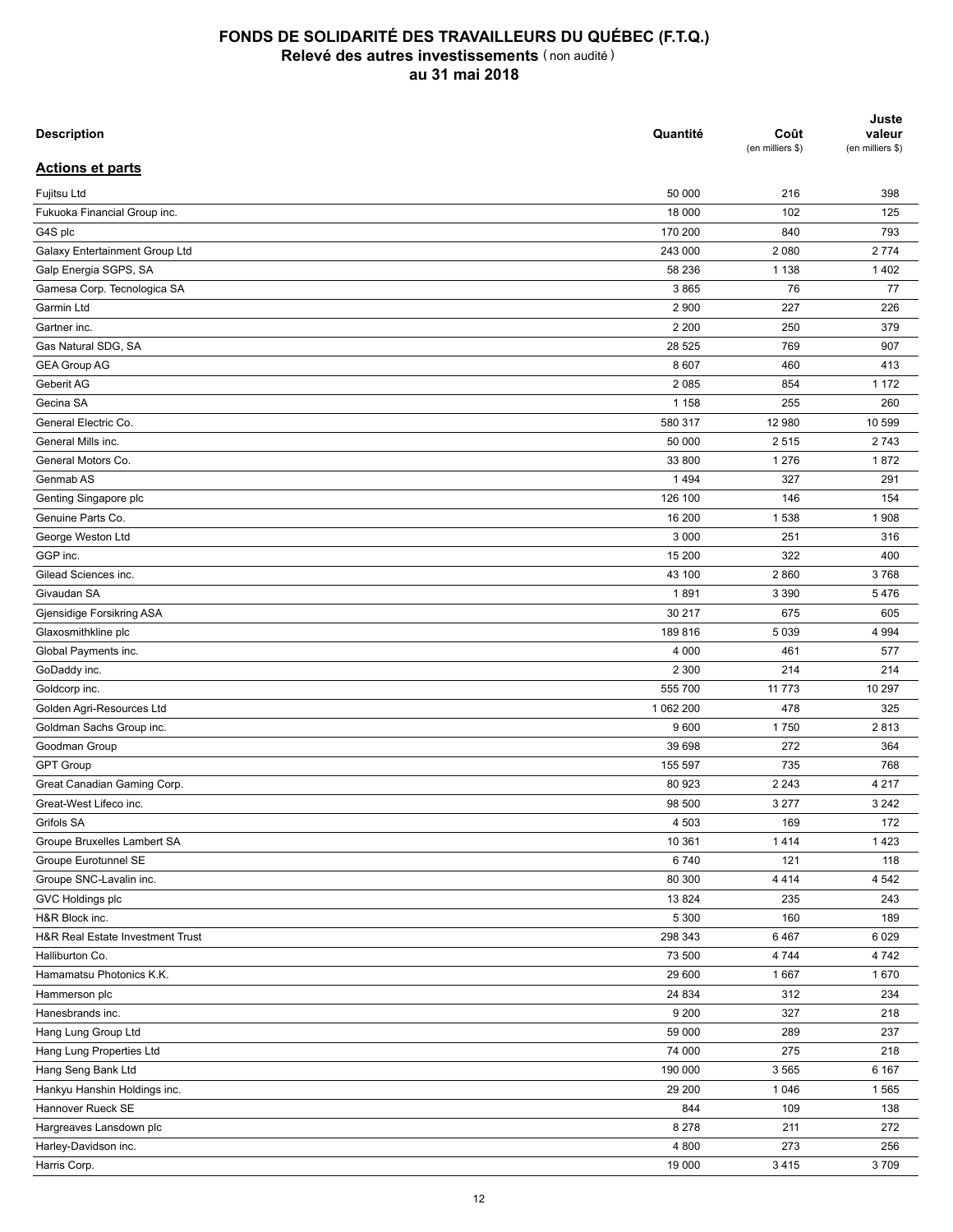# FONDS DE SOLIDARITÉ DES TRAVAILLEURS DU QUÉBEC (F.T.Q.)
## Relevé des autres investissements (non audité)
## au 31 mai 2018

| Description | Quantité | Coût (en milliers $) | Juste valeur (en milliers $) |
|---|---|---|---|
| **Actions et parts** | | | |
| Fujitsu Ltd | 50 000 | 216 | 398 |
| Fukuoka Financial Group inc. | 18 000 | 102 | 125 |
| G4S plc | 170 200 | 840 | 793 |
| Galaxy Entertainment Group Ltd | 243 000 | 2 080 | 2 774 |
| Galp Energia SGPS, SA | 58 236 | 1 138 | 1 402 |
| Gamesa Corp. Tecnologica SA | 3 865 | 76 | 77 |
| Garmin Ltd | 2 900 | 227 | 226 |
| Gartner inc. | 2 200 | 250 | 379 |
| Gas Natural SDG, SA | 28 525 | 769 | 907 |
| GEA Group AG | 8 607 | 460 | 413 |
| Geberit AG | 2 085 | 854 | 1 172 |
| Gecina SA | 1 158 | 255 | 260 |
| General Electric Co. | 580 317 | 12 980 | 10 599 |
| General Mills inc. | 50 000 | 2 515 | 2 743 |
| General Motors Co. | 33 800 | 1 276 | 1 872 |
| Genmab AS | 1 494 | 327 | 291 |
| Genting Singapore plc | 126 100 | 146 | 154 |
| Genuine Parts Co. | 16 200 | 1 538 | 1 908 |
| George Weston Ltd | 3 000 | 251 | 316 |
| GGP inc. | 15 200 | 322 | 400 |
| Gilead Sciences inc. | 43 100 | 2 860 | 3 768 |
| Givaudan SA | 1 891 | 3 390 | 5 476 |
| Gjensidige Forsikring ASA | 30 217 | 675 | 605 |
| Glaxosmithkline plc | 189 816 | 5 039 | 4 994 |
| Global Payments inc. | 4 000 | 461 | 577 |
| GoDaddy inc. | 2 300 | 214 | 214 |
| Goldcorp inc. | 555 700 | 11 773 | 10 297 |
| Golden Agri-Resources Ltd | 1 062 200 | 478 | 325 |
| Goldman Sachs Group inc. | 9 600 | 1 750 | 2 813 |
| Goodman Group | 39 698 | 272 | 364 |
| GPT Group | 155 597 | 735 | 768 |
| Great Canadian Gaming Corp. | 80 923 | 2 243 | 4 217 |
| Great-West Lifeco inc. | 98 500 | 3 277 | 3 242 |
| Grifols SA | 4 503 | 169 | 172 |
| Groupe Bruxelles Lambert SA | 10 361 | 1 414 | 1 423 |
| Groupe Eurotunnel SE | 6 740 | 121 | 118 |
| Groupe SNC-Lavalin inc. | 80 300 | 4 414 | 4 542 |
| GVC Holdings plc | 13 824 | 235 | 243 |
| H&R Block inc. | 5 300 | 160 | 189 |
| H&R Real Estate Investment Trust | 298 343 | 6 467 | 6 029 |
| Halliburton Co. | 73 500 | 4 744 | 4 742 |
| Hamamatsu Photonics K.K. | 29 600 | 1 667 | 1 670 |
| Hammerson plc | 24 834 | 312 | 234 |
| Hanesbrands inc. | 9 200 | 327 | 218 |
| Hang Lung Group Ltd | 59 000 | 289 | 237 |
| Hang Lung Properties Ltd | 74 000 | 275 | 218 |
| Hang Seng Bank Ltd | 190 000 | 3 565 | 6 167 |
| Hankyu Hanshin Holdings inc. | 29 200 | 1 046 | 1 565 |
| Hannover Rueck SE | 844 | 109 | 138 |
| Hargreaves Lansdown plc | 8 278 | 211 | 272 |
| Harley-Davidson inc. | 4 800 | 273 | 256 |
| Harris Corp. | 19 000 | 3 415 | 3 709 |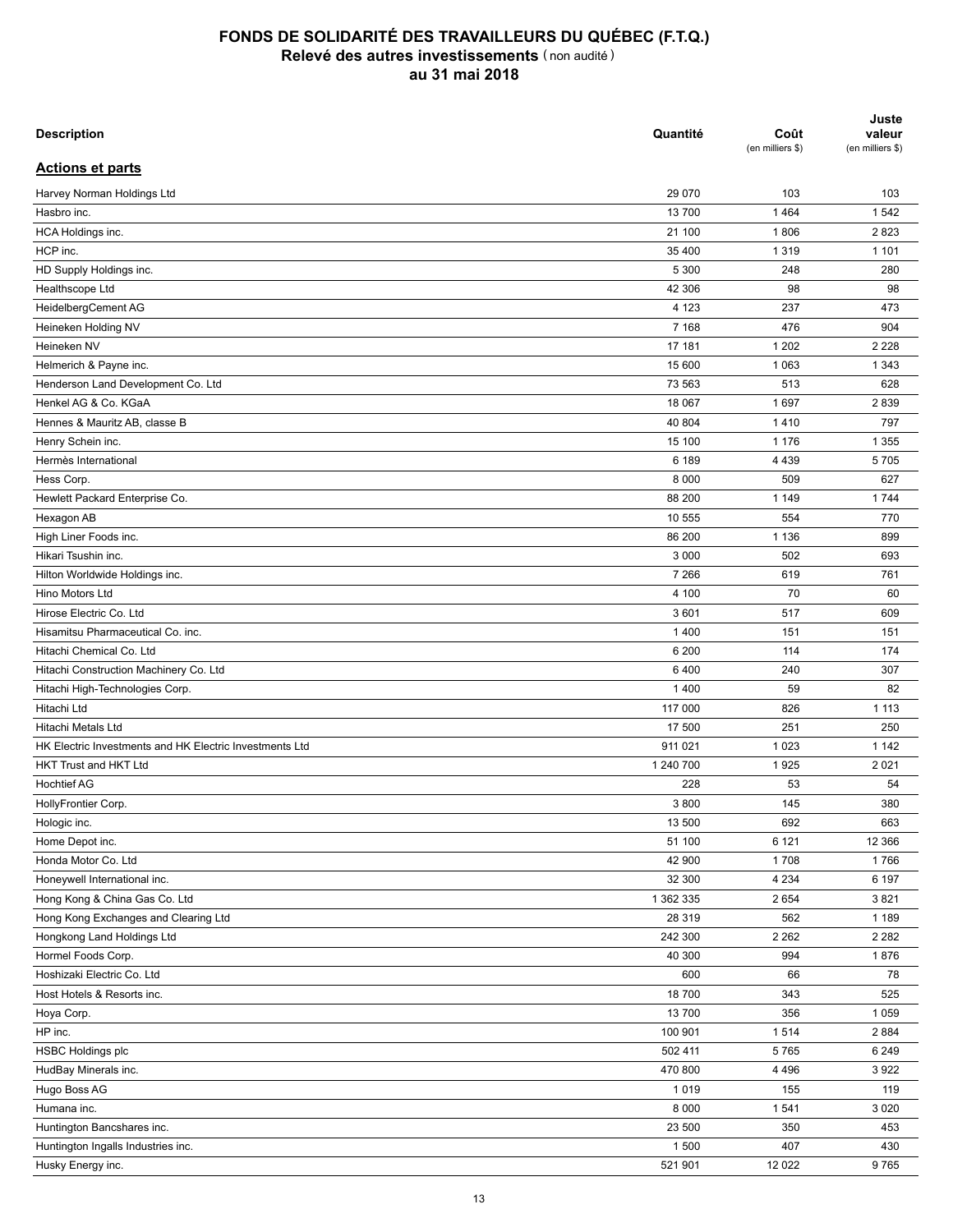# FONDS DE SOLIDARITÉ DES TRAVAILLEURS DU QUÉBEC (F.T.Q.)
## Relevé des autres investissements (non audité)
## au 31 mai 2018

| Description | Quantité | Coût (en milliers $) | Juste valeur (en milliers $) |
|---|---|---|---|
| **Actions et parts** | | | |
| Harvey Norman Holdings Ltd | 29 070 | 103 | 103 |
| Hasbro inc. | 13 700 | 1 464 | 1 542 |
| HCA Holdings inc. | 21 100 | 1 806 | 2 823 |
| HCP inc. | 35 400 | 1 319 | 1 101 |
| HD Supply Holdings inc. | 5 300 | 248 | 280 |
| Healthscope Ltd | 42 306 | 98 | 98 |
| HeidelbergCement AG | 4 123 | 237 | 473 |
| Heineken Holding NV | 7 168 | 476 | 904 |
| Heineken NV | 17 181 | 1 202 | 2 228 |
| Helmerich & Payne inc. | 15 600 | 1 063 | 1 343 |
| Henderson Land Development Co. Ltd | 73 563 | 513 | 628 |
| Henkel AG & Co. KGaA | 18 067 | 1 697 | 2 839 |
| Hennes & Mauritz AB, classe B | 40 804 | 1 410 | 797 |
| Henry Schein inc. | 15 100 | 1 176 | 1 355 |
| Hermès International | 6 189 | 4 439 | 5 705 |
| Hess Corp. | 8 000 | 509 | 627 |
| Hewlett Packard Enterprise Co. | 88 200 | 1 149 | 1 744 |
| Hexagon AB | 10 555 | 554 | 770 |
| High Liner Foods inc. | 86 200 | 1 136 | 899 |
| Hikari Tsushin inc. | 3 000 | 502 | 693 |
| Hilton Worldwide Holdings inc. | 7 266 | 619 | 761 |
| Hino Motors Ltd | 4 100 | 70 | 60 |
| Hirose Electric Co. Ltd | 3 601 | 517 | 609 |
| Hisamitsu Pharmaceutical Co. inc. | 1 400 | 151 | 151 |
| Hitachi Chemical Co. Ltd | 6 200 | 114 | 174 |
| Hitachi Construction Machinery Co. Ltd | 6 400 | 240 | 307 |
| Hitachi High-Technologies Corp. | 1 400 | 59 | 82 |
| Hitachi Ltd | 117 000 | 826 | 1 113 |
| Hitachi Metals Ltd | 17 500 | 251 | 250 |
| HK Electric Investments and HK Electric Investments Ltd | 911 021 | 1 023 | 1 142 |
| HKT Trust and HKT Ltd | 1 240 700 | 1 925 | 2 021 |
| Hochtief AG | 228 | 53 | 54 |
| HollyFrontier Corp. | 3 800 | 145 | 380 |
| Hologic inc. | 13 500 | 692 | 663 |
| Home Depot inc. | 51 100 | 6 121 | 12 366 |
| Honda Motor Co. Ltd | 42 900 | 1 708 | 1 766 |
| Honeywell International inc. | 32 300 | 4 234 | 6 197 |
| Hong Kong & China Gas Co. Ltd | 1 362 335 | 2 654 | 3 821 |
| Hong Kong Exchanges and Clearing Ltd | 28 319 | 562 | 1 189 |
| Hongkong Land Holdings Ltd | 242 300 | 2 262 | 2 282 |
| Hormel Foods Corp. | 40 300 | 994 | 1 876 |
| Hoshizaki Electric Co. Ltd | 600 | 66 | 78 |
| Host Hotels & Resorts inc. | 18 700 | 343 | 525 |
| Hoya Corp. | 13 700 | 356 | 1 059 |
| HP inc. | 100 901 | 1 514 | 2 884 |
| HSBC Holdings plc | 502 411 | 5 765 | 6 249 |
| HudBay Minerals inc. | 470 800 | 4 496 | 3 922 |
| Hugo Boss AG | 1 019 | 155 | 119 |
| Humana inc. | 8 000 | 1 541 | 3 020 |
| Huntington Bancshares inc. | 23 500 | 350 | 453 |
| Huntington Ingalls Industries inc. | 1 500 | 407 | 430 |
| Husky Energy inc. | 521 901 | 12 022 | 9 765 |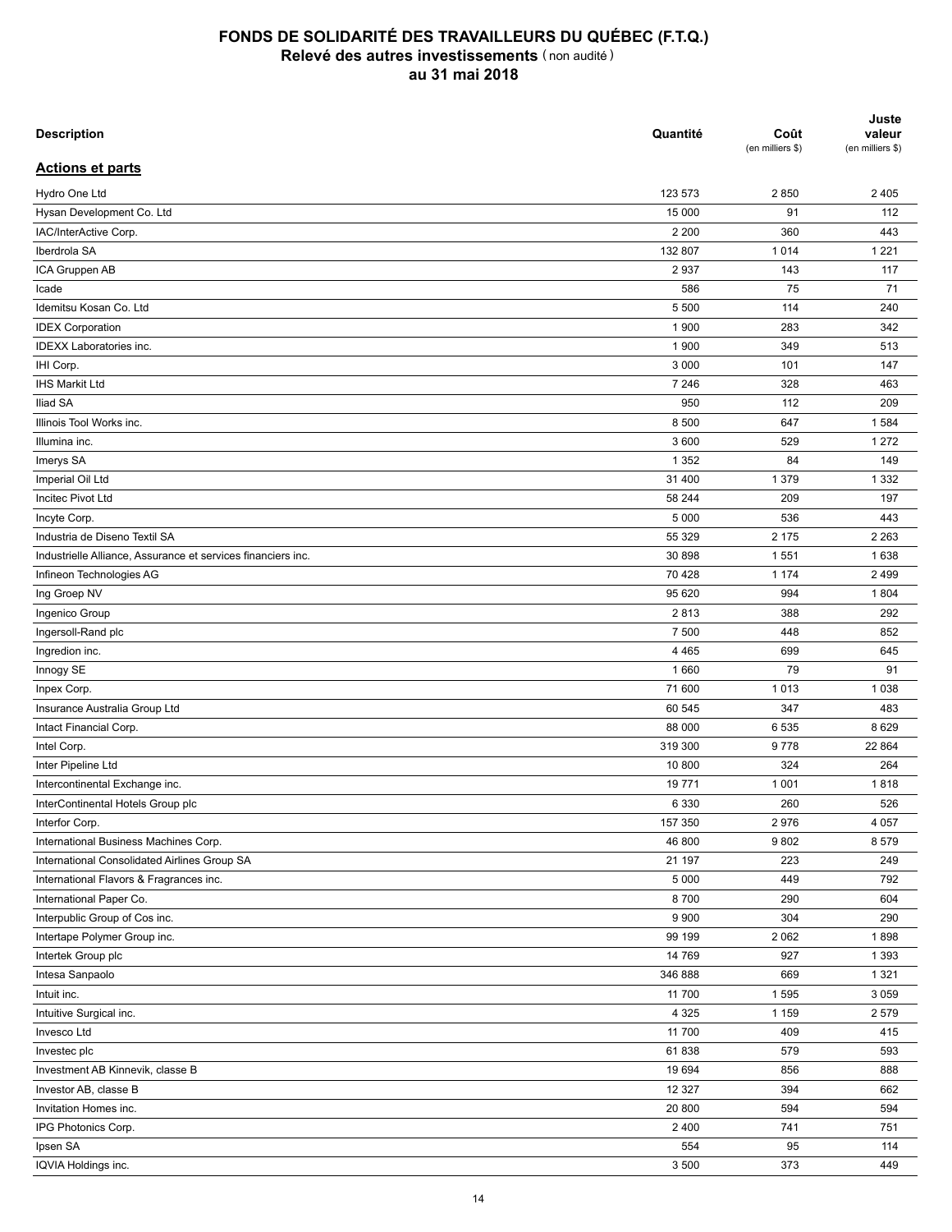# FONDS DE SOLIDARITÉ DES TRAVAILLEURS DU QUÉBEC (F.T.Q.)
## Relevé des autres investissements (non audité)
## au 31 mai 2018

| Description | Quantité | Coût (en milliers $) | Juste valeur (en milliers $) |
|---|---|---|---|
| **Actions et parts** | | | |
| Hydro One Ltd | 123 573 | 2 850 | 2 405 |
| Hysan Development Co. Ltd | 15 000 | 91 | 112 |
| IAC/InterActive Corp. | 2 200 | 360 | 443 |
| Iberdrola SA | 132 807 | 1 014 | 1 221 |
| ICA Gruppen AB | 2 937 | 143 | 117 |
| Icade | 586 | 75 | 71 |
| Idemitsu Kosan Co. Ltd | 5 500 | 114 | 240 |
| IDEX Corporation | 1 900 | 283 | 342 |
| IDEXX Laboratories inc. | 1 900 | 349 | 513 |
| IHI Corp. | 3 000 | 101 | 147 |
| IHS Markit Ltd | 7 246 | 328 | 463 |
| Iliad SA | 950 | 112 | 209 |
| Illinois Tool Works inc. | 8 500 | 647 | 1 584 |
| Illumina inc. | 3 600 | 529 | 1 272 |
| Imerys SA | 1 352 | 84 | 149 |
| Imperial Oil Ltd | 31 400 | 1 379 | 1 332 |
| Incitec Pivot Ltd | 58 244 | 209 | 197 |
| Incyte Corp. | 5 000 | 536 | 443 |
| Industria de Diseno Textil SA | 55 329 | 2 175 | 2 263 |
| Industrielle Alliance, Assurance et services financiers inc. | 30 898 | 1 551 | 1 638 |
| Infineon Technologies AG | 70 428 | 1 174 | 2 499 |
| Ing Groep NV | 95 620 | 994 | 1 804 |
| Ingenico Group | 2 813 | 388 | 292 |
| Ingersoll-Rand plc | 7 500 | 448 | 852 |
| Ingredion inc. | 4 465 | 699 | 645 |
| Innogy SE | 1 660 | 79 | 91 |
| Inpex Corp. | 71 600 | 1 013 | 1 038 |
| Insurance Australia Group Ltd | 60 545 | 347 | 483 |
| Intact Financial Corp. | 88 000 | 6 535 | 8 629 |
| Intel Corp. | 319 300 | 9 778 | 22 864 |
| Inter Pipeline Ltd | 10 800 | 324 | 264 |
| Intercontinental Exchange inc. | 19 771 | 1 001 | 1 818 |
| InterContinental Hotels Group plc | 6 330 | 260 | 526 |
| Interfor Corp. | 157 350 | 2 976 | 4 057 |
| International Business Machines Corp. | 46 800 | 9 802 | 8 579 |
| International Consolidated Airlines Group SA | 21 197 | 223 | 249 |
| International Flavors & Fragrances inc. | 5 000 | 449 | 792 |
| International Paper Co. | 8 700 | 290 | 604 |
| Interpublic Group of Cos inc. | 9 900 | 304 | 290 |
| Intertape Polymer Group inc. | 99 199 | 2 062 | 1 898 |
| Intertek Group plc | 14 769 | 927 | 1 393 |
| Intesa Sanpaolo | 346 888 | 669 | 1 321 |
| Intuit inc. | 11 700 | 1 595 | 3 059 |
| Intuitive Surgical inc. | 4 325 | 1 159 | 2 579 |
| Invesco Ltd | 11 700 | 409 | 415 |
| Investec plc | 61 838 | 579 | 593 |
| Investment AB Kinnevik, classe B | 19 694 | 856 | 888 |
| Investor AB, classe B | 12 327 | 394 | 662 |
| Invitation Homes inc. | 20 800 | 594 | 594 |
| IPG Photonics Corp. | 2 400 | 741 | 751 |
| Ipsen SA | 554 | 95 | 114 |
| IQVIA Holdings inc. | 3 500 | 373 | 449 |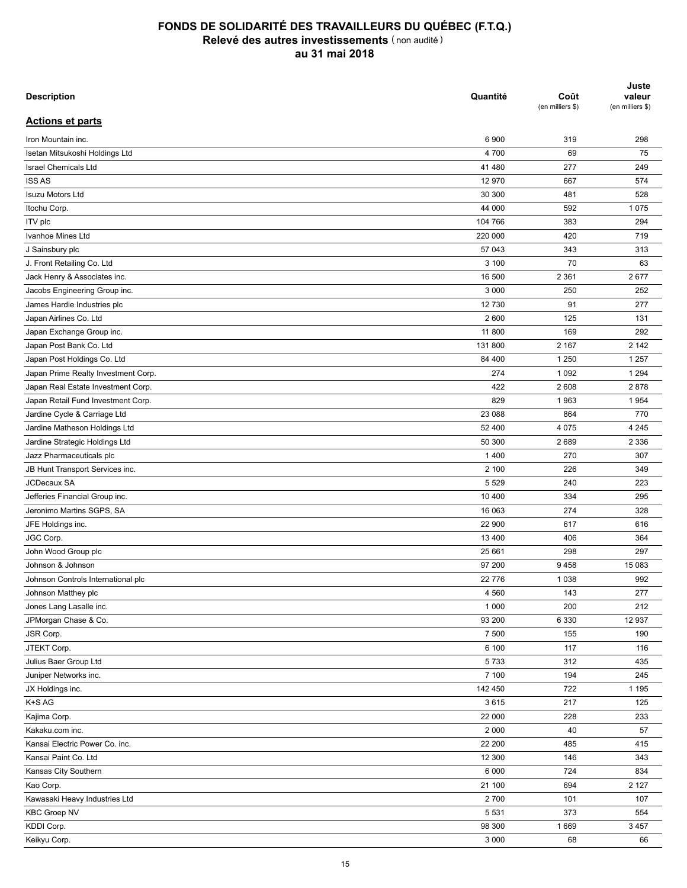# FONDS DE SOLIDARITÉ DES TRAVAILLEURS DU QUÉBEC (F.T.Q.)
## Relevé des autres investissements (non audité)
### au 31 mai 2018

| Description | Quantité | Coût (en milliers $) | Juste valeur (en milliers $) |
|---|---|---|---|
| **Actions et parts** | | | |
| Iron Mountain inc. | 6 900 | 319 | 298 |
| Isetan Mitsukoshi Holdings Ltd | 4 700 | 69 | 75 |
| Israel Chemicals Ltd | 41 480 | 277 | 249 |
| ISS AS | 12 970 | 667 | 574 |
| Isuzu Motors Ltd | 30 300 | 481 | 528 |
| Itochu Corp. | 44 000 | 592 | 1 075 |
| ITV plc | 104 766 | 383 | 294 |
| Ivanhoe Mines Ltd | 220 000 | 420 | 719 |
| J Sainsbury plc | 57 043 | 343 | 313 |
| J. Front Retailing Co. Ltd | 3 100 | 70 | 63 |
| Jack Henry & Associates inc. | 16 500 | 2 361 | 2 677 |
| Jacobs Engineering Group inc. | 3 000 | 250 | 252 |
| James Hardie Industries plc | 12 730 | 91 | 277 |
| Japan Airlines Co. Ltd | 2 600 | 125 | 131 |
| Japan Exchange Group inc. | 11 800 | 169 | 292 |
| Japan Post Bank Co. Ltd | 131 800 | 2 167 | 2 142 |
| Japan Post Holdings Co. Ltd | 84 400 | 1 250 | 1 257 |
| Japan Prime Realty Investment Corp. | 274 | 1 092 | 1 294 |
| Japan Real Estate Investment Corp. | 422 | 2 608 | 2 878 |
| Japan Retail Fund Investment Corp. | 829 | 1 963 | 1 954 |
| Jardine Cycle & Carriage Ltd | 23 088 | 864 | 770 |
| Jardine Matheson Holdings Ltd | 52 400 | 4 075 | 4 245 |
| Jardine Strategic Holdings Ltd | 50 300 | 2 689 | 2 336 |
| Jazz Pharmaceuticals plc | 1 400 | 270 | 307 |
| JB Hunt Transport Services inc. | 2 100 | 226 | 349 |
| JCDecaux SA | 5 529 | 240 | 223 |
| Jefferies Financial Group inc. | 10 400 | 334 | 295 |
| Jeronimo Martins SGPS, SA | 16 063 | 274 | 328 |
| JFE Holdings inc. | 22 900 | 617 | 616 |
| JGC Corp. | 13 400 | 406 | 364 |
| John Wood Group plc | 25 661 | 298 | 297 |
| Johnson & Johnson | 97 200 | 9 458 | 15 083 |
| Johnson Controls International plc | 22 776 | 1 038 | 992 |
| Johnson Matthey plc | 4 560 | 143 | 277 |
| Jones Lang Lasalle inc. | 1 000 | 200 | 212 |
| JPMorgan Chase & Co. | 93 200 | 6 330 | 12 937 |
| JSR Corp. | 7 500 | 155 | 190 |
| JTEKT Corp. | 6 100 | 117 | 116 |
| Julius Baer Group Ltd | 5 733 | 312 | 435 |
| Juniper Networks inc. | 7 100 | 194 | 245 |
| JX Holdings inc. | 142 450 | 722 | 1 195 |
| K+S AG | 3 615 | 217 | 125 |
| Kajima Corp. | 22 000 | 228 | 233 |
| Kakaku.com inc. | 2 000 | 40 | 57 |
| Kansai Electric Power Co. inc. | 22 200 | 485 | 415 |
| Kansai Paint Co. Ltd | 12 300 | 146 | 343 |
| Kansas City Southern | 6 000 | 724 | 834 |
| Kao Corp. | 21 100 | 694 | 2 127 |
| Kawasaki Heavy Industries Ltd | 2 700 | 101 | 107 |
| KBC Groep NV | 5 531 | 373 | 554 |
| KDDI Corp. | 98 300 | 1 669 | 3 457 |
| Keikyu Corp. | 3 000 | 68 | 66 |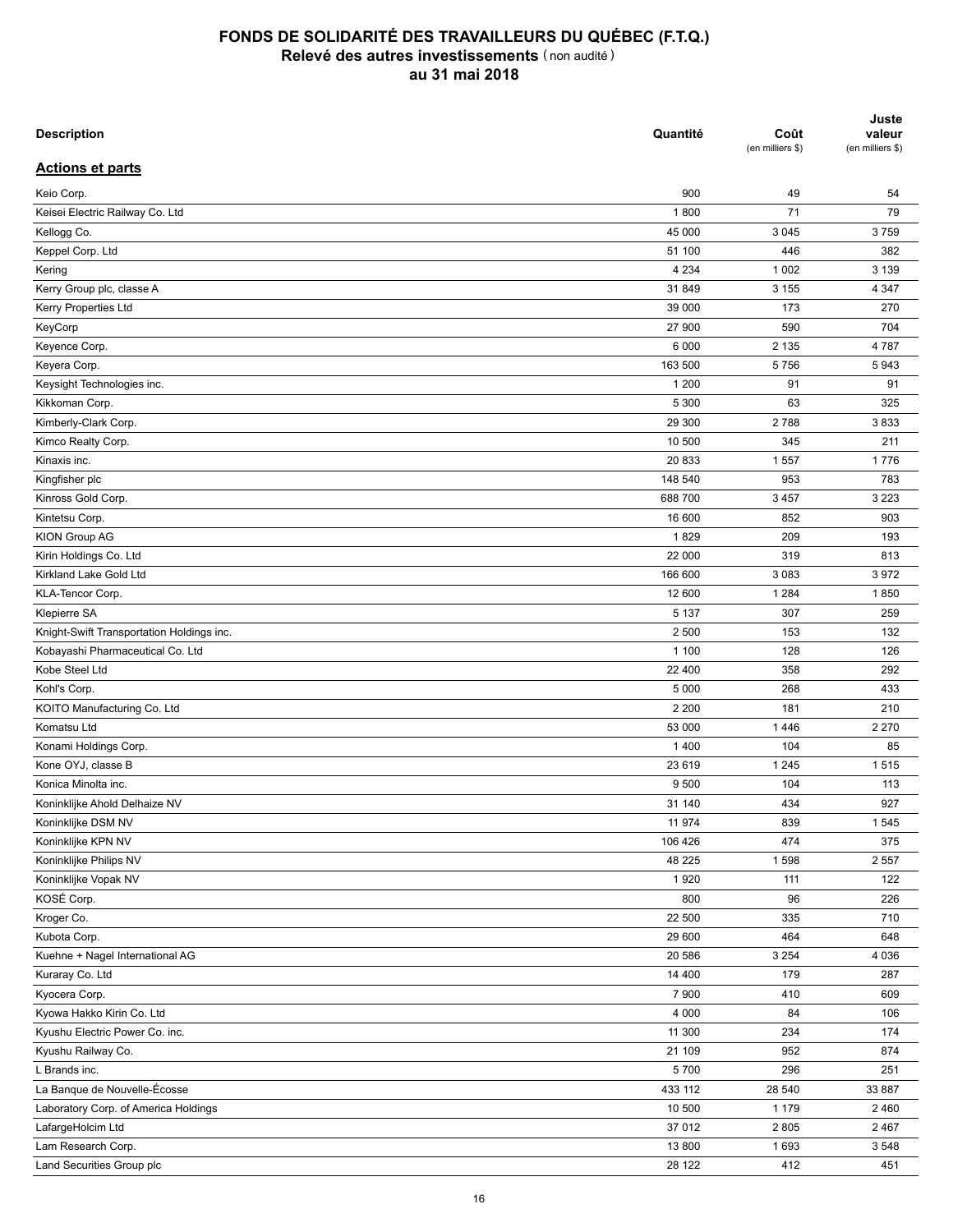# FONDS DE SOLIDARITÉ DES TRAVAILLEURS DU QUÉBEC (F.T.Q.)
## Relevé des autres investissements (non audité)
## au 31 mai 2018

| Description | Quantité | Coût (en milliers $) | Juste valeur (en milliers $) |
|---|---|---|---|
| **Actions et parts** | | | |
| Keio Corp. | 900 | 49 | 54 |
| Keisei Electric Railway Co. Ltd | 1 800 | 71 | 79 |
| Kellogg Co. | 45 000 | 3 045 | 3 759 |
| Keppel Corp. Ltd | 51 100 | 446 | 382 |
| Kering | 4 234 | 1 002 | 3 139 |
| Kerry Group plc, classe A | 31 849 | 3 155 | 4 347 |
| Kerry Properties Ltd | 39 000 | 173 | 270 |
| KeyCorp | 27 900 | 590 | 704 |
| Keyence Corp. | 6 000 | 2 135 | 4 787 |
| Keyera Corp. | 163 500 | 5 756 | 5 943 |
| Keysight Technologies inc. | 1 200 | 91 | 91 |
| Kikkoman Corp. | 5 300 | 63 | 325 |
| Kimberly-Clark Corp. | 29 300 | 2 788 | 3 833 |
| Kimco Realty Corp. | 10 500 | 345 | 211 |
| Kinaxis inc. | 20 833 | 1 557 | 1 776 |
| Kingfisher plc | 148 540 | 953 | 783 |
| Kinross Gold Corp. | 688 700 | 3 457 | 3 223 |
| Kintetsu Corp. | 16 600 | 852 | 903 |
| KION Group AG | 1 829 | 209 | 193 |
| Kirin Holdings Co. Ltd | 22 000 | 319 | 813 |
| Kirkland Lake Gold Ltd | 166 600 | 3 083 | 3 972 |
| KLA-Tencor Corp. | 12 600 | 1 284 | 1 850 |
| Klepierre SA | 5 137 | 307 | 259 |
| Knight-Swift Transportation Holdings inc. | 2 500 | 153 | 132 |
| Kobayashi Pharmaceutical Co. Ltd | 1 100 | 128 | 126 |
| Kobe Steel Ltd | 22 400 | 358 | 292 |
| Kohl's Corp. | 5 000 | 268 | 433 |
| KOITO Manufacturing Co. Ltd | 2 200 | 181 | 210 |
| Komatsu Ltd | 53 000 | 1 446 | 2 270 |
| Konami Holdings Corp. | 1 400 | 104 | 85 |
| Kone OYJ, classe B | 23 619 | 1 245 | 1 515 |
| Konica Minolta inc. | 9 500 | 104 | 113 |
| Koninklijke Ahold Delhaize NV | 31 140 | 434 | 927 |
| Koninklijke DSM NV | 11 974 | 839 | 1 545 |
| Koninklijke KPN NV | 106 426 | 474 | 375 |
| Koninklijke Philips NV | 48 225 | 1 598 | 2 557 |
| Koninklijke Vopak NV | 1 920 | 111 | 122 |
| KOSÉ Corp. | 800 | 96 | 226 |
| Kroger Co. | 22 500 | 335 | 710 |
| Kubota Corp. | 29 600 | 464 | 648 |
| Kuehne + Nagel International AG | 20 586 | 3 254 | 4 036 |
| Kuraray Co. Ltd | 14 400 | 179 | 287 |
| Kyocera Corp. | 7 900 | 410 | 609 |
| Kyowa Hakko Kirin Co. Ltd | 4 000 | 84 | 106 |
| Kyushu Electric Power Co. inc. | 11 300 | 234 | 174 |
| Kyushu Railway Co. | 21 109 | 952 | 874 |
| L Brands inc. | 5 700 | 296 | 251 |
| La Banque de Nouvelle-Écosse | 433 112 | 28 540 | 33 887 |
| Laboratory Corp. of America Holdings | 10 500 | 1 179 | 2 460 |
| LafargeHolcim Ltd | 37 012 | 2 805 | 2 467 |
| Lam Research Corp. | 13 800 | 1 693 | 3 548 |
| Land Securities Group plc | 28 122 | 412 | 451 |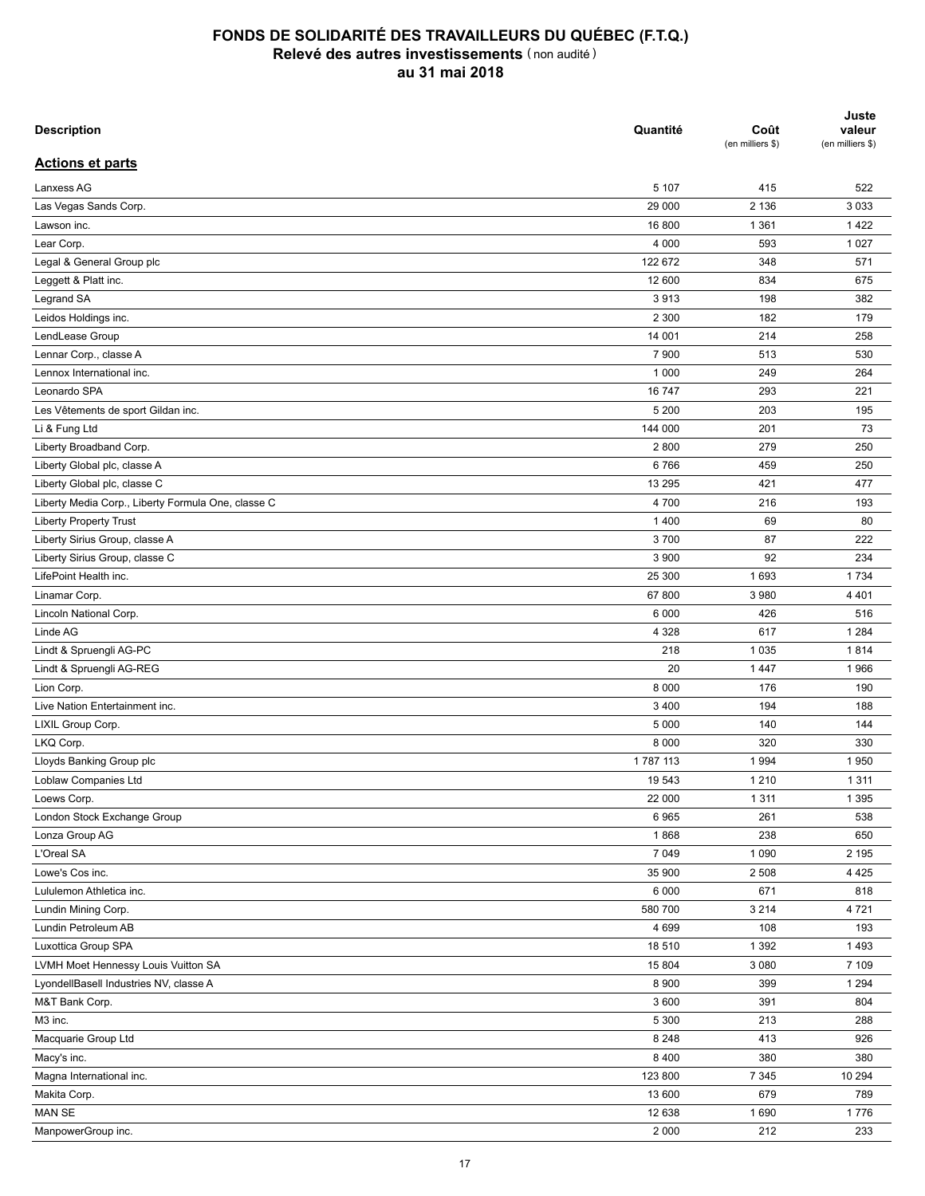# FONDS DE SOLIDARITÉ DES TRAVAILLEURS DU QUÉBEC (F.T.Q.)
## Relevé des autres investissements (non audité)
## au 31 mai 2018

| Description | Quantité | Coût (en milliers $) | Juste valeur (en milliers $) |
|---|---|---|---|
| **Actions et parts** | | | |
| Lanxess AG | 5 107 | 415 | 522 |
| Las Vegas Sands Corp. | 29 000 | 2 136 | 3 033 |
| Lawson inc. | 16 800 | 1 361 | 1 422 |
| Lear Corp. | 4 000 | 593 | 1 027 |
| Legal & General Group plc | 122 672 | 348 | 571 |
| Leggett & Platt inc. | 12 600 | 834 | 675 |
| Legrand SA | 3 913 | 198 | 382 |
| Leidos Holdings inc. | 2 300 | 182 | 179 |
| LendLease Group | 14 001 | 214 | 258 |
| Lennar Corp., classe A | 7 900 | 513 | 530 |
| Lennox International inc. | 1 000 | 249 | 264 |
| Leonardo SPA | 16 747 | 293 | 221 |
| Les Vêtements de sport Gildan inc. | 5 200 | 203 | 195 |
| Li & Fung Ltd | 144 000 | 201 | 73 |
| Liberty Broadband Corp. | 2 800 | 279 | 250 |
| Liberty Global plc, classe A | 6 766 | 459 | 250 |
| Liberty Global plc, classe C | 13 295 | 421 | 477 |
| Liberty Media Corp., Liberty Formula One, classe C | 4 700 | 216 | 193 |
| Liberty Property Trust | 1 400 | 69 | 80 |
| Liberty Sirius Group, classe A | 3 700 | 87 | 222 |
| Liberty Sirius Group, classe C | 3 900 | 92 | 234 |
| LifePoint Health inc. | 25 300 | 1 693 | 1 734 |
| Linamar Corp. | 67 800 | 3 980 | 4 401 |
| Lincoln National Corp. | 6 000 | 426 | 516 |
| Linde AG | 4 328 | 617 | 1 284 |
| Lindt & Spruengli AG-PC | 218 | 1 035 | 1 814 |
| Lindt & Spruengli AG-REG | 20 | 1 447 | 1 966 |
| Lion Corp. | 8 000 | 176 | 190 |
| Live Nation Entertainment inc. | 3 400 | 194 | 188 |
| LIXIL Group Corp. | 5 000 | 140 | 144 |
| LKQ Corp. | 8 000 | 320 | 330 |
| Lloyds Banking Group plc | 1 787 113 | 1 994 | 1 950 |
| Loblaw Companies Ltd | 19 543 | 1 210 | 1 311 |
| Loews Corp. | 22 000 | 1 311 | 1 395 |
| London Stock Exchange Group | 6 965 | 261 | 538 |
| Lonza Group AG | 1 868 | 238 | 650 |
| L'Oreal SA | 7 049 | 1 090 | 2 195 |
| Lowe's Cos inc. | 35 900 | 2 508 | 4 425 |
| Lululemon Athletica inc. | 6 000 | 671 | 818 |
| Lundin Mining Corp. | 580 700 | 3 214 | 4 721 |
| Lundin Petroleum AB | 4 699 | 108 | 193 |
| Luxottica Group SPA | 18 510 | 1 392 | 1 493 |
| LVMH Moet Hennessy Louis Vuitton SA | 15 804 | 3 080 | 7 109 |
| LyondellBasell Industries NV, classe A | 8 900 | 399 | 1 294 |
| M&T Bank Corp. | 3 600 | 391 | 804 |
| M3 inc. | 5 300 | 213 | 288 |
| Macquarie Group Ltd | 8 248 | 413 | 926 |
| Macy's inc. | 8 400 | 380 | 380 |
| Magna International inc. | 123 800 | 7 345 | 10 294 |
| Makita Corp. | 13 600 | 679 | 789 |
| MAN SE | 12 638 | 1 690 | 1 776 |
| ManpowerGroup inc. | 2 000 | 212 | 233 |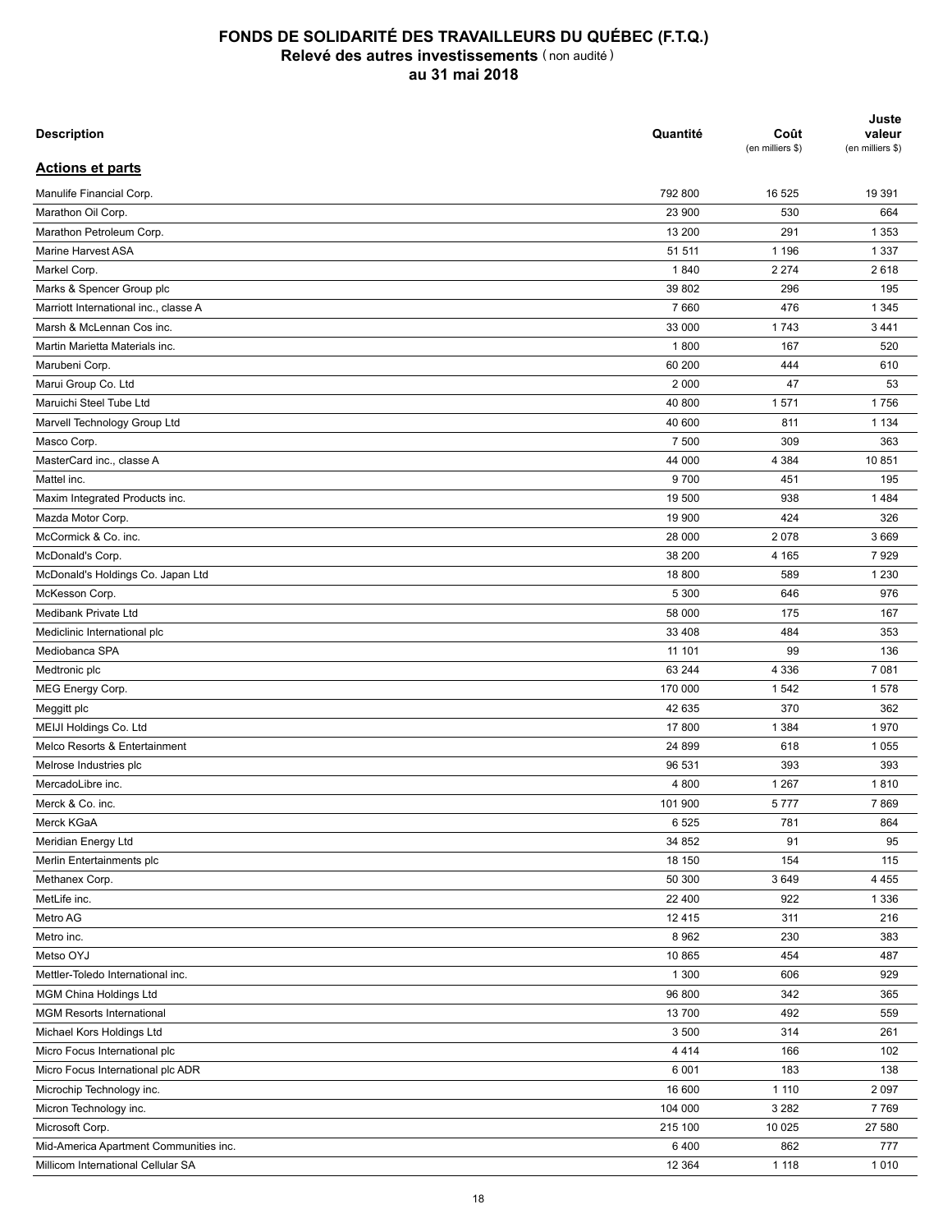# FONDS DE SOLIDARITÉ DES TRAVAILLEURS DU QUÉBEC (F.T.Q.)
## Relevé des autres investissements (non audité)
## au 31 mai 2018

| Description | Quantité | Coût (en milliers $) | Juste valeur (en milliers $) |
|---|---|---|---|
| **Actions et parts** | | | |
| Manulife Financial Corp. | 792 800 | 16 525 | 19 391 |
| Marathon Oil Corp. | 23 900 | 530 | 664 |
| Marathon Petroleum Corp. | 13 200 | 291 | 1 353 |
| Marine Harvest ASA | 51 511 | 1 196 | 1 337 |
| Markel Corp. | 1 840 | 2 274 | 2 618 |
| Marks & Spencer Group plc | 39 802 | 296 | 195 |
| Marriott International inc., classe A | 7 660 | 476 | 1 345 |
| Marsh & McLennan Cos inc. | 33 000 | 1 743 | 3 441 |
| Martin Marietta Materials inc. | 1 800 | 167 | 520 |
| Marubeni Corp. | 60 200 | 444 | 610 |
| Marui Group Co. Ltd | 2 000 | 47 | 53 |
| Maruichi Steel Tube Ltd | 40 800 | 1 571 | 1 756 |
| Marvell Technology Group Ltd | 40 600 | 811 | 1 134 |
| Masco Corp. | 7 500 | 309 | 363 |
| MasterCard inc., classe A | 44 000 | 4 384 | 10 851 |
| Mattel inc. | 9 700 | 451 | 195 |
| Maxim Integrated Products inc. | 19 500 | 938 | 1 484 |
| Mazda Motor Corp. | 19 900 | 424 | 326 |
| McCormick & Co. inc. | 28 000 | 2 078 | 3 669 |
| McDonald's Corp. | 38 200 | 4 165 | 7 929 |
| McDonald's Holdings Co. Japan Ltd | 18 800 | 589 | 1 230 |
| McKesson Corp. | 5 300 | 646 | 976 |
| Medibank Private Ltd | 58 000 | 175 | 167 |
| Mediclinic International plc | 33 408 | 484 | 353 |
| Mediobanca SPA | 11 101 | 99 | 136 |
| Medtronic plc | 63 244 | 4 336 | 7 081 |
| MEG Energy Corp. | 170 000 | 1 542 | 1 578 |
| Meggitt plc | 42 635 | 370 | 362 |
| MEIJI Holdings Co. Ltd | 17 800 | 1 384 | 1 970 |
| Melco Resorts & Entertainment | 24 899 | 618 | 1 055 |
| Melrose Industries plc | 96 531 | 393 | 393 |
| MercadoLibre inc. | 4 800 | 1 267 | 1 810 |
| Merck & Co. inc. | 101 900 | 5 777 | 7 869 |
| Merck KGaA | 6 525 | 781 | 864 |
| Meridian Energy Ltd | 34 852 | 91 | 95 |
| Merlin Entertainments plc | 18 150 | 154 | 115 |
| Methanex Corp. | 50 300 | 3 649 | 4 455 |
| MetLife inc. | 22 400 | 922 | 1 336 |
| Metro AG | 12 415 | 311 | 216 |
| Metro inc. | 8 962 | 230 | 383 |
| Metso OYJ | 10 865 | 454 | 487 |
| Mettler-Toledo International inc. | 1 300 | 606 | 929 |
| MGM China Holdings Ltd | 96 800 | 342 | 365 |
| MGM Resorts International | 13 700 | 492 | 559 |
| Michael Kors Holdings Ltd | 3 500 | 314 | 261 |
| Micro Focus International plc | 4 414 | 166 | 102 |
| Micro Focus International plc ADR | 6 001 | 183 | 138 |
| Microchip Technology inc. | 16 600 | 1 110 | 2 097 |
| Micron Technology inc. | 104 000 | 3 282 | 7 769 |
| Microsoft Corp. | 215 100 | 10 025 | 27 580 |
| Mid-America Apartment Communities inc. | 6 400 | 862 | 777 |
| Millicom International Cellular SA | 12 364 | 1 118 | 1 010 |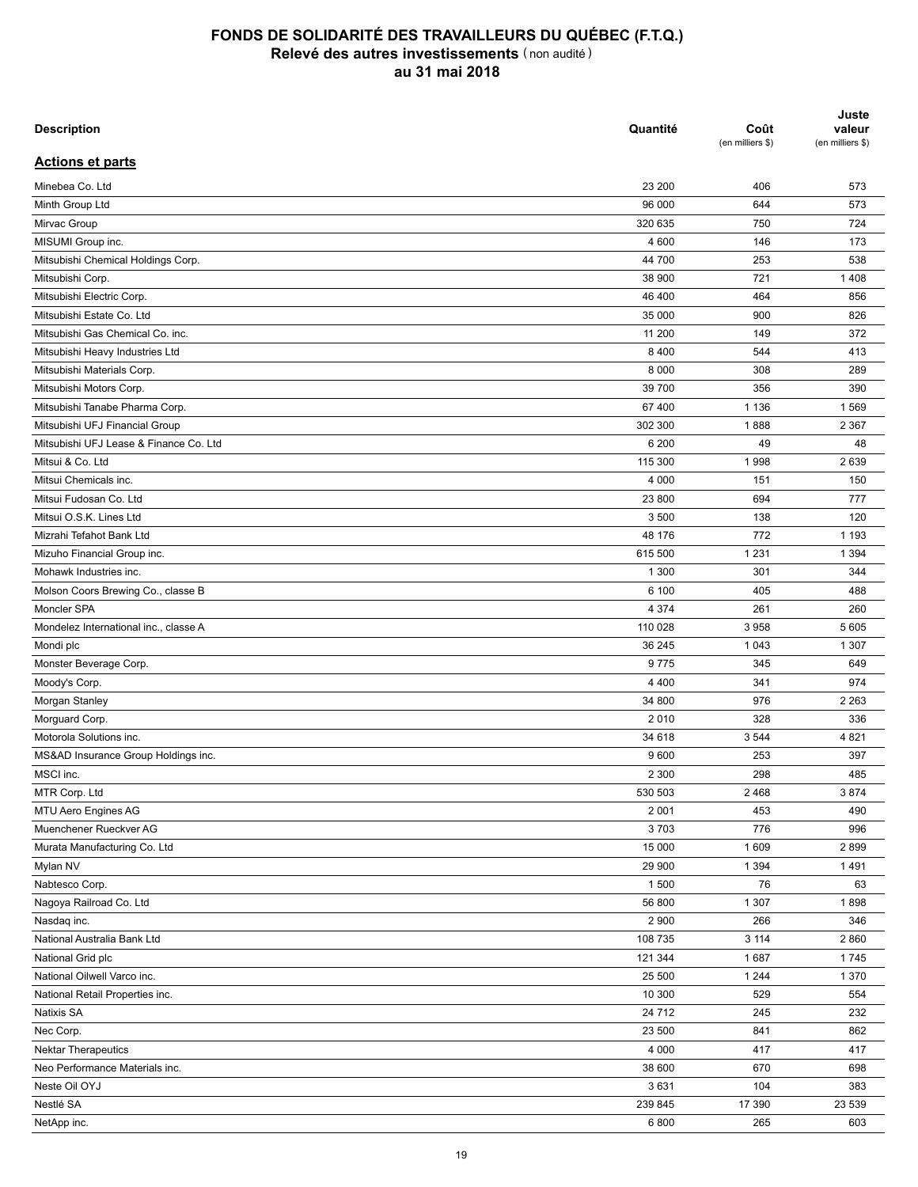# FONDS DE SOLIDARITÉ DES TRAVAILLEURS DU QUÉBEC (F.T.Q.)
## Relevé des autres investissements (non audité)
## au 31 mai 2018

| Description | Quantité | Coût (en milliers $) | Juste valeur (en milliers $) |
|---|---|---|---|
| **Actions et parts** | | | |
| Minebea Co. Ltd | 23 200 | 406 | 573 |
| Minth Group Ltd | 96 000 | 644 | 573 |
| Mirvac Group | 320 635 | 750 | 724 |
| MISUMI Group inc. | 4 600 | 146 | 173 |
| Mitsubishi Chemical Holdings Corp. | 44 700 | 253 | 538 |
| Mitsubishi Corp. | 38 900 | 721 | 1 408 |
| Mitsubishi Electric Corp. | 46 400 | 464 | 856 |
| Mitsubishi Estate Co. Ltd | 35 000 | 900 | 826 |
| Mitsubishi Gas Chemical Co. inc. | 11 200 | 149 | 372 |
| Mitsubishi Heavy Industries Ltd | 8 400 | 544 | 413 |
| Mitsubishi Materials Corp. | 8 000 | 308 | 289 |
| Mitsubishi Motors Corp. | 39 700 | 356 | 390 |
| Mitsubishi Tanabe Pharma Corp. | 67 400 | 1 136 | 1 569 |
| Mitsubishi UFJ Financial Group | 302 300 | 1 888 | 2 367 |
| Mitsubishi UFJ Lease & Finance Co. Ltd | 6 200 | 49 | 48 |
| Mitsui & Co. Ltd | 115 300 | 1 998 | 2 639 |
| Mitsui Chemicals inc. | 4 000 | 151 | 150 |
| Mitsui Fudosan Co. Ltd | 23 800 | 694 | 777 |
| Mitsui O.S.K. Lines Ltd | 3 500 | 138 | 120 |
| Mizrahi Tefahot Bank Ltd | 48 176 | 772 | 1 193 |
| Mizuho Financial Group inc. | 615 500 | 1 231 | 1 394 |
| Mohawk Industries inc. | 1 300 | 301 | 344 |
| Molson Coors Brewing Co., classe B | 6 100 | 405 | 488 |
| Moncler SPA | 4 374 | 261 | 260 |
| Mondelez International inc., classe A | 110 028 | 3 958 | 5 605 |
| Mondi plc | 36 245 | 1 043 | 1 307 |
| Monster Beverage Corp. | 9 775 | 345 | 649 |
| Moody's Corp. | 4 400 | 341 | 974 |
| Morgan Stanley | 34 800 | 976 | 2 263 |
| Morguard Corp. | 2 010 | 328 | 336 |
| Motorola Solutions inc. | 34 618 | 3 544 | 4 821 |
| MS&AD Insurance Group Holdings inc. | 9 600 | 253 | 397 |
| MSCI inc. | 2 300 | 298 | 485 |
| MTR Corp. Ltd | 530 503 | 2 468 | 3 874 |
| MTU Aero Engines AG | 2 001 | 453 | 490 |
| Muenchener Rueckver AG | 3 703 | 776 | 996 |
| Murata Manufacturing Co. Ltd | 15 000 | 1 609 | 2 899 |
| Mylan NV | 29 900 | 1 394 | 1 491 |
| Nabtesco Corp. | 1 500 | 76 | 63 |
| Nagoya Railroad Co. Ltd | 56 800 | 1 307 | 1 898 |
| Nasdaq inc. | 2 900 | 266 | 346 |
| National Australia Bank Ltd | 108 735 | 3 114 | 2 860 |
| National Grid plc | 121 344 | 1 687 | 1 745 |
| National Oilwell Varco inc. | 25 500 | 1 244 | 1 370 |
| National Retail Properties inc. | 10 300 | 529 | 554 |
| Natixis SA | 24 712 | 245 | 232 |
| Nec Corp. | 23 500 | 841 | 862 |
| Nektar Therapeutics | 4 000 | 417 | 417 |
| Neo Performance Materials inc. | 38 600 | 670 | 698 |
| Neste Oil OYJ | 3 631 | 104 | 383 |
| Nestlé SA | 239 845 | 17 390 | 23 539 |
| NetApp inc. | 6 800 | 265 | 603 |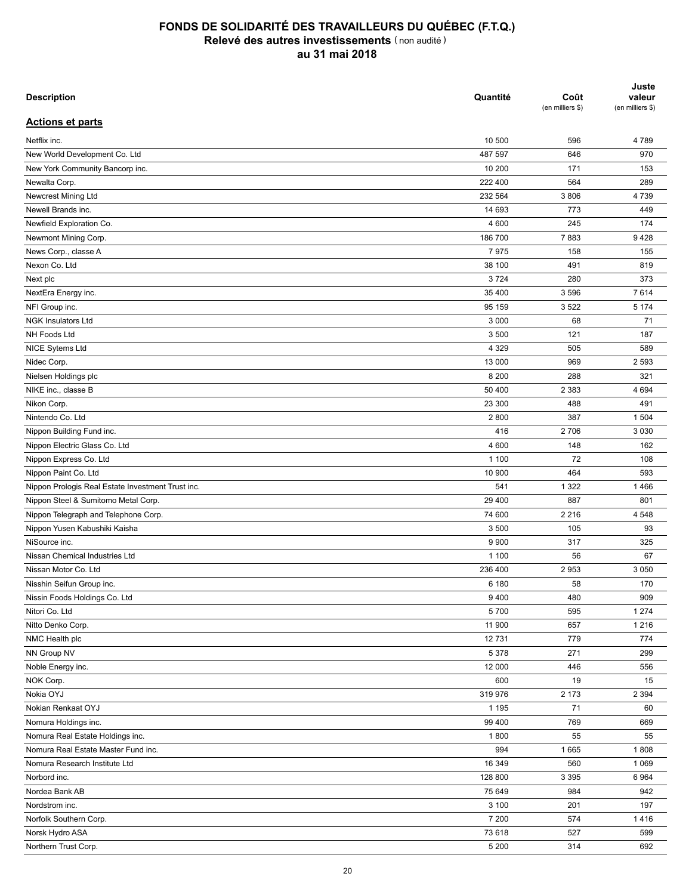# FONDS DE SOLIDARITÉ DES TRAVAILLEURS DU QUÉBEC (F.T.Q.)
## Relevé des autres investissements (non audité)
## au 31 mai 2018

| Description | Quantité | Coût (en milliers $) | Juste valeur (en milliers $) |
|---|---|---|---|
| **Actions et parts** | | | |
| Netflix inc. | 10 500 | 596 | 4 789 |
| New World Development Co. Ltd | 487 597 | 646 | 970 |
| New York Community Bancorp inc. | 10 200 | 171 | 153 |
| Newalta Corp. | 222 400 | 564 | 289 |
| Newcrest Mining Ltd | 232 564 | 3 806 | 4 739 |
| Newell Brands inc. | 14 693 | 773 | 449 |
| Newfield Exploration Co. | 4 600 | 245 | 174 |
| Newmont Mining Corp. | 186 700 | 7 883 | 9 428 |
| News Corp., classe A | 7 975 | 158 | 155 |
| Nexon Co. Ltd | 38 100 | 491 | 819 |
| Next plc | 3 724 | 280 | 373 |
| NextEra Energy inc. | 35 400 | 3 596 | 7 614 |
| NFI Group inc. | 95 159 | 3 522 | 5 174 |
| NGK Insulators Ltd | 3 000 | 68 | 71 |
| NH Foods Ltd | 3 500 | 121 | 187 |
| NICE Sytems Ltd | 4 329 | 505 | 589 |
| Nidec Corp. | 13 000 | 969 | 2 593 |
| Nielsen Holdings plc | 8 200 | 288 | 321 |
| NIKE inc., classe B | 50 400 | 2 383 | 4 694 |
| Nikon Corp. | 23 300 | 488 | 491 |
| Nintendo Co. Ltd | 2 800 | 387 | 1 504 |
| Nippon Building Fund inc. | 416 | 2 706 | 3 030 |
| Nippon Electric Glass Co. Ltd | 4 600 | 148 | 162 |
| Nippon Express Co. Ltd | 1 100 | 72 | 108 |
| Nippon Paint Co. Ltd | 10 900 | 464 | 593 |
| Nippon Prologis Real Estate Investment Trust inc. | 541 | 1 322 | 1 466 |
| Nippon Steel & Sumitomo Metal Corp. | 29 400 | 887 | 801 |
| Nippon Telegraph and Telephone Corp. | 74 600 | 2 216 | 4 548 |
| Nippon Yusen Kabushiki Kaisha | 3 500 | 105 | 93 |
| NiSource inc. | 9 900 | 317 | 325 |
| Nissan Chemical Industries Ltd | 1 100 | 56 | 67 |
| Nissan Motor Co. Ltd | 236 400 | 2 953 | 3 050 |
| Nisshin Seifun Group inc. | 6 180 | 58 | 170 |
| Nissin Foods Holdings Co. Ltd | 9 400 | 480 | 909 |
| Nitori Co. Ltd | 5 700 | 595 | 1 274 |
| Nitto Denko Corp. | 11 900 | 657 | 1 216 |
| NMC Health plc | 12 731 | 779 | 774 |
| NN Group NV | 5 378 | 271 | 299 |
| Noble Energy inc. | 12 000 | 446 | 556 |
| NOK Corp. | 600 | 19 | 15 |
| Nokia OYJ | 319 976 | 2 173 | 2 394 |
| Nokian Renkaat OYJ | 1 195 | 71 | 60 |
| Nomura Holdings inc. | 99 400 | 769 | 669 |
| Nomura Real Estate Holdings inc. | 1 800 | 55 | 55 |
| Nomura Real Estate Master Fund inc. | 994 | 1 665 | 1 808 |
| Nomura Research Institute Ltd | 16 349 | 560 | 1 069 |
| Norbord inc. | 128 800 | 3 395 | 6 964 |
| Nordea Bank AB | 75 649 | 984 | 942 |
| Nordstrom inc. | 3 100 | 201 | 197 |
| Norfolk Southern Corp. | 7 200 | 574 | 1 416 |
| Norsk Hydro ASA | 73 618 | 527 | 599 |
| Northern Trust Corp. | 5 200 | 314 | 692 |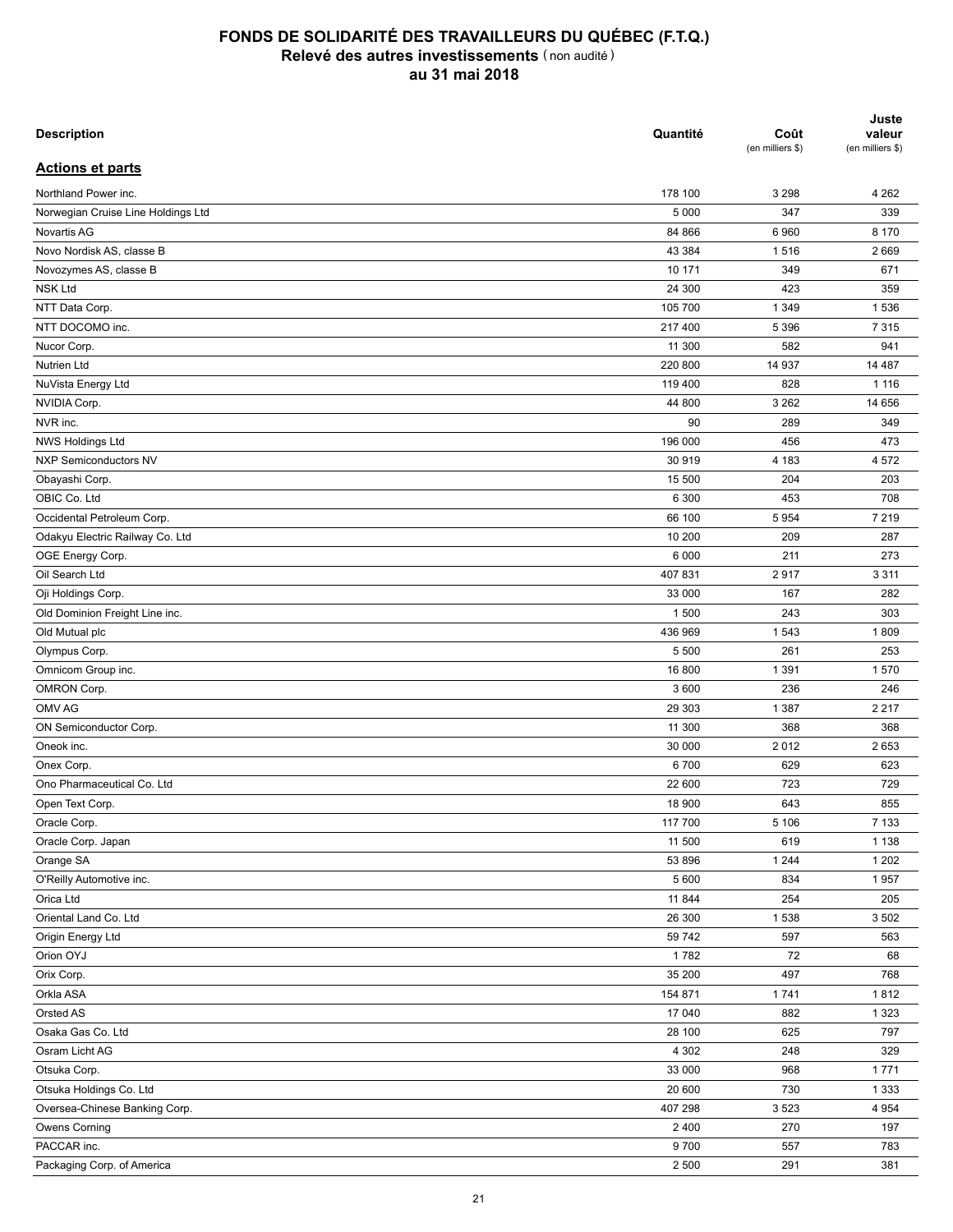# FONDS DE SOLIDARITÉ DES TRAVAILLEURS DU QUÉBEC (F.T.Q.)
## Relevé des autres investissements (non audité)
## au 31 mai 2018

| Description | Quantité | Coût (en milliers $) | Juste valeur (en milliers $) |
|---|---|---|---|
| **Actions et parts** | | | |
| Northland Power inc. | 178 100 | 3 298 | 4 262 |
| Norwegian Cruise Line Holdings Ltd | 5 000 | 347 | 339 |
| Novartis AG | 84 866 | 6 960 | 8 170 |
| Novo Nordisk AS, classe B | 43 384 | 1 516 | 2 669 |
| Novozymes AS, classe B | 10 171 | 349 | 671 |
| NSK Ltd | 24 300 | 423 | 359 |
| NTT Data Corp. | 105 700 | 1 349 | 1 536 |
| NTT DOCOMO inc. | 217 400 | 5 396 | 7 315 |
| Nucor Corp. | 11 300 | 582 | 941 |
| Nutrien Ltd | 220 800 | 14 937 | 14 487 |
| NuVista Energy Ltd | 119 400 | 828 | 1 116 |
| NVIDIA Corp. | 44 800 | 3 262 | 14 656 |
| NVR inc. | 90 | 289 | 349 |
| NWS Holdings Ltd | 196 000 | 456 | 473 |
| NXP Semiconductors NV | 30 919 | 4 183 | 4 572 |
| Obayashi Corp. | 15 500 | 204 | 203 |
| OBIC Co. Ltd | 6 300 | 453 | 708 |
| Occidental Petroleum Corp. | 66 100 | 5 954 | 7 219 |
| Odakyu Electric Railway Co. Ltd | 10 200 | 209 | 287 |
| OGE Energy Corp. | 6 000 | 211 | 273 |
| Oil Search Ltd | 407 831 | 2 917 | 3 311 |
| Oji Holdings Corp. | 33 000 | 167 | 282 |
| Old Dominion Freight Line inc. | 1 500 | 243 | 303 |
| Old Mutual plc | 436 969 | 1 543 | 1 809 |
| Olympus Corp. | 5 500 | 261 | 253 |
| Omnicom Group inc. | 16 800 | 1 391 | 1 570 |
| OMRON Corp. | 3 600 | 236 | 246 |
| OMV AG | 29 303 | 1 387 | 2 217 |
| ON Semiconductor Corp. | 11 300 | 368 | 368 |
| Oneok inc. | 30 000 | 2 012 | 2 653 |
| Onex Corp. | 6 700 | 629 | 623 |
| Ono Pharmaceutical Co. Ltd | 22 600 | 723 | 729 |
| Open Text Corp. | 18 900 | 643 | 855 |
| Oracle Corp. | 117 700 | 5 106 | 7 133 |
| Oracle Corp. Japan | 11 500 | 619 | 1 138 |
| Orange SA | 53 896 | 1 244 | 1 202 |
| O'Reilly Automotive inc. | 5 600 | 834 | 1 957 |
| Orica Ltd | 11 844 | 254 | 205 |
| Oriental Land Co. Ltd | 26 300 | 1 538 | 3 502 |
| Origin Energy Ltd | 59 742 | 597 | 563 |
| Orion OYJ | 1 782 | 72 | 68 |
| Orix Corp. | 35 200 | 497 | 768 |
| Orkla ASA | 154 871 | 1 741 | 1 812 |
| Orsted AS | 17 040 | 882 | 1 323 |
| Osaka Gas Co. Ltd | 28 100 | 625 | 797 |
| Osram Licht AG | 4 302 | 248 | 329 |
| Otsuka Corp. | 33 000 | 968 | 1 771 |
| Otsuka Holdings Co. Ltd | 20 600 | 730 | 1 333 |
| Oversea-Chinese Banking Corp. | 407 298 | 3 523 | 4 954 |
| Owens Corning | 2 400 | 270 | 197 |
| PACCAR inc. | 9 700 | 557 | 783 |
| Packaging Corp. of America | 2 500 | 291 | 381 |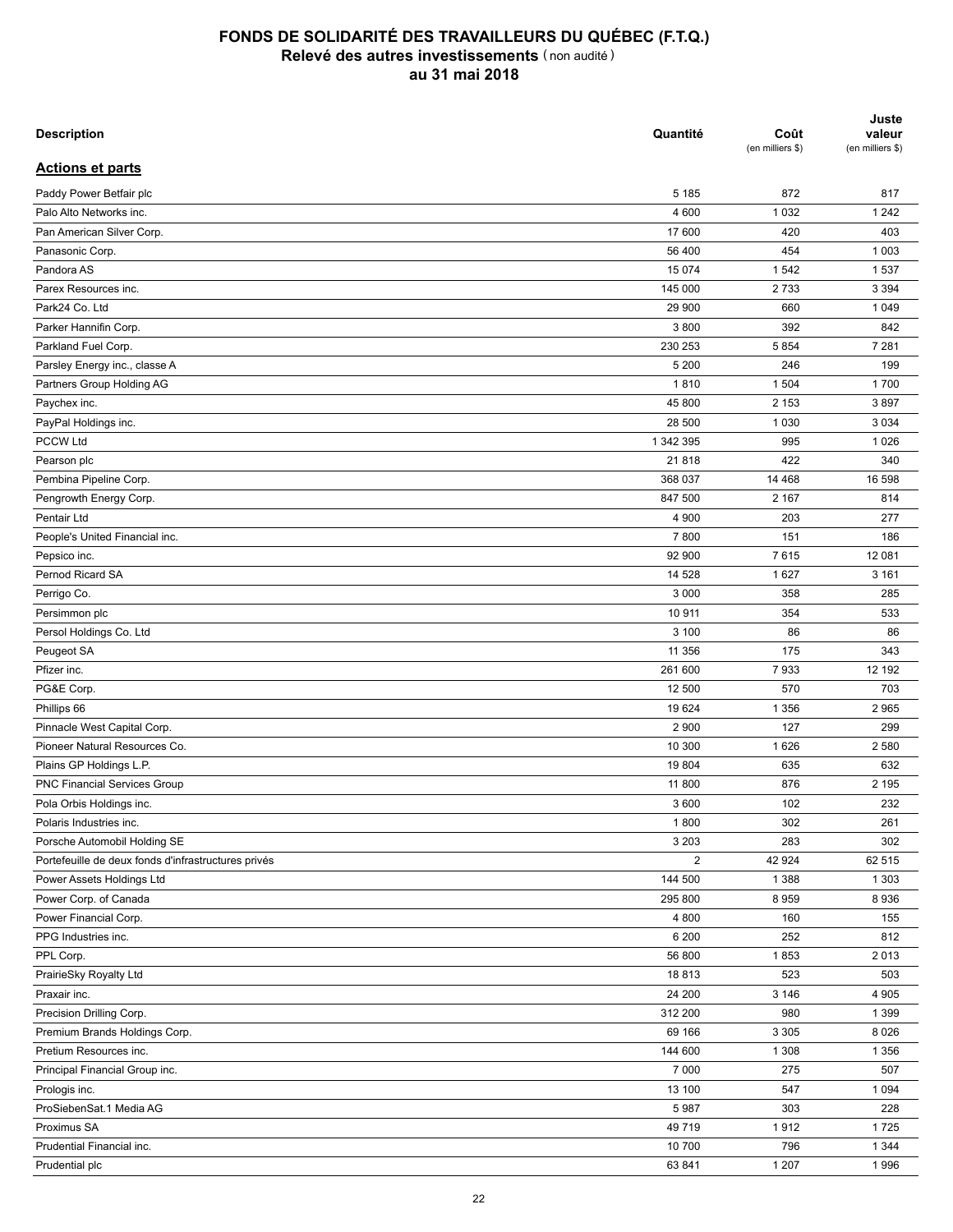# FONDS DE SOLIDARITÉ DES TRAVAILLEURS DU QUÉBEC (F.T.Q.)
## Relevé des autres investissements (non audité)
## au 31 mai 2018

| Description | Quantité | Coût (en milliers $) | Juste valeur (en milliers $) |
|---|---|---|---|
| **Actions et parts** | | | |
| Paddy Power Betfair plc | 5 185 | 872 | 817 |
| Palo Alto Networks inc. | 4 600 | 1 032 | 1 242 |
| Pan American Silver Corp. | 17 600 | 420 | 403 |
| Panasonic Corp. | 56 400 | 454 | 1 003 |
| Pandora AS | 15 074 | 1 542 | 1 537 |
| Parex Resources inc. | 145 000 | 2 733 | 3 394 |
| Park24 Co. Ltd | 29 900 | 660 | 1 049 |
| Parker Hannifin Corp. | 3 800 | 392 | 842 |
| Parkland Fuel Corp. | 230 253 | 5 854 | 7 281 |
| Parsley Energy inc., classe A | 5 200 | 246 | 199 |
| Partners Group Holding AG | 1 810 | 1 504 | 1 700 |
| Paychex inc. | 45 800 | 2 153 | 3 897 |
| PayPal Holdings inc. | 28 500 | 1 030 | 3 034 |
| PCCW Ltd | 1 342 395 | 995 | 1 026 |
| Pearson plc | 21 818 | 422 | 340 |
| Pembina Pipeline Corp. | 368 037 | 14 468 | 16 598 |
| Pengrowth Energy Corp. | 847 500 | 2 167 | 814 |
| Pentair Ltd | 4 900 | 203 | 277 |
| People's United Financial inc. | 7 800 | 151 | 186 |
| Pepsico inc. | 92 900 | 7 615 | 12 081 |
| Pernod Ricard SA | 14 528 | 1 627 | 3 161 |
| Perrigo Co. | 3 000 | 358 | 285 |
| Persimmon plc | 10 911 | 354 | 533 |
| Persol Holdings Co. Ltd | 3 100 | 86 | 86 |
| Peugeot SA | 11 356 | 175 | 343 |
| Pfizer inc. | 261 600 | 7 933 | 12 192 |
| PG&E Corp. | 12 500 | 570 | 703 |
| Phillips 66 | 19 624 | 1 356 | 2 965 |
| Pinnacle West Capital Corp. | 2 900 | 127 | 299 |
| Pioneer Natural Resources Co. | 10 300 | 1 626 | 2 580 |
| Plains GP Holdings L.P. | 19 804 | 635 | 632 |
| PNC Financial Services Group | 11 800 | 876 | 2 195 |
| Pola Orbis Holdings inc. | 3 600 | 102 | 232 |
| Polaris Industries inc. | 1 800 | 302 | 261 |
| Porsche Automobil Holding SE | 3 203 | 283 | 302 |
| Portefeuille de deux fonds d'infrastructures privés | 2 | 42 924 | 62 515 |
| Power Assets Holdings Ltd | 144 500 | 1 388 | 1 303 |
| Power Corp. of Canada | 295 800 | 8 959 | 8 936 |
| Power Financial Corp. | 4 800 | 160 | 155 |
| PPG Industries inc. | 6 200 | 252 | 812 |
| PPL Corp. | 56 800 | 1 853 | 2 013 |
| PrairieSky Royalty Ltd | 18 813 | 523 | 503 |
| Praxair inc. | 24 200 | 3 146 | 4 905 |
| Precision Drilling Corp. | 312 200 | 980 | 1 399 |
| Premium Brands Holdings Corp. | 69 166 | 3 305 | 8 026 |
| Pretium Resources inc. | 144 600 | 1 308 | 1 356 |
| Principal Financial Group inc. | 7 000 | 275 | 507 |
| Prologis inc. | 13 100 | 547 | 1 094 |
| ProSiebenSat.1 Media AG | 5 987 | 303 | 228 |
| Proximus SA | 49 719 | 1 912 | 1 725 |
| Prudential Financial inc. | 10 700 | 796 | 1 344 |
| Prudential plc | 63 841 | 1 207 | 1 996 |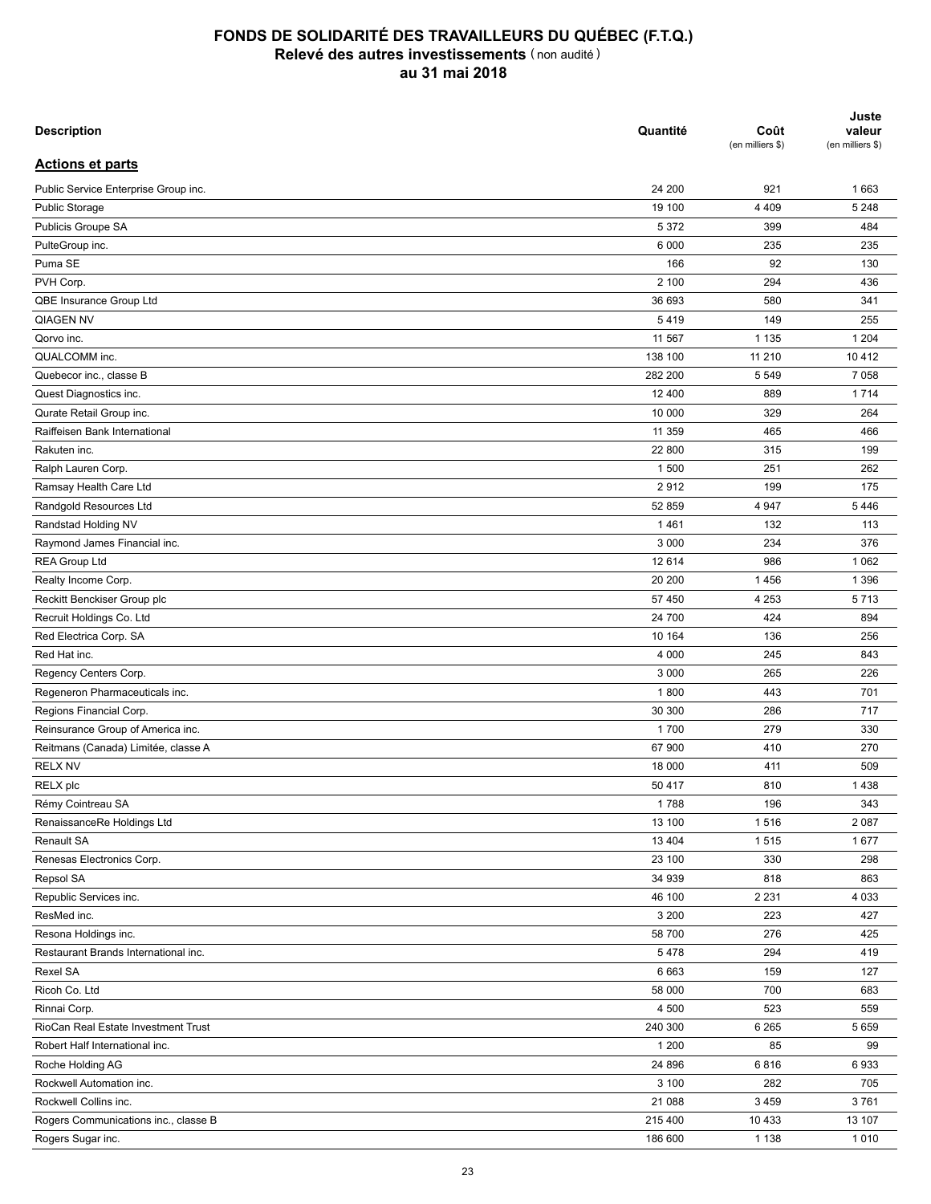# FONDS DE SOLIDARITÉ DES TRAVAILLEURS DU QUÉBEC (F.T.Q.)
## Relevé des autres investissements (non audité)
## au 31 mai 2018

| Description | Quantité | Coût (en milliers $) | Juste valeur (en milliers $) |
|---|---|---|---|
| **Actions et parts** | | | |
| Public Service Enterprise Group inc. | 24 200 | 921 | 1 663 |
| Public Storage | 19 100 | 4 409 | 5 248 |
| Publicis Groupe SA | 5 372 | 399 | 484 |
| PulteGroup inc. | 6 000 | 235 | 235 |
| Puma SE | 166 | 92 | 130 |
| PVH Corp. | 2 100 | 294 | 436 |
| QBE Insurance Group Ltd | 36 693 | 580 | 341 |
| QIAGEN NV | 5 419 | 149 | 255 |
| Qorvo inc. | 11 567 | 1 135 | 1 204 |
| QUALCOMM inc. | 138 100 | 11 210 | 10 412 |
| Quebecor inc., classe B | 282 200 | 5 549 | 7 058 |
| Quest Diagnostics inc. | 12 400 | 889 | 1 714 |
| Qurate Retail Group inc. | 10 000 | 329 | 264 |
| Raiffeisen Bank International | 11 359 | 465 | 466 |
| Rakuten inc. | 22 800 | 315 | 199 |
| Ralph Lauren Corp. | 1 500 | 251 | 262 |
| Ramsay Health Care Ltd | 2 912 | 199 | 175 |
| Randgold Resources Ltd | 52 859 | 4 947 | 5 446 |
| Randstad Holding NV | 1 461 | 132 | 113 |
| Raymond James Financial inc. | 3 000 | 234 | 376 |
| REA Group Ltd | 12 614 | 986 | 1 062 |
| Realty Income Corp. | 20 200 | 1 456 | 1 396 |
| Reckitt Benckiser Group plc | 57 450 | 4 253 | 5 713 |
| Recruit Holdings Co. Ltd | 24 700 | 424 | 894 |
| Red Electrica Corp. SA | 10 164 | 136 | 256 |
| Red Hat inc. | 4 000 | 245 | 843 |
| Regency Centers Corp. | 3 000 | 265 | 226 |
| Regeneron Pharmaceuticals inc. | 1 800 | 443 | 701 |
| Regions Financial Corp. | 30 300 | 286 | 717 |
| Reinsurance Group of America inc. | 1 700 | 279 | 330 |
| Reitmans (Canada) Limitée, classe A | 67 900 | 410 | 270 |
| RELX NV | 18 000 | 411 | 509 |
| RELX plc | 50 417 | 810 | 1 438 |
| Rémy Cointreau SA | 1 788 | 196 | 343 |
| RenaissanceRe Holdings Ltd | 13 100 | 1 516 | 2 087 |
| Renault SA | 13 404 | 1 515 | 1 677 |
| Renesas Electronics Corp. | 23 100 | 330 | 298 |
| Repsol SA | 34 939 | 818 | 863 |
| Republic Services inc. | 46 100 | 2 231 | 4 033 |
| ResMed inc. | 3 200 | 223 | 427 |
| Resona Holdings inc. | 58 700 | 276 | 425 |
| Restaurant Brands International inc. | 5 478 | 294 | 419 |
| Rexel SA | 6 663 | 159 | 127 |
| Ricoh Co. Ltd | 58 000 | 700 | 683 |
| Rinnai Corp. | 4 500 | 523 | 559 |
| RioCan Real Estate Investment Trust | 240 300 | 6 265 | 5 659 |
| Robert Half International inc. | 1 200 | 85 | 99 |
| Roche Holding AG | 24 896 | 6 816 | 6 933 |
| Rockwell Automation inc. | 3 100 | 282 | 705 |
| Rockwell Collins inc. | 21 088 | 3 459 | 3 761 |
| Rogers Communications inc., classe B | 215 400 | 10 433 | 13 107 |
| Rogers Sugar inc. | 186 600 | 1 138 | 1 010 |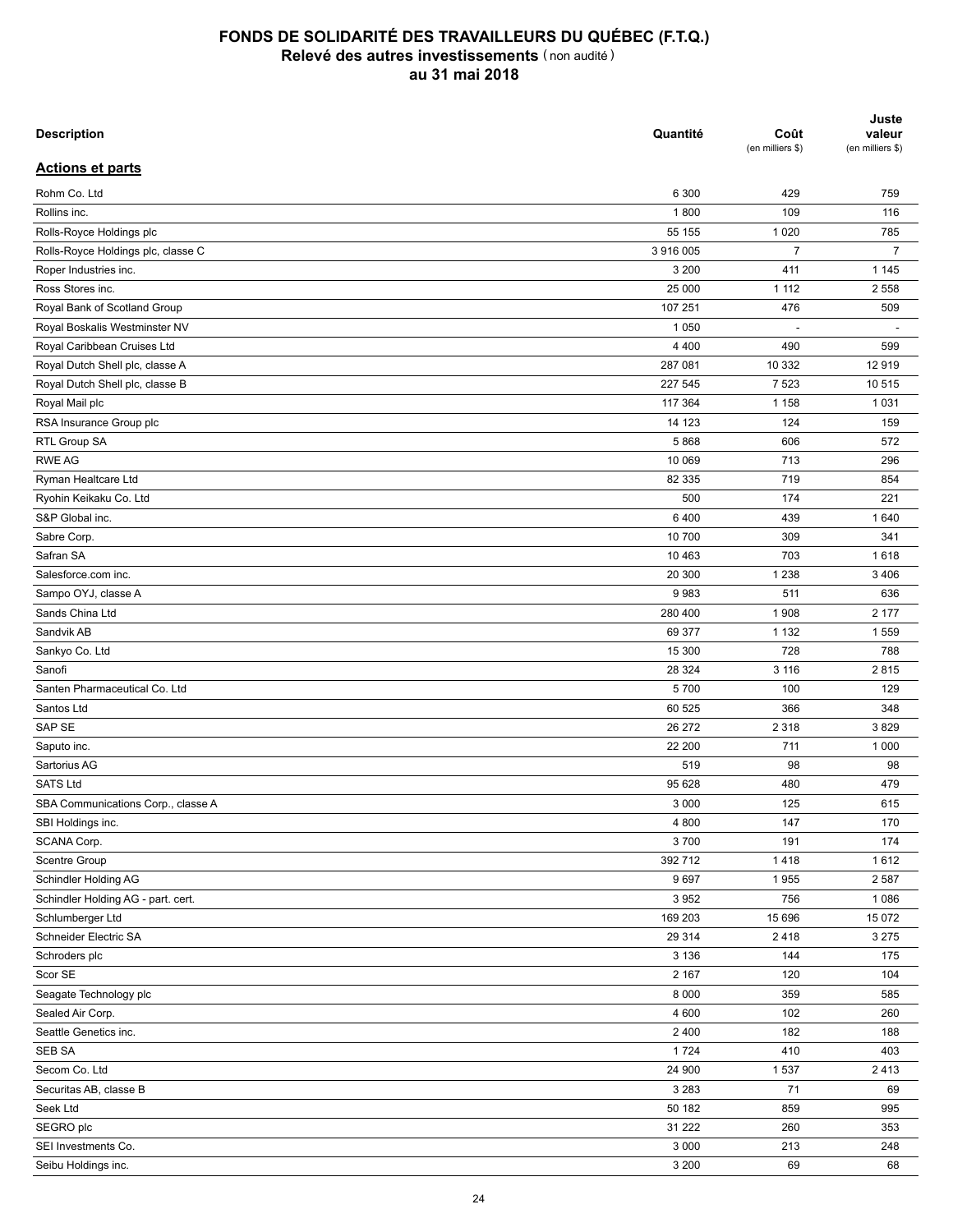# FONDS DE SOLIDARITÉ DES TRAVAILLEURS DU QUÉBEC (F.T.Q.)
## Relevé des autres investissements (non audité)
## au 31 mai 2018

| Description | Quantité | Coût (en milliers $) | Juste valeur (en milliers $) |
|---|---|---|---|
| **Actions et parts** | | | |
| Rohm Co. Ltd | 6 300 | 429 | 759 |
| Rollins inc. | 1 800 | 109 | 116 |
| Rolls-Royce Holdings plc | 55 155 | 1 020 | 785 |
| Rolls-Royce Holdings plc, classe C | 3 916 005 | 7 | 7 |
| Roper Industries inc. | 3 200 | 411 | 1 145 |
| Ross Stores inc. | 25 000 | 1 112 | 2 558 |
| Royal Bank of Scotland Group | 107 251 | 476 | 509 |
| Royal Boskalis Westminster NV | 1 050 | - | - |
| Royal Caribbean Cruises Ltd | 4 400 | 490 | 599 |
| Royal Dutch Shell plc, classe A | 287 081 | 10 332 | 12 919 |
| Royal Dutch Shell plc, classe B | 227 545 | 7 523 | 10 515 |
| Royal Mail plc | 117 364 | 1 158 | 1 031 |
| RSA Insurance Group plc | 14 123 | 124 | 159 |
| RTL Group SA | 5 868 | 606 | 572 |
| RWE AG | 10 069 | 713 | 296 |
| Ryman Healtcare Ltd | 82 335 | 719 | 854 |
| Ryohin Keikaku Co. Ltd | 500 | 174 | 221 |
| S&P Global inc. | 6 400 | 439 | 1 640 |
| Sabre Corp. | 10 700 | 309 | 341 |
| Safran SA | 10 463 | 703 | 1 618 |
| Salesforce.com inc. | 20 300 | 1 238 | 3 406 |
| Sampo OYJ, classe A | 9 983 | 511 | 636 |
| Sands China Ltd | 280 400 | 1 908 | 2 177 |
| Sandvik AB | 69 377 | 1 132 | 1 559 |
| Sankyo Co. Ltd | 15 300 | 728 | 788 |
| Sanofi | 28 324 | 3 116 | 2 815 |
| Santen Pharmaceutical Co. Ltd | 5 700 | 100 | 129 |
| Santos Ltd | 60 525 | 366 | 348 |
| SAP SE | 26 272 | 2 318 | 3 829 |
| Saputo inc. | 22 200 | 711 | 1 000 |
| Sartorius AG | 519 | 98 | 98 |
| SATS Ltd | 95 628 | 480 | 479 |
| SBA Communications Corp., classe A | 3 000 | 125 | 615 |
| SBI Holdings inc. | 4 800 | 147 | 170 |
| SCANA Corp. | 3 700 | 191 | 174 |
| Scentre Group | 392 712 | 1 418 | 1 612 |
| Schindler Holding AG | 9 697 | 1 955 | 2 587 |
| Schindler Holding AG - part. cert. | 3 952 | 756 | 1 086 |
| Schlumberger Ltd | 169 203 | 15 696 | 15 072 |
| Schneider Electric SA | 29 314 | 2 418 | 3 275 |
| Schroders plc | 3 136 | 144 | 175 |
| Scor SE | 2 167 | 120 | 104 |
| Seagate Technology plc | 8 000 | 359 | 585 |
| Sealed Air Corp. | 4 600 | 102 | 260 |
| Seattle Genetics inc. | 2 400 | 182 | 188 |
| SEB SA | 1 724 | 410 | 403 |
| Secom Co. Ltd | 24 900 | 1 537 | 2 413 |
| Securitas AB, classe B | 3 283 | 71 | 69 |
| Seek Ltd | 50 182 | 859 | 995 |
| SEGRO plc | 31 222 | 260 | 353 |
| SEI Investments Co. | 3 000 | 213 | 248 |
| Seibu Holdings inc. | 3 200 | 69 | 68 |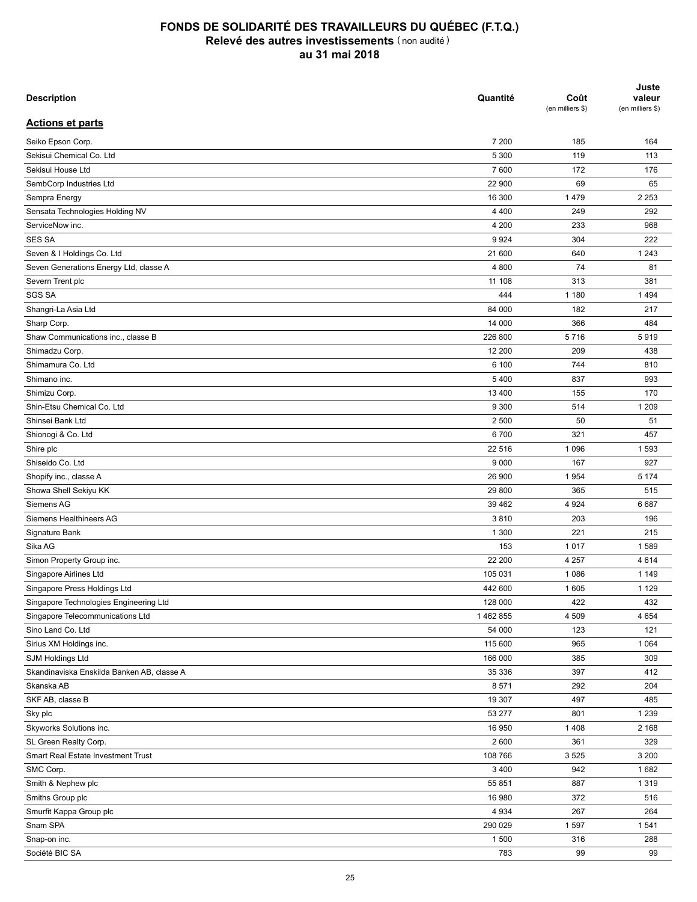# FONDS DE SOLIDARITÉ DES TRAVAILLEURS DU QUÉBEC (F.T.Q.)
## Relevé des autres investissements (non audité)
## au 31 mai 2018

| Description | Quantité | Coût (en milliers $) | Juste valeur (en milliers $) |
|---|---|---|---|
| **Actions et parts** | | | |
| Seiko Epson Corp. | 7 200 | 185 | 164 |
| Sekisui Chemical Co. Ltd | 5 300 | 119 | 113 |
| Sekisui House Ltd | 7 600 | 172 | 176 |
| SembCorp Industries Ltd | 22 900 | 69 | 65 |
| Sempra Energy | 16 300 | 1 479 | 2 253 |
| Sensata Technologies Holding NV | 4 400 | 249 | 292 |
| ServiceNow inc. | 4 200 | 233 | 968 |
| SES SA | 9 924 | 304 | 222 |
| Seven & I Holdings Co. Ltd | 21 600 | 640 | 1 243 |
| Seven Generations Energy Ltd, classe A | 4 800 | 74 | 81 |
| Severn Trent plc | 11 108 | 313 | 381 |
| SGS SA | 444 | 1 180 | 1 494 |
| Shangri-La Asia Ltd | 84 000 | 182 | 217 |
| Sharp Corp. | 14 000 | 366 | 484 |
| Shaw Communications inc., classe B | 226 800 | 5 716 | 5 919 |
| Shimadzu Corp. | 12 200 | 209 | 438 |
| Shimamura Co. Ltd | 6 100 | 744 | 810 |
| Shimano inc. | 5 400 | 837 | 993 |
| Shimizu Corp. | 13 400 | 155 | 170 |
| Shin-Etsu Chemical Co. Ltd | 9 300 | 514 | 1 209 |
| Shinsei Bank Ltd | 2 500 | 50 | 51 |
| Shionogi & Co. Ltd | 6 700 | 321 | 457 |
| Shire plc | 22 516 | 1 096 | 1 593 |
| Shiseido Co. Ltd | 9 000 | 167 | 927 |
| Shopify inc., classe A | 26 900 | 1 954 | 5 174 |
| Showa Shell Sekiyu KK | 29 800 | 365 | 515 |
| Siemens AG | 39 462 | 4 924 | 6 687 |
| Siemens Healthineers AG | 3 810 | 203 | 196 |
| Signature Bank | 1 300 | 221 | 215 |
| Sika AG | 153 | 1 017 | 1 589 |
| Simon Property Group inc. | 22 200 | 4 257 | 4 614 |
| Singapore Airlines Ltd | 105 031 | 1 086 | 1 149 |
| Singapore Press Holdings Ltd | 442 600 | 1 605 | 1 129 |
| Singapore Technologies Engineering Ltd | 128 000 | 422 | 432 |
| Singapore Telecommunications Ltd | 1 462 855 | 4 509 | 4 654 |
| Sino Land Co. Ltd | 54 000 | 123 | 121 |
| Sirius XM Holdings inc. | 115 600 | 965 | 1 064 |
| SJM Holdings Ltd | 166 000 | 385 | 309 |
| Skandinaviska Enskilda Banken AB, classe A | 35 336 | 397 | 412 |
| Skanska AB | 8 571 | 292 | 204 |
| SKF AB, classe B | 19 307 | 497 | 485 |
| Sky plc | 53 277 | 801 | 1 239 |
| Skyworks Solutions inc. | 16 950 | 1 408 | 2 168 |
| SL Green Realty Corp. | 2 600 | 361 | 329 |
| Smart Real Estate Investment Trust | 108 766 | 3 525 | 3 200 |
| SMC Corp. | 3 400 | 942 | 1 682 |
| Smith & Nephew plc | 55 851 | 887 | 1 319 |
| Smiths Group plc | 16 980 | 372 | 516 |
| Smurfit Kappa Group plc | 4 934 | 267 | 264 |
| Snam SPA | 290 029 | 1 597 | 1 541 |
| Snap-on inc. | 1 500 | 316 | 288 |
| Société BIC SA | 783 | 99 | 99 |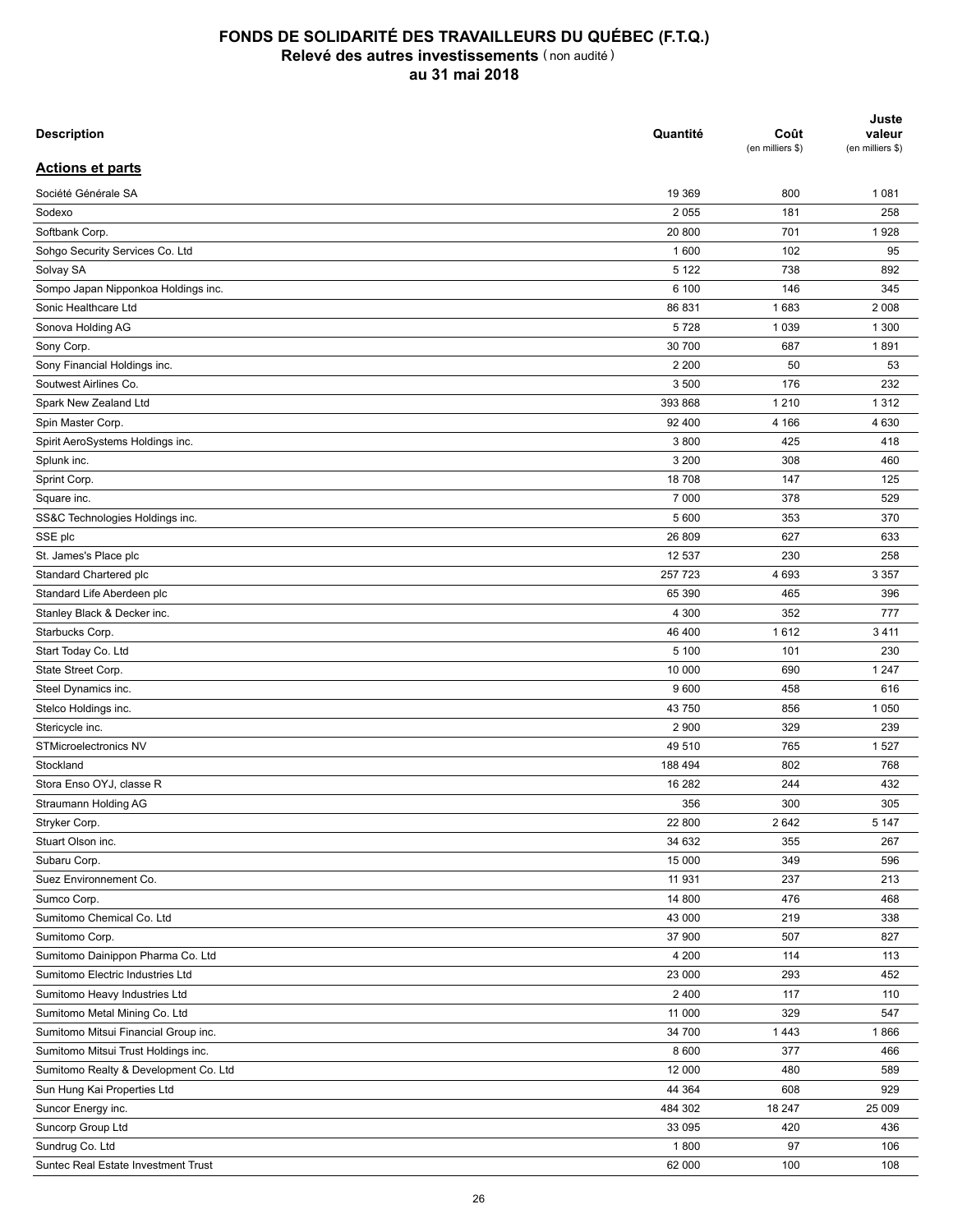# FONDS DE SOLIDARITÉ DES TRAVAILLEURS DU QUÉBEC (F.T.Q.)
## Relevé des autres investissements (non audité)
## au 31 mai 2018

| Description | Quantité | Coût (en milliers $) | Juste valeur (en milliers $) |
|---|---|---|---|
| **Actions et parts** | | | |
| Société Générale SA | 19 369 | 800 | 1 081 |
| Sodexo | 2 055 | 181 | 258 |
| Softbank Corp. | 20 800 | 701 | 1 928 |
| Sohgo Security Services Co. Ltd | 1 600 | 102 | 95 |
| Solvay SA | 5 122 | 738 | 892 |
| Sompo Japan Nipponkoa Holdings inc. | 6 100 | 146 | 345 |
| Sonic Healthcare Ltd | 86 831 | 1 683 | 2 008 |
| Sonova Holding AG | 5 728 | 1 039 | 1 300 |
| Sony Corp. | 30 700 | 687 | 1 891 |
| Sony Financial Holdings inc. | 2 200 | 50 | 53 |
| Soutwest Airlines Co. | 3 500 | 176 | 232 |
| Spark New Zealand Ltd | 393 868 | 1 210 | 1 312 |
| Spin Master Corp. | 92 400 | 4 166 | 4 630 |
| Spirit AeroSystems Holdings inc. | 3 800 | 425 | 418 |
| Splunk inc. | 3 200 | 308 | 460 |
| Sprint Corp. | 18 708 | 147 | 125 |
| Square inc. | 7 000 | 378 | 529 |
| SS&C Technologies Holdings inc. | 5 600 | 353 | 370 |
| SSE plc | 26 809 | 627 | 633 |
| St. James's Place plc | 12 537 | 230 | 258 |
| Standard Chartered plc | 257 723 | 4 693 | 3 357 |
| Standard Life Aberdeen plc | 65 390 | 465 | 396 |
| Stanley Black & Decker inc. | 4 300 | 352 | 777 |
| Starbucks Corp. | 46 400 | 1 612 | 3 411 |
| Start Today Co. Ltd | 5 100 | 101 | 230 |
| State Street Corp. | 10 000 | 690 | 1 247 |
| Steel Dynamics inc. | 9 600 | 458 | 616 |
| Stelco Holdings inc. | 43 750 | 856 | 1 050 |
| Stericycle inc. | 2 900 | 329 | 239 |
| STMicroelectronics NV | 49 510 | 765 | 1 527 |
| Stockland | 188 494 | 802 | 768 |
| Stora Enso OYJ, classe R | 16 282 | 244 | 432 |
| Straumann Holding AG | 356 | 300 | 305 |
| Stryker Corp. | 22 800 | 2 642 | 5 147 |
| Stuart Olson inc. | 34 632 | 355 | 267 |
| Subaru Corp. | 15 000 | 349 | 596 |
| Suez Environnement Co. | 11 931 | 237 | 213 |
| Sumco Corp. | 14 800 | 476 | 468 |
| Sumitomo Chemical Co. Ltd | 43 000 | 219 | 338 |
| Sumitomo Corp. | 37 900 | 507 | 827 |
| Sumitomo Dainippon Pharma Co. Ltd | 4 200 | 114 | 113 |
| Sumitomo Electric Industries Ltd | 23 000 | 293 | 452 |
| Sumitomo Heavy Industries Ltd | 2 400 | 117 | 110 |
| Sumitomo Metal Mining Co. Ltd | 11 000 | 329 | 547 |
| Sumitomo Mitsui Financial Group inc. | 34 700 | 1 443 | 1 866 |
| Sumitomo Mitsui Trust Holdings inc. | 8 600 | 377 | 466 |
| Sumitomo Realty & Development Co. Ltd | 12 000 | 480 | 589 |
| Sun Hung Kai Properties Ltd | 44 364 | 608 | 929 |
| Suncor Energy inc. | 484 302 | 18 247 | 25 009 |
| Suncorp Group Ltd | 33 095 | 420 | 436 |
| Sundrug Co. Ltd | 1 800 | 97 | 106 |
| Suntec Real Estate Investment Trust | 62 000 | 100 | 108 |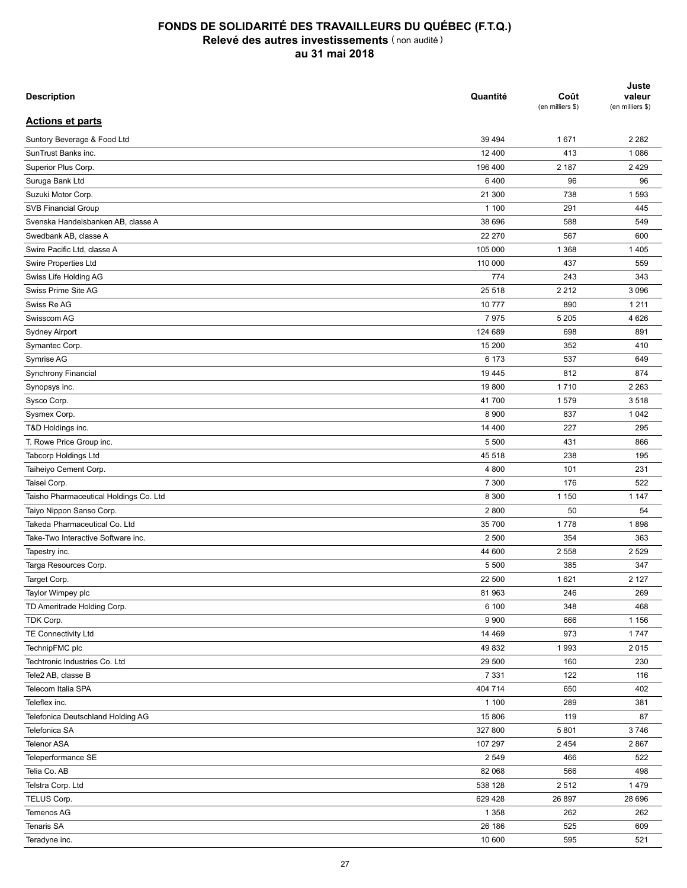# FONDS DE SOLIDARITÉ DES TRAVAILLEURS DU QUÉBEC (F.T.Q.)
## Relevé des autres investissements (non audité)
## au 31 mai 2018

| Description | Quantité | Coût (en milliers $) | Juste valeur (en milliers $) |
|---|---|---|---|
| **Actions et parts** | | | |
| Suntory Beverage & Food Ltd | 39 494 | 1 671 | 2 282 |
| SunTrust Banks inc. | 12 400 | 413 | 1 086 |
| Superior Plus Corp. | 196 400 | 2 187 | 2 429 |
| Suruga Bank Ltd | 6 400 | 96 | 96 |
| Suzuki Motor Corp. | 21 300 | 738 | 1 593 |
| SVB Financial Group | 1 100 | 291 | 445 |
| Svenska Handelsbanken AB, classe A | 38 696 | 588 | 549 |
| Swedbank AB, classe A | 22 270 | 567 | 600 |
| Swire Pacific Ltd, classe A | 105 000 | 1 368 | 1 405 |
| Swire Properties Ltd | 110 000 | 437 | 559 |
| Swiss Life Holding AG | 774 | 243 | 343 |
| Swiss Prime Site AG | 25 518 | 2 212 | 3 096 |
| Swiss Re AG | 10 777 | 890 | 1 211 |
| Swisscom AG | 7 975 | 5 205 | 4 626 |
| Sydney Airport | 124 689 | 698 | 891 |
| Symantec Corp. | 15 200 | 352 | 410 |
| Symrise AG | 6 173 | 537 | 649 |
| Synchrony Financial | 19 445 | 812 | 874 |
| Synopsys inc. | 19 800 | 1 710 | 2 263 |
| Sysco Corp. | 41 700 | 1 579 | 3 518 |
| Sysmex Corp. | 8 900 | 837 | 1 042 |
| T&D Holdings inc. | 14 400 | 227 | 295 |
| T. Rowe Price Group inc. | 5 500 | 431 | 866 |
| Tabcorp Holdings Ltd | 45 518 | 238 | 195 |
| Taiheiyo Cement Corp. | 4 800 | 101 | 231 |
| Taisei Corp. | 7 300 | 176 | 522 |
| Taisho Pharmaceutical Holdings Co. Ltd | 8 300 | 1 150 | 1 147 |
| Taiyo Nippon Sanso Corp. | 2 800 | 50 | 54 |
| Takeda Pharmaceutical Co. Ltd | 35 700 | 1 778 | 1 898 |
| Take-Two Interactive Software inc. | 2 500 | 354 | 363 |
| Tapestry inc. | 44 600 | 2 558 | 2 529 |
| Targa Resources Corp. | 5 500 | 385 | 347 |
| Target Corp. | 22 500 | 1 621 | 2 127 |
| Taylor Wimpey plc | 81 963 | 246 | 269 |
| TD Ameritrade Holding Corp. | 6 100 | 348 | 468 |
| TDK Corp. | 9 900 | 666 | 1 156 |
| TE Connectivity Ltd | 14 469 | 973 | 1 747 |
| TechnipFMC plc | 49 832 | 1 993 | 2 015 |
| Techtronic Industries Co. Ltd | 29 500 | 160 | 230 |
| Tele2 AB, classe B | 7 331 | 122 | 116 |
| Telecom Italia SPA | 404 714 | 650 | 402 |
| Teleflex inc. | 1 100 | 289 | 381 |
| Telefonica Deutschland Holding AG | 15 806 | 119 | 87 |
| Telefonica SA | 327 800 | 5 801 | 3 746 |
| Telenor ASA | 107 297 | 2 454 | 2 867 |
| Teleperformance SE | 2 549 | 466 | 522 |
| Telia Co. AB | 82 068 | 566 | 498 |
| Telstra Corp. Ltd | 538 128 | 2 512 | 1 479 |
| TELUS Corp. | 629 428 | 26 897 | 28 696 |
| Temenos AG | 1 358 | 262 | 262 |
| Tenaris SA | 26 186 | 525 | 609 |
| Teradyne inc. | 10 600 | 595 | 521 |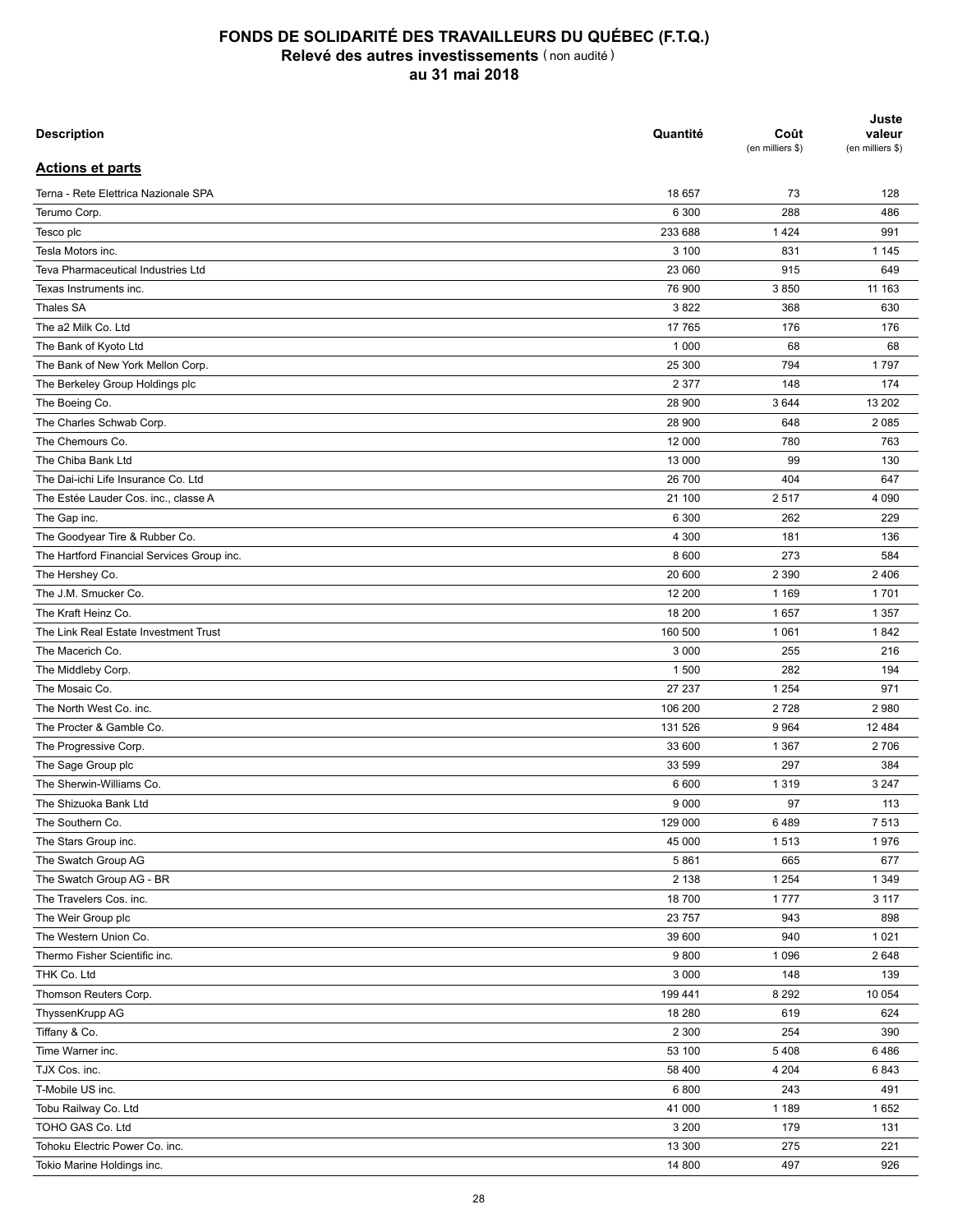# FONDS DE SOLIDARITÉ DES TRAVAILLEURS DU QUÉBEC (F.T.Q.)
## Relevé des autres investissements (non audité)
## au 31 mai 2018

| Description | Quantité | Coût (en milliers $) | Juste valeur (en milliers $) |
|---|---|---|---|
| **Actions et parts** | | | |
| Terna - Rete Elettrica Nazionale SPA | 18 657 | 73 | 128 |
| Terumo Corp. | 6 300 | 288 | 486 |
| Tesco plc | 233 688 | 1 424 | 991 |
| Tesla Motors inc. | 3 100 | 831 | 1 145 |
| Teva Pharmaceutical Industries Ltd | 23 060 | 915 | 649 |
| Texas Instruments inc. | 76 900 | 3 850 | 11 163 |
| Thales SA | 3 822 | 368 | 630 |
| The a2 Milk Co. Ltd | 17 765 | 176 | 176 |
| The Bank of Kyoto Ltd | 1 000 | 68 | 68 |
| The Bank of New York Mellon Corp. | 25 300 | 794 | 1 797 |
| The Berkeley Group Holdings plc | 2 377 | 148 | 174 |
| The Boeing Co. | 28 900 | 3 644 | 13 202 |
| The Charles Schwab Corp. | 28 900 | 648 | 2 085 |
| The Chemours Co. | 12 000 | 780 | 763 |
| The Chiba Bank Ltd | 13 000 | 99 | 130 |
| The Dai-ichi Life Insurance Co. Ltd | 26 700 | 404 | 647 |
| The Estée Lauder Cos. inc., classe A | 21 100 | 2 517 | 4 090 |
| The Gap inc. | 6 300 | 262 | 229 |
| The Goodyear Tire & Rubber Co. | 4 300 | 181 | 136 |
| The Hartford Financial Services Group inc. | 8 600 | 273 | 584 |
| The Hershey Co. | 20 600 | 2 390 | 2 406 |
| The J.M. Smucker Co. | 12 200 | 1 169 | 1 701 |
| The Kraft Heinz Co. | 18 200 | 1 657 | 1 357 |
| The Link Real Estate Investment Trust | 160 500 | 1 061 | 1 842 |
| The Macerich Co. | 3 000 | 255 | 216 |
| The Middleby Corp. | 1 500 | 282 | 194 |
| The Mosaic Co. | 27 237 | 1 254 | 971 |
| The North West Co. inc. | 106 200 | 2 728 | 2 980 |
| The Procter & Gamble Co. | 131 526 | 9 964 | 12 484 |
| The Progressive Corp. | 33 600 | 1 367 | 2 706 |
| The Sage Group plc | 33 599 | 297 | 384 |
| The Sherwin-Williams Co. | 6 600 | 1 319 | 3 247 |
| The Shizuoka Bank Ltd | 9 000 | 97 | 113 |
| The Southern Co. | 129 000 | 6 489 | 7 513 |
| The Stars Group inc. | 45 000 | 1 513 | 1 976 |
| The Swatch Group AG | 5 861 | 665 | 677 |
| The Swatch Group AG - BR | 2 138 | 1 254 | 1 349 |
| The Travelers Cos. inc. | 18 700 | 1 777 | 3 117 |
| The Weir Group plc | 23 757 | 943 | 898 |
| The Western Union Co. | 39 600 | 940 | 1 021 |
| Thermo Fisher Scientific inc. | 9 800 | 1 096 | 2 648 |
| THK Co. Ltd | 3 000 | 148 | 139 |
| Thomson Reuters Corp. | 199 441 | 8 292 | 10 054 |
| ThyssenKrupp AG | 18 280 | 619 | 624 |
| Tiffany & Co. | 2 300 | 254 | 390 |
| Time Warner inc. | 53 100 | 5 408 | 6 486 |
| TJX Cos. inc. | 58 400 | 4 204 | 6 843 |
| T-Mobile US inc. | 6 800 | 243 | 491 |
| Tobu Railway Co. Ltd | 41 000 | 1 189 | 1 652 |
| TOHO GAS Co. Ltd | 3 200 | 179 | 131 |
| Tohoku Electric Power Co. inc. | 13 300 | 275 | 221 |
| Tokio Marine Holdings inc. | 14 800 | 497 | 926 |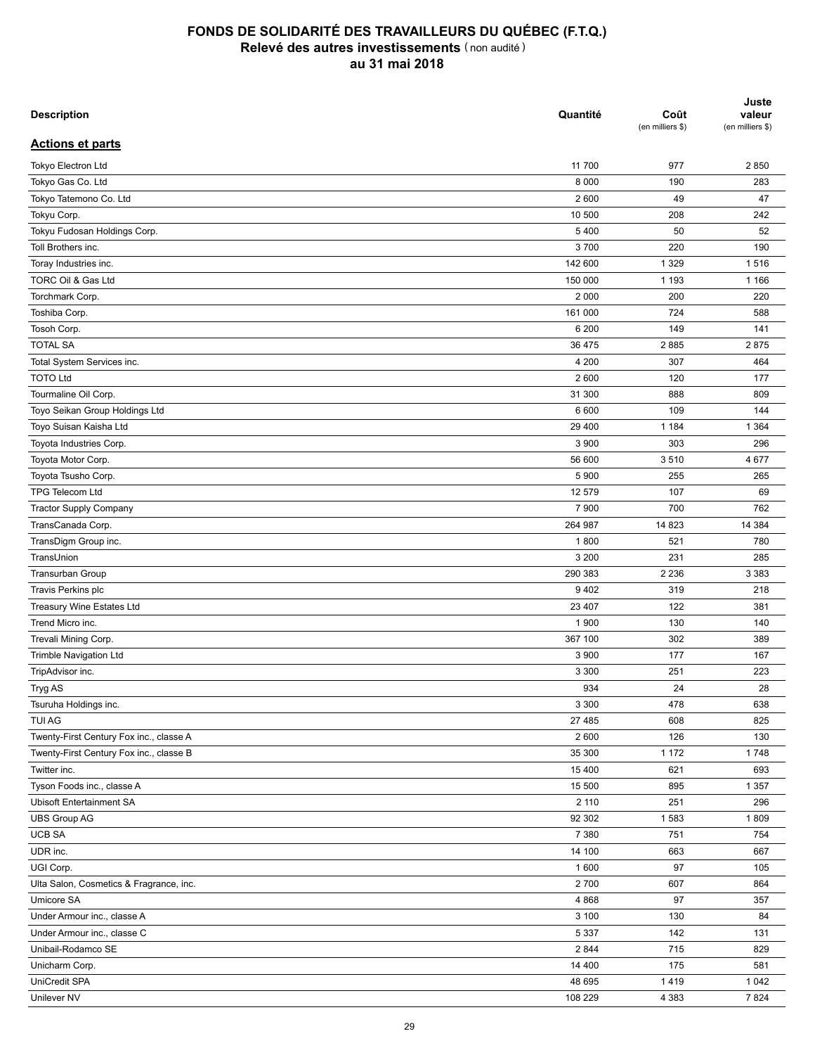# FONDS DE SOLIDARITÉ DES TRAVAILLEURS DU QUÉBEC (F.T.Q.)
## Relevé des autres investissements (non audité)
## au 31 mai 2018

| Description | Quantité | Coût (en milliers $) | Juste valeur (en milliers $) |
|---|---|---|---|
| **Actions et parts** | | | |
| Tokyo Electron Ltd | 11 700 | 977 | 2 850 |
| Tokyo Gas Co. Ltd | 8 000 | 190 | 283 |
| Tokyo Tatemono Co. Ltd | 2 600 | 49 | 47 |
| Tokyu Corp. | 10 500 | 208 | 242 |
| Tokyu Fudosan Holdings Corp. | 5 400 | 50 | 52 |
| Toll Brothers inc. | 3 700 | 220 | 190 |
| Toray Industries inc. | 142 600 | 1 329 | 1 516 |
| TORC Oil & Gas Ltd | 150 000 | 1 193 | 1 166 |
| Torchmark Corp. | 2 000 | 200 | 220 |
| Toshiba Corp. | 161 000 | 724 | 588 |
| Tosoh Corp. | 6 200 | 149 | 141 |
| TOTAL SA | 36 475 | 2 885 | 2 875 |
| Total System Services inc. | 4 200 | 307 | 464 |
| TOTO Ltd | 2 600 | 120 | 177 |
| Tourmaline Oil Corp. | 31 300 | 888 | 809 |
| Toyo Seikan Group Holdings Ltd | 6 600 | 109 | 144 |
| Toyo Suisan Kaisha Ltd | 29 400 | 1 184 | 1 364 |
| Toyota Industries Corp. | 3 900 | 303 | 296 |
| Toyota Motor Corp. | 56 600 | 3 510 | 4 677 |
| Toyota Tsusho Corp. | 5 900 | 255 | 265 |
| TPG Telecom Ltd | 12 579 | 107 | 69 |
| Tractor Supply Company | 7 900 | 700 | 762 |
| TransCanada Corp. | 264 987 | 14 823 | 14 384 |
| TransDigm Group inc. | 1 800 | 521 | 780 |
| TransUnion | 3 200 | 231 | 285 |
| Transurban Group | 290 383 | 2 236 | 3 383 |
| Travis Perkins plc | 9 402 | 319 | 218 |
| Treasury Wine Estates Ltd | 23 407 | 122 | 381 |
| Trend Micro inc. | 1 900 | 130 | 140 |
| Trevali Mining Corp. | 367 100 | 302 | 389 |
| Trimble Navigation Ltd | 3 900 | 177 | 167 |
| TripAdvisor inc. | 3 300 | 251 | 223 |
| Tryg AS | 934 | 24 | 28 |
| Tsuruha Holdings inc. | 3 300 | 478 | 638 |
| TUI AG | 27 485 | 608 | 825 |
| Twenty-First Century Fox inc., classe A | 2 600 | 126 | 130 |
| Twenty-First Century Fox inc., classe B | 35 300 | 1 172 | 1 748 |
| Twitter inc. | 15 400 | 621 | 693 |
| Tyson Foods inc., classe A | 15 500 | 895 | 1 357 |
| Ubisoft Entertainment SA | 2 110 | 251 | 296 |
| UBS Group AG | 92 302 | 1 583 | 1 809 |
| UCB SA | 7 380 | 751 | 754 |
| UDR inc. | 14 100 | 663 | 667 |
| UGI Corp. | 1 600 | 97 | 105 |
| Ulta Salon, Cosmetics & Fragrance, inc. | 2 700 | 607 | 864 |
| Umicore SA | 4 868 | 97 | 357 |
| Under Armour inc., classe A | 3 100 | 130 | 84 |
| Under Armour inc., classe C | 5 337 | 142 | 131 |
| Unibail-Rodamco SE | 2 844 | 715 | 829 |
| Unicharm Corp. | 14 400 | 175 | 581 |
| UniCredit SPA | 48 695 | 1 419 | 1 042 |
| Unilever NV | 108 229 | 4 383 | 7 824 |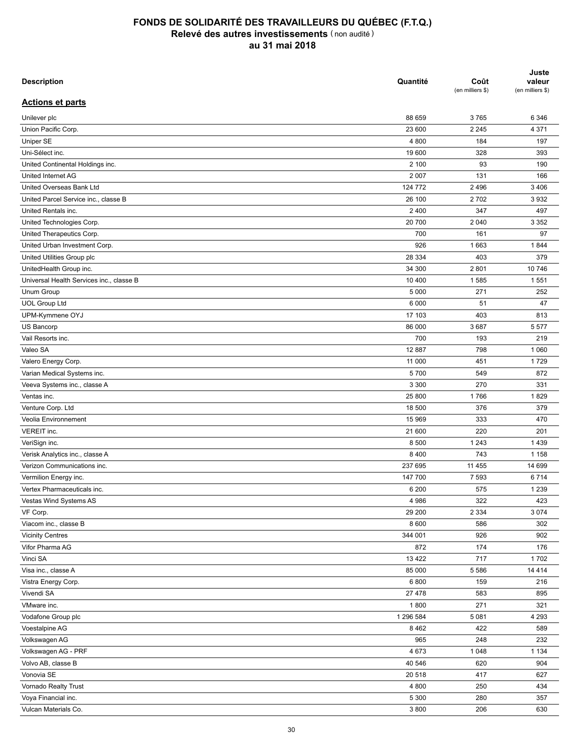# FONDS DE SOLIDARITÉ DES TRAVAILLEURS DU QUÉBEC (F.T.Q.)
## Relevé des autres investissements (non audité)
### au 31 mai 2018

| Description | Quantité | Coût (en milliers $) | Juste valeur (en milliers $) |
|---|---|---|---|
| **Actions et parts** | | | |
| Unilever plc | 88 659 | 3 765 | 6 346 |
| Union Pacific Corp. | 23 600 | 2 245 | 4 371 |
| Uniper SE | 4 800 | 184 | 197 |
| Uni-Sélect inc. | 19 600 | 328 | 393 |
| United Continental Holdings inc. | 2 100 | 93 | 190 |
| United Internet AG | 2 007 | 131 | 166 |
| United Overseas Bank Ltd | 124 772 | 2 496 | 3 406 |
| United Parcel Service inc., classe B | 26 100 | 2 702 | 3 932 |
| United Rentals inc. | 2 400 | 347 | 497 |
| United Technologies Corp. | 20 700 | 2 040 | 3 352 |
| United Therapeutics Corp. | 700 | 161 | 97 |
| United Urban Investment Corp. | 926 | 1 663 | 1 844 |
| United Utilities Group plc | 28 334 | 403 | 379 |
| UnitedHealth Group inc. | 34 300 | 2 801 | 10 746 |
| Universal Health Services inc., classe B | 10 400 | 1 585 | 1 551 |
| Unum Group | 5 000 | 271 | 252 |
| UOL Group Ltd | 6 000 | 51 | 47 |
| UPM-Kymmene OYJ | 17 103 | 403 | 813 |
| US Bancorp | 86 000 | 3 687 | 5 577 |
| Vail Resorts inc. | 700 | 193 | 219 |
| Valeo SA | 12 887 | 798 | 1 060 |
| Valero Energy Corp. | 11 000 | 451 | 1 729 |
| Varian Medical Systems inc. | 5 700 | 549 | 872 |
| Veeva Systems inc., classe A | 3 300 | 270 | 331 |
| Ventas inc. | 25 800 | 1 766 | 1 829 |
| Venture Corp. Ltd | 18 500 | 376 | 379 |
| Veolia Environnement | 15 969 | 333 | 470 |
| VEREIT inc. | 21 600 | 220 | 201 |
| VeriSign inc. | 8 500 | 1 243 | 1 439 |
| Verisk Analytics inc., classe A | 8 400 | 743 | 1 158 |
| Verizon Communications inc. | 237 695 | 11 455 | 14 699 |
| Vermilion Energy inc. | 147 700 | 7 593 | 6 714 |
| Vertex Pharmaceuticals inc. | 6 200 | 575 | 1 239 |
| Vestas Wind Systems AS | 4 986 | 322 | 423 |
| VF Corp. | 29 200 | 2 334 | 3 074 |
| Viacom inc., classe B | 8 600 | 586 | 302 |
| Vicinity Centres | 344 001 | 926 | 902 |
| Vifor Pharma AG | 872 | 174 | 176 |
| Vinci SA | 13 422 | 717 | 1 702 |
| Visa inc., classe A | 85 000 | 5 586 | 14 414 |
| Vistra Energy Corp. | 6 800 | 159 | 216 |
| Vivendi SA | 27 478 | 583 | 895 |
| VMware inc. | 1 800 | 271 | 321 |
| Vodafone Group plc | 1 296 584 | 5 081 | 4 293 |
| Voestalpine AG | 8 462 | 422 | 589 |
| Volkswagen AG | 965 | 248 | 232 |
| Volkswagen AG - PRF | 4 673 | 1 048 | 1 134 |
| Volvo AB, classe B | 40 546 | 620 | 904 |
| Vonovia SE | 20 518 | 417 | 627 |
| Vornado Realty Trust | 4 800 | 250 | 434 |
| Voya Financial inc. | 5 300 | 280 | 357 |
| Vulcan Materials Co. | 3 800 | 206 | 630 |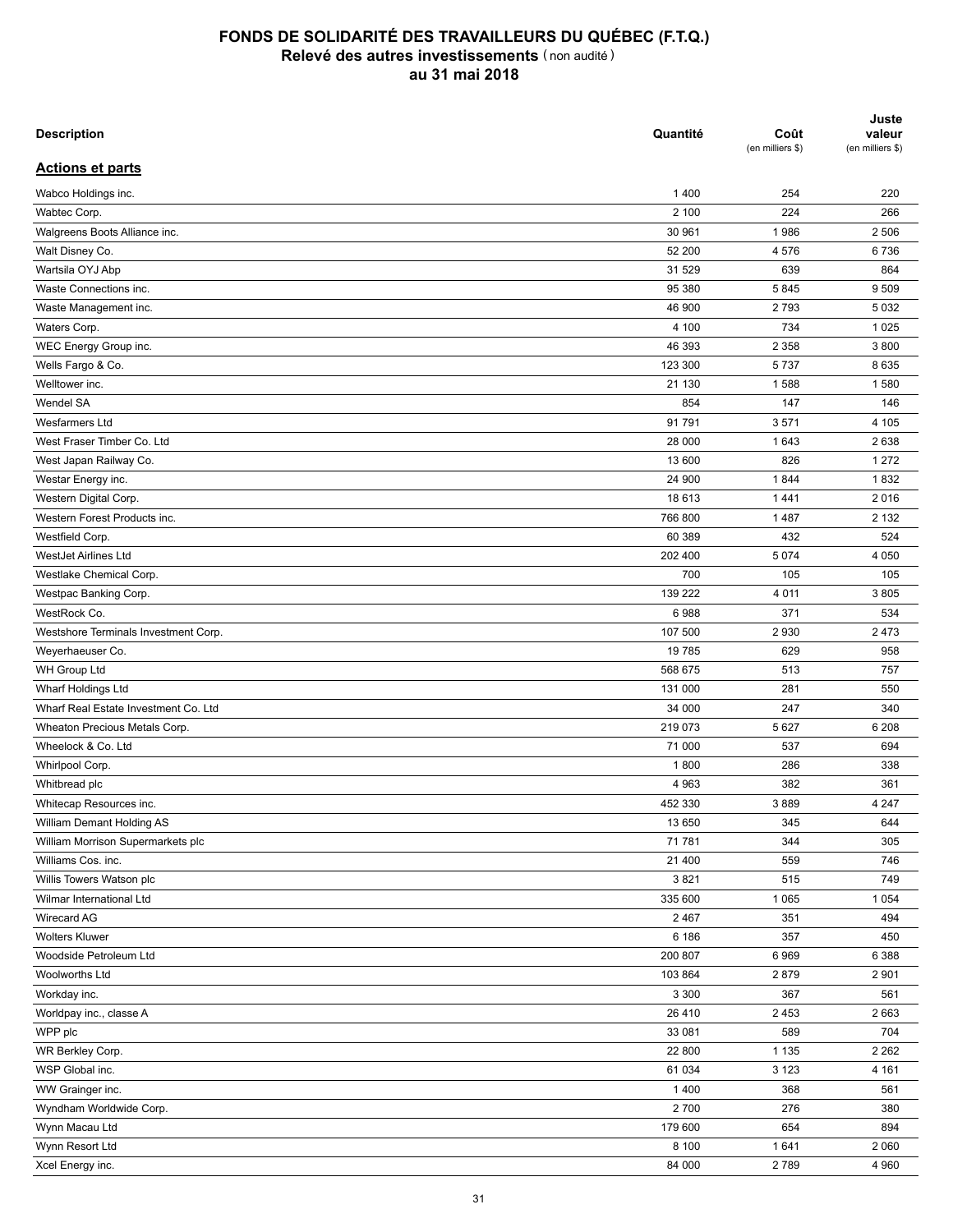# FONDS DE SOLIDARITÉ DES TRAVAILLEURS DU QUÉBEC (F.T.Q.)
## Relevé des autres investissements (non audité)
## au 31 mai 2018

| Description | Quantité | Coût (en milliers $) | Juste valeur (en milliers $) |
|---|---|---|---|
| **Actions et parts** | | | |
| Wabco Holdings inc. | 1 400 | 254 | 220 |
| Wabtec Corp. | 2 100 | 224 | 266 |
| Walgreens Boots Alliance inc. | 30 961 | 1 986 | 2 506 |
| Walt Disney Co. | 52 200 | 4 576 | 6 736 |
| Wartsila OYJ Abp | 31 529 | 639 | 864 |
| Waste Connections inc. | 95 380 | 5 845 | 9 509 |
| Waste Management inc. | 46 900 | 2 793 | 5 032 |
| Waters Corp. | 4 100 | 734 | 1 025 |
| WEC Energy Group inc. | 46 393 | 2 358 | 3 800 |
| Wells Fargo & Co. | 123 300 | 5 737 | 8 635 |
| Welltower inc. | 21 130 | 1 588 | 1 580 |
| Wendel SA | 854 | 147 | 146 |
| Wesfarmers Ltd | 91 791 | 3 571 | 4 105 |
| West Fraser Timber Co. Ltd | 28 000 | 1 643 | 2 638 |
| West Japan Railway Co. | 13 600 | 826 | 1 272 |
| Westar Energy inc. | 24 900 | 1 844 | 1 832 |
| Western Digital Corp. | 18 613 | 1 441 | 2 016 |
| Western Forest Products inc. | 766 800 | 1 487 | 2 132 |
| Westfield Corp. | 60 389 | 432 | 524 |
| WestJet Airlines Ltd | 202 400 | 5 074 | 4 050 |
| Westlake Chemical Corp. | 700 | 105 | 105 |
| Westpac Banking Corp. | 139 222 | 4 011 | 3 805 |
| WestRock Co. | 6 988 | 371 | 534 |
| Westshore Terminals Investment Corp. | 107 500 | 2 930 | 2 473 |
| Weyerhaeuser Co. | 19 785 | 629 | 958 |
| WH Group Ltd | 568 675 | 513 | 757 |
| Wharf Holdings Ltd | 131 000 | 281 | 550 |
| Wharf Real Estate Investment Co. Ltd | 34 000 | 247 | 340 |
| Wheaton Precious Metals Corp. | 219 073 | 5 627 | 6 208 |
| Wheelock & Co. Ltd | 71 000 | 537 | 694 |
| Whirlpool Corp. | 1 800 | 286 | 338 |
| Whitbread plc | 4 963 | 382 | 361 |
| Whitecap Resources inc. | 452 330 | 3 889 | 4 247 |
| William Demant Holding AS | 13 650 | 345 | 644 |
| William Morrison Supermarkets plc | 71 781 | 344 | 305 |
| Williams Cos. inc. | 21 400 | 559 | 746 |
| Willis Towers Watson plc | 3 821 | 515 | 749 |
| Wilmar International Ltd | 335 600 | 1 065 | 1 054 |
| Wirecard AG | 2 467 | 351 | 494 |
| Wolters Kluwer | 6 186 | 357 | 450 |
| Woodside Petroleum Ltd | 200 807 | 6 969 | 6 388 |
| Woolworths Ltd | 103 864 | 2 879 | 2 901 |
| Workday inc. | 3 300 | 367 | 561 |
| Worldpay inc., classe A | 26 410 | 2 453 | 2 663 |
| WPP plc | 33 081 | 589 | 704 |
| WR Berkley Corp. | 22 800 | 1 135 | 2 262 |
| WSP Global inc. | 61 034 | 3 123 | 4 161 |
| WW Grainger inc. | 1 400 | 368 | 561 |
| Wyndham Worldwide Corp. | 2 700 | 276 | 380 |
| Wynn Macau Ltd | 179 600 | 654 | 894 |
| Wynn Resort Ltd | 8 100 | 1 641 | 2 060 |
| Xcel Energy inc. | 84 000 | 2 789 | 4 960 |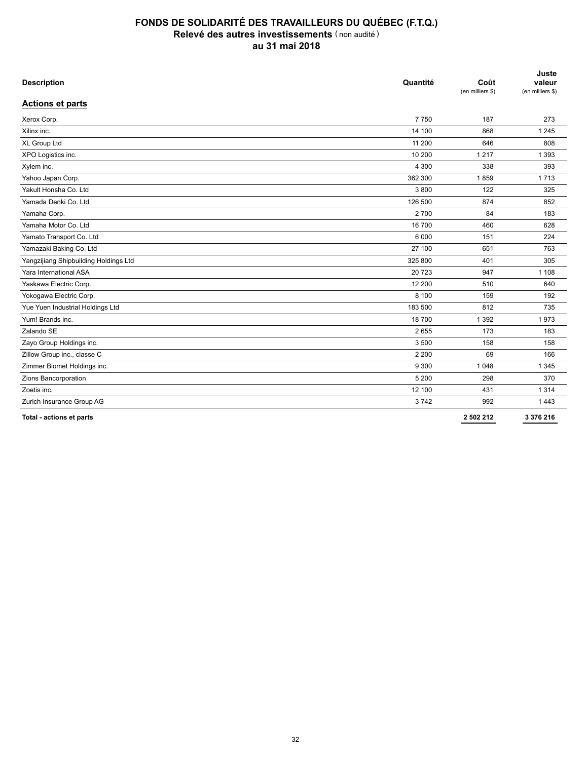# FONDS DE SOLIDARITÉ DES TRAVAILLEURS DU QUÉBEC (F.T.Q.)
## Relevé des autres investissements (non audité)
## au 31 mai 2018

| Description | Quantité | Coût (en milliers $) | Juste valeur (en milliers $) |
|---|---|---|---|
| **Actions et parts** | | | |
| Xerox Corp. | 7 750 | 187 | 273 |
| Xilinx inc. | 14 100 | 868 | 1 245 |
| XL Group Ltd | 11 200 | 646 | 808 |
| XPO Logistics inc. | 10 200 | 1 217 | 1 393 |
| Xylem inc. | 4 300 | 338 | 393 |
| Yahoo Japan Corp. | 362 300 | 1 859 | 1 713 |
| Yakult Honsha Co. Ltd | 3 800 | 122 | 325 |
| Yamada Denki Co. Ltd | 126 500 | 874 | 852 |
| Yamaha Corp. | 2 700 | 84 | 183 |
| Yamaha Motor Co. Ltd | 16 700 | 460 | 628 |
| Yamato Transport Co. Ltd | 6 000 | 151 | 224 |
| Yamazaki Baking Co. Ltd | 27 100 | 651 | 763 |
| Yangzijiang Shipbuilding Holdings Ltd | 325 800 | 401 | 305 |
| Yara International ASA | 20 723 | 947 | 1 108 |
| Yaskawa Electric Corp. | 12 200 | 510 | 640 |
| Yokogawa Electric Corp. | 8 100 | 159 | 192 |
| Yue Yuen Industrial Holdings Ltd | 183 500 | 812 | 735 |
| Yum! Brands inc. | 18 700 | 1 392 | 1 973 |
| Zalando SE | 2 655 | 173 | 183 |
| Zayo Group Holdings inc. | 3 500 | 158 | 158 |
| Zillow Group inc., classe C | 2 200 | 69 | 166 |
| Zimmer Biomet Holdings inc. | 9 300 | 1 048 | 1 345 |
| Zions Bancorporation | 5 200 | 298 | 370 |
| Zoetis inc. | 12 100 | 431 | 1 314 |
| Zurich Insurance Group AG | 3 742 | 992 | 1 443 |
| **Total - actions et parts** | | **2 502 212** | **3 376 216** |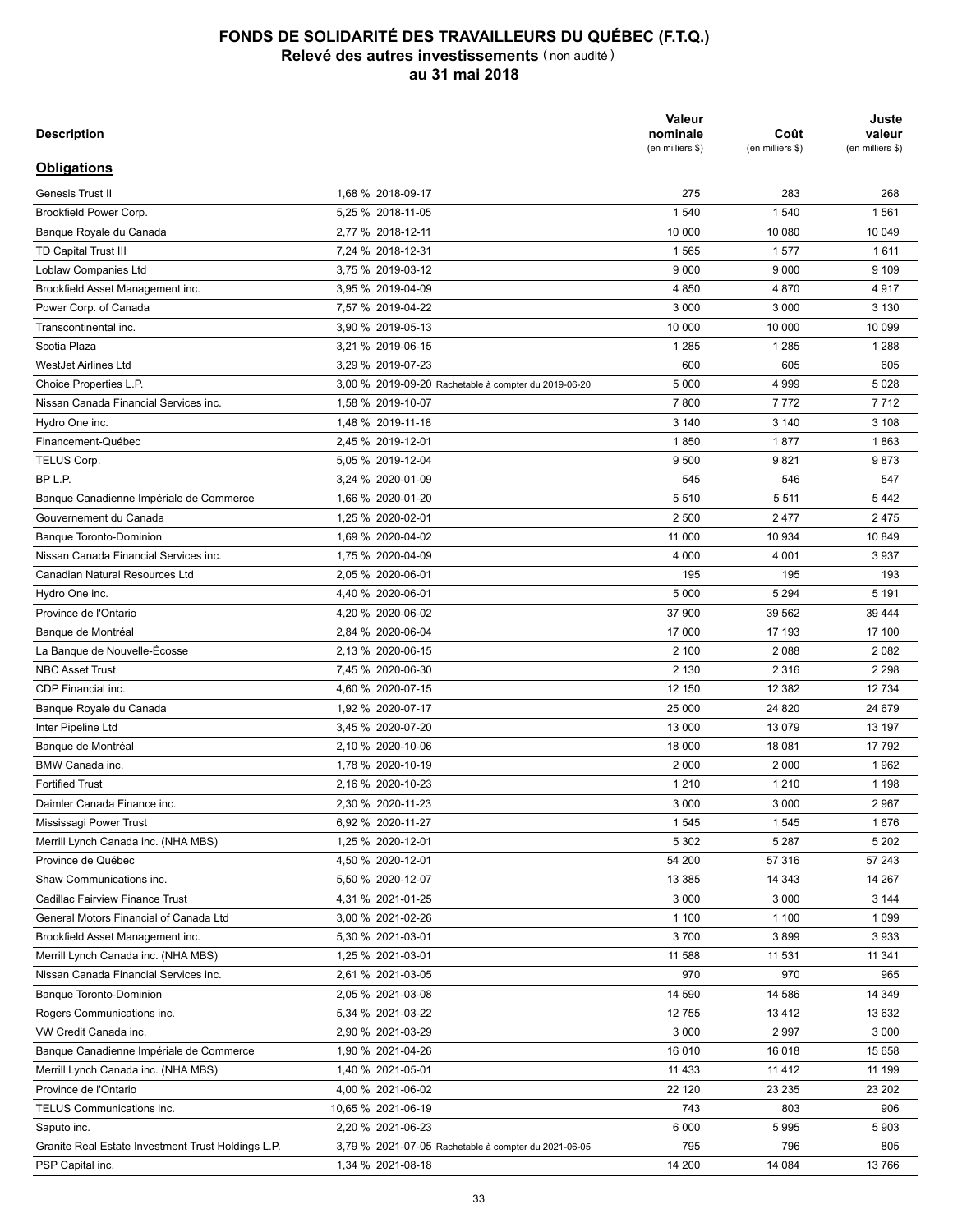# FONDS DE SOLIDARITÉ DES TRAVAILLEURS DU QUÉBEC (F.T.Q.)
## Relevé des autres investissements (non audité)
## au 31 mai 2018

| Description | | Valeur nominale (en milliers $) | Coût (en milliers $) | Juste valeur (en milliers $) |
|---|---|---|---|---|
| **Obligations** | | | | |
| Genesis Trust II | 1,68 % 2018-09-17 | 275 | 283 | 268 |
| Brookfield Power Corp. | 5,25 % 2018-11-05 | 1 540 | 1 540 | 1 561 |
| Banque Royale du Canada | 2,77 % 2018-12-11 | 10 000 | 10 080 | 10 049 |
| TD Capital Trust III | 7,24 % 2018-12-31 | 1 565 | 1 577 | 1 611 |
| Loblaw Companies Ltd | 3,75 % 2019-03-12 | 9 000 | 9 000 | 9 109 |
| Brookfield Asset Management inc. | 3,95 % 2019-04-09 | 4 850 | 4 870 | 4 917 |
| Power Corp. of Canada | 7,57 % 2019-04-22 | 3 000 | 3 000 | 3 130 |
| Transcontinental inc. | 3,90 % 2019-05-13 | 10 000 | 10 000 | 10 099 |
| Scotia Plaza | 3,21 % 2019-06-15 | 1 285 | 1 285 | 1 288 |
| WestJet Airlines Ltd | 3,29 % 2019-07-23 | 600 | 605 | 605 |
| Choice Properties L.P. | 3,00 % 2019-09-20 Rachetable à compter du 2019-06-20 | 5 000 | 4 999 | 5 028 |
| Nissan Canada Financial Services inc. | 1,58 % 2019-10-07 | 7 800 | 7 772 | 7 712 |
| Hydro One inc. | 1,48 % 2019-11-18 | 3 140 | 3 140 | 3 108 |
| Financement-Québec | 2,45 % 2019-12-01 | 1 850 | 1 877 | 1 863 |
| TELUS Corp. | 5,05 % 2019-12-04 | 9 500 | 9 821 | 9 873 |
| BP L.P. | 3,24 % 2020-01-09 | 545 | 546 | 547 |
| Banque Canadienne Impériale de Commerce | 1,66 % 2020-01-20 | 5 510 | 5 511 | 5 442 |
| Gouvernement du Canada | 1,25 % 2020-02-01 | 2 500 | 2 477 | 2 475 |
| Banque Toronto-Dominion | 1,69 % 2020-04-02 | 11 000 | 10 934 | 10 849 |
| Nissan Canada Financial Services inc. | 1,75 % 2020-04-09 | 4 000 | 4 001 | 3 937 |
| Canadian Natural Resources Ltd | 2,05 % 2020-06-01 | 195 | 195 | 193 |
| Hydro One inc. | 4,40 % 2020-06-01 | 5 000 | 5 294 | 5 191 |
| Province de l'Ontario | 4,20 % 2020-06-02 | 37 900 | 39 562 | 39 444 |
| Banque de Montréal | 2,84 % 2020-06-04 | 17 000 | 17 193 | 17 100 |
| La Banque de Nouvelle-Écosse | 2,13 % 2020-06-15 | 2 100 | 2 088 | 2 082 |
| NBC Asset Trust | 7,45 % 2020-06-30 | 2 130 | 2 316 | 2 298 |
| CDP Financial inc. | 4,60 % 2020-07-15 | 12 150 | 12 382 | 12 734 |
| Banque Royale du Canada | 1,92 % 2020-07-17 | 25 000 | 24 820 | 24 679 |
| Inter Pipeline Ltd | 3,45 % 2020-07-20 | 13 000 | 13 079 | 13 197 |
| Banque de Montréal | 2,10 % 2020-10-06 | 18 000 | 18 081 | 17 792 |
| BMW Canada inc. | 1,78 % 2020-10-19 | 2 000 | 2 000 | 1 962 |
| Fortified Trust | 2,16 % 2020-10-23 | 1 210 | 1 210 | 1 198 |
| Daimler Canada Finance inc. | 2,30 % 2020-11-23 | 3 000 | 3 000 | 2 967 |
| Mississagi Power Trust | 6,92 % 2020-11-27 | 1 545 | 1 545 | 1 676 |
| Merrill Lynch Canada inc. (NHA MBS) | 1,25 % 2020-12-01 | 5 302 | 5 287 | 5 202 |
| Province de Québec | 4,50 % 2020-12-01 | 54 200 | 57 316 | 57 243 |
| Shaw Communications inc. | 5,50 % 2020-12-07 | 13 385 | 14 343 | 14 267 |
| Cadillac Fairview Finance Trust | 4,31 % 2021-01-25 | 3 000 | 3 000 | 3 144 |
| General Motors Financial of Canada Ltd | 3,00 % 2021-02-26 | 1 100 | 1 100 | 1 099 |
| Brookfield Asset Management inc. | 5,30 % 2021-03-01 | 3 700 | 3 899 | 3 933 |
| Merrill Lynch Canada inc. (NHA MBS) | 1,25 % 2021-03-01 | 11 588 | 11 531 | 11 341 |
| Nissan Canada Financial Services inc. | 2,61 % 2021-03-05 | 970 | 970 | 965 |
| Banque Toronto-Dominion | 2,05 % 2021-03-08 | 14 590 | 14 586 | 14 349 |
| Rogers Communications inc. | 5,34 % 2021-03-22 | 12 755 | 13 412 | 13 632 |
| VW Credit Canada inc. | 2,90 % 2021-03-29 | 3 000 | 2 997 | 3 000 |
| Banque Canadienne Impériale de Commerce | 1,90 % 2021-04-26 | 16 010 | 16 018 | 15 658 |
| Merrill Lynch Canada inc. (NHA MBS) | 1,40 % 2021-05-01 | 11 433 | 11 412 | 11 199 |
| Province de l'Ontario | 4,00 % 2021-06-02 | 22 120 | 23 235 | 23 202 |
| TELUS Communications inc. | 10,65 % 2021-06-19 | 743 | 803 | 906 |
| Saputo inc. | 2,20 % 2021-06-23 | 6 000 | 5 995 | 5 903 |
| Granite Real Estate Investment Trust Holdings L.P. | 3,79 % 2021-07-05 Rachetable à compter du 2021-06-05 | 795 | 796 | 805 |
| PSP Capital inc. | 1,34 % 2021-08-18 | 14 200 | 14 084 | 13 766 |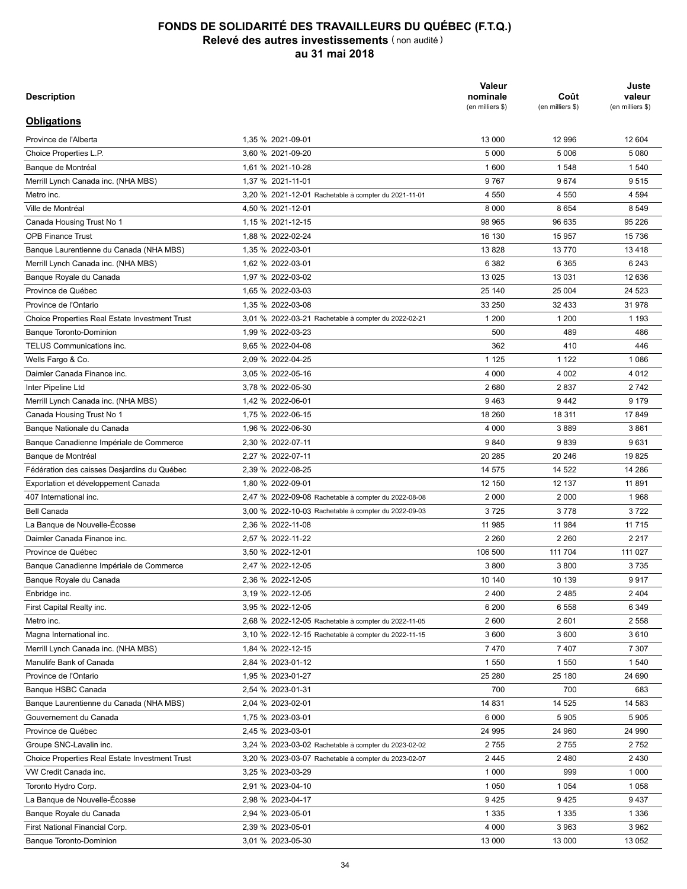# FONDS DE SOLIDARITÉ DES TRAVAILLEURS DU QUÉBEC (F.T.Q.)
## Relevé des autres investissements (non audité)
## au 31 mai 2018

| Description | | Valeur nominale (en milliers $) | Coût (en milliers $) | Juste valeur (en milliers $) |
|---|---|---|---|---|
| **Obligations** | | | | |
| Province de l'Alberta | 1,35 % 2021-09-01 | 13 000 | 12 996 | 12 604 |
| Choice Properties L.P. | 3,60 % 2021-09-20 | 5 000 | 5 006 | 5 080 |
| Banque de Montréal | 1,61 % 2021-10-28 | 1 600 | 1 548 | 1 540 |
| Merrill Lynch Canada inc. (NHA MBS) | 1,37 % 2021-11-01 | 9 767 | 9 674 | 9 515 |
| Metro inc. | 3,20 % 2021-12-01 Rachetable à compter du 2021-11-01 | 4 550 | 4 550 | 4 594 |
| Ville de Montréal | 4,50 % 2021-12-01 | 8 000 | 8 654 | 8 549 |
| Canada Housing Trust No 1 | 1,15 % 2021-12-15 | 98 965 | 96 635 | 95 226 |
| OPB Finance Trust | 1,88 % 2022-02-24 | 16 130 | 15 957 | 15 736 |
| Banque Laurentienne du Canada (NHA MBS) | 1,35 % 2022-03-01 | 13 828 | 13 770 | 13 418 |
| Merrill Lynch Canada inc. (NHA MBS) | 1,62 % 2022-03-01 | 6 382 | 6 365 | 6 243 |
| Banque Royale du Canada | 1,97 % 2022-03-02 | 13 025 | 13 031 | 12 636 |
| Province de Québec | 1,65 % 2022-03-03 | 25 140 | 25 004 | 24 523 |
| Province de l'Ontario | 1,35 % 2022-03-08 | 33 250 | 32 433 | 31 978 |
| Choice Properties Real Estate Investment Trust | 3,01 % 2022-03-21 Rachetable à compter du 2022-02-21 | 1 200 | 1 200 | 1 193 |
| Banque Toronto-Dominion | 1,99 % 2022-03-23 | 500 | 489 | 486 |
| TELUS Communications inc. | 9,65 % 2022-04-08 | 362 | 410 | 446 |
| Wells Fargo & Co. | 2,09 % 2022-04-25 | 1 125 | 1 122 | 1 086 |
| Daimler Canada Finance inc. | 3,05 % 2022-05-16 | 4 000 | 4 002 | 4 012 |
| Inter Pipeline Ltd | 3,78 % 2022-05-30 | 2 680 | 2 837 | 2 742 |
| Merrill Lynch Canada inc. (NHA MBS) | 1,42 % 2022-06-01 | 9 463 | 9 442 | 9 179 |
| Canada Housing Trust No 1 | 1,75 % 2022-06-15 | 18 260 | 18 311 | 17 849 |
| Banque Nationale du Canada | 1,96 % 2022-06-30 | 4 000 | 3 889 | 3 861 |
| Banque Canadienne Impériale de Commerce | 2,30 % 2022-07-11 | 9 840 | 9 839 | 9 631 |
| Banque de Montréal | 2,27 % 2022-07-11 | 20 285 | 20 246 | 19 825 |
| Fédération des caisses Desjardins du Québec | 2,39 % 2022-08-25 | 14 575 | 14 522 | 14 286 |
| Exportation et développement Canada | 1,80 % 2022-09-01 | 12 150 | 12 137 | 11 891 |
| 407 International inc. | 2,47 % 2022-09-08 Rachetable à compter du 2022-08-08 | 2 000 | 2 000 | 1 968 |
| Bell Canada | 3,00 % 2022-10-03 Rachetable à compter du 2022-09-03 | 3 725 | 3 778 | 3 722 |
| La Banque de Nouvelle-Écosse | 2,36 % 2022-11-08 | 11 985 | 11 984 | 11 715 |
| Daimler Canada Finance inc. | 2,57 % 2022-11-22 | 2 260 | 2 260 | 2 217 |
| Province de Québec | 3,50 % 2022-12-01 | 106 500 | 111 704 | 111 027 |
| Banque Canadienne Impériale de Commerce | 2,47 % 2022-12-05 | 3 800 | 3 800 | 3 735 |
| Banque Royale du Canada | 2,36 % 2022-12-05 | 10 140 | 10 139 | 9 917 |
| Enbridge inc. | 3,19 % 2022-12-05 | 2 400 | 2 485 | 2 404 |
| First Capital Realty inc. | 3,95 % 2022-12-05 | 6 200 | 6 558 | 6 349 |
| Metro inc. | 2,68 % 2022-12-05 Rachetable à compter du 2022-11-05 | 2 600 | 2 601 | 2 558 |
| Magna International inc. | 3,10 % 2022-12-15 Rachetable à compter du 2022-11-15 | 3 600 | 3 600 | 3 610 |
| Merrill Lynch Canada inc. (NHA MBS) | 1,84 % 2022-12-15 | 7 470 | 7 407 | 7 307 |
| Manulife Bank of Canada | 2,84 % 2023-01-12 | 1 550 | 1 550 | 1 540 |
| Province de l'Ontario | 1,95 % 2023-01-27 | 25 280 | 25 180 | 24 690 |
| Banque HSBC Canada | 2,54 % 2023-01-31 | 700 | 700 | 683 |
| Banque Laurentienne du Canada (NHA MBS) | 2,04 % 2023-02-01 | 14 831 | 14 525 | 14 583 |
| Gouvernement du Canada | 1,75 % 2023-03-01 | 6 000 | 5 905 | 5 905 |
| Province de Québec | 2,45 % 2023-03-01 | 24 995 | 24 960 | 24 990 |
| Groupe SNC-Lavalin inc. | 3,24 % 2023-03-02 Rachetable à compter du 2023-02-02 | 2 755 | 2 755 | 2 752 |
| Choice Properties Real Estate Investment Trust | 3,20 % 2023-03-07 Rachetable à compter du 2023-02-07 | 2 445 | 2 480 | 2 430 |
| VW Credit Canada inc. | 3,25 % 2023-03-29 | 1 000 | 999 | 1 000 |
| Toronto Hydro Corp. | 2,91 % 2023-04-10 | 1 050 | 1 054 | 1 058 |
| La Banque de Nouvelle-Écosse | 2,98 % 2023-04-17 | 9 425 | 9 425 | 9 437 |
| Banque Royale du Canada | 2,94 % 2023-05-01 | 1 335 | 1 335 | 1 336 |
| First National Financial Corp. | 2,39 % 2023-05-01 | 4 000 | 3 963 | 3 962 |
| Banque Toronto-Dominion | 3,01 % 2023-05-30 | 13 000 | 13 000 | 13 052 |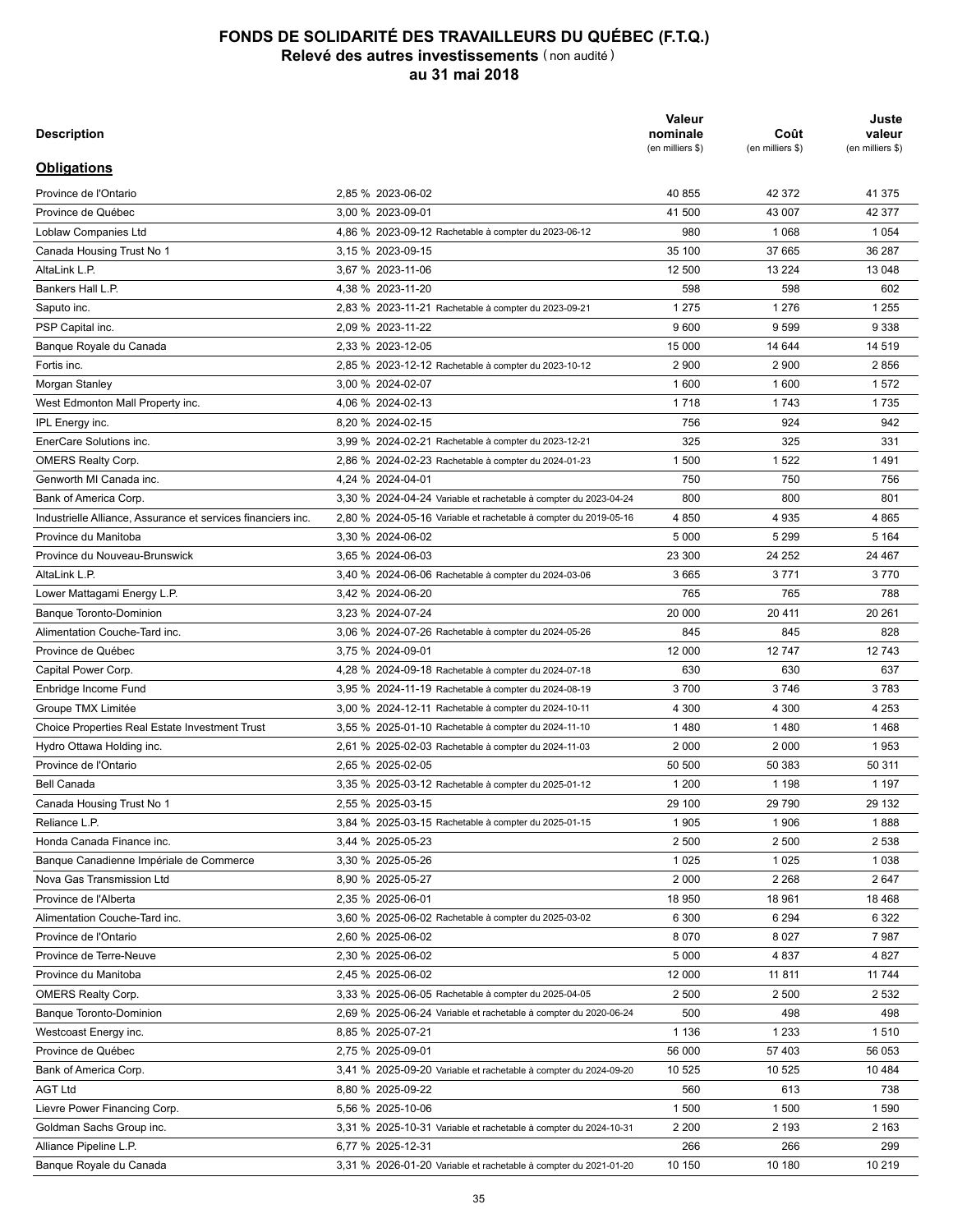# FONDS DE SOLIDARITÉ DES TRAVAILLEURS DU QUÉBEC (F.T.Q.)
## Relevé des autres investissements (non audité)
### au 31 mai 2018

| Description | | Valeur nominale (en milliers $) | Coût (en milliers $) | Juste valeur (en milliers $) |
|---|---|---|---|---|
| **Obligations** | | | | |
| Province de l'Ontario | 2,85 % 2023-06-02 | 40 855 | 42 372 | 41 375 |
| Province de Québec | 3,00 % 2023-09-01 | 41 500 | 43 007 | 42 377 |
| Loblaw Companies Ltd | 4,86 % 2023-09-12 Rachetable à compter du 2023-06-12 | 980 | 1 068 | 1 054 |
| Canada Housing Trust No 1 | 3,15 % 2023-09-15 | 35 100 | 37 665 | 36 287 |
| AltaLink L.P. | 3,67 % 2023-11-06 | 12 500 | 13 224 | 13 048 |
| Bankers Hall L.P. | 4,38 % 2023-11-20 | 598 | 598 | 602 |
| Saputo inc. | 2,83 % 2023-11-21 Rachetable à compter du 2023-09-21 | 1 275 | 1 276 | 1 255 |
| PSP Capital inc. | 2,09 % 2023-11-22 | 9 600 | 9 599 | 9 338 |
| Banque Royale du Canada | 2,33 % 2023-12-05 | 15 000 | 14 644 | 14 519 |
| Fortis inc. | 2,85 % 2023-12-12 Rachetable à compter du 2023-10-12 | 2 900 | 2 900 | 2 856 |
| Morgan Stanley | 3,00 % 2024-02-07 | 1 600 | 1 600 | 1 572 |
| West Edmonton Mall Property inc. | 4,06 % 2024-02-13 | 1 718 | 1 743 | 1 735 |
| IPL Energy inc. | 8,20 % 2024-02-15 | 756 | 924 | 942 |
| EnerCare Solutions inc. | 3,99 % 2024-02-21 Rachetable à compter du 2023-12-21 | 325 | 325 | 331 |
| OMERS Realty Corp. | 2,86 % 2024-02-23 Rachetable à compter du 2024-01-23 | 1 500 | 1 522 | 1 491 |
| Genworth MI Canada inc. | 4,24 % 2024-04-01 | 750 | 750 | 756 |
| Bank of America Corp. | 3,30 % 2024-04-24 Variable et rachetable à compter du 2023-04-24 | 800 | 800 | 801 |
| Industrielle Alliance, Assurance et services financiers inc. | 2,80 % 2024-05-16 Variable et rachetable à compter du 2019-05-16 | 4 850 | 4 935 | 4 865 |
| Province du Manitoba | 3,30 % 2024-06-02 | 5 000 | 5 299 | 5 164 |
| Province du Nouveau-Brunswick | 3,65 % 2024-06-03 | 23 300 | 24 252 | 24 467 |
| AltaLink L.P. | 3,40 % 2024-06-06 Rachetable à compter du 2024-03-06 | 3 665 | 3 771 | 3 770 |
| Lower Mattagami Energy L.P. | 3,42 % 2024-06-20 | 765 | 765 | 788 |
| Banque Toronto-Dominion | 3,23 % 2024-07-24 | 20 000 | 20 411 | 20 261 |
| Alimentation Couche-Tard inc. | 3,06 % 2024-07-26 Rachetable à compter du 2024-05-26 | 845 | 845 | 828 |
| Province de Québec | 3,75 % 2024-09-01 | 12 000 | 12 747 | 12 743 |
| Capital Power Corp. | 4,28 % 2024-09-18 Rachetable à compter du 2024-07-18 | 630 | 630 | 637 |
| Enbridge Income Fund | 3,95 % 2024-11-19 Rachetable à compter du 2024-08-19 | 3 700 | 3 746 | 3 783 |
| Groupe TMX Limitée | 3,00 % 2024-12-11 Rachetable à compter du 2024-10-11 | 4 300 | 4 300 | 4 253 |
| Choice Properties Real Estate Investment Trust | 3,55 % 2025-01-10 Rachetable à compter du 2024-11-10 | 1 480 | 1 480 | 1 468 |
| Hydro Ottawa Holding inc. | 2,61 % 2025-02-03 Rachetable à compter du 2024-11-03 | 2 000 | 2 000 | 1 953 |
| Province de l'Ontario | 2,65 % 2025-02-05 | 50 500 | 50 383 | 50 311 |
| Bell Canada | 3,35 % 2025-03-12 Rachetable à compter du 2025-01-12 | 1 200 | 1 198 | 1 197 |
| Canada Housing Trust No 1 | 2,55 % 2025-03-15 | 29 100 | 29 790 | 29 132 |
| Reliance L.P. | 3,84 % 2025-03-15 Rachetable à compter du 2025-01-15 | 1 905 | 1 906 | 1 888 |
| Honda Canada Finance inc. | 3,44 % 2025-05-23 | 2 500 | 2 500 | 2 538 |
| Banque Canadienne Impériale de Commerce | 3,30 % 2025-05-26 | 1 025 | 1 025 | 1 038 |
| Nova Gas Transmission Ltd | 8,90 % 2025-05-27 | 2 000 | 2 268 | 2 647 |
| Province de l'Alberta | 2,35 % 2025-06-01 | 18 950 | 18 961 | 18 468 |
| Alimentation Couche-Tard inc. | 3,60 % 2025-06-02 Rachetable à compter du 2025-03-02 | 6 300 | 6 294 | 6 322 |
| Province de l'Ontario | 2,60 % 2025-06-02 | 8 070 | 8 027 | 7 987 |
| Province de Terre-Neuve | 2,30 % 2025-06-02 | 5 000 | 4 837 | 4 827 |
| Province du Manitoba | 2,45 % 2025-06-02 | 12 000 | 11 811 | 11 744 |
| OMERS Realty Corp. | 3,33 % 2025-06-05 Rachetable à compter du 2025-04-05 | 2 500 | 2 500 | 2 532 |
| Banque Toronto-Dominion | 2,69 % 2025-06-24 Variable et rachetable à compter du 2020-06-24 | 500 | 498 | 498 |
| Westcoast Energy inc. | 8,85 % 2025-07-21 | 1 136 | 1 233 | 1 510 |
| Province de Québec | 2,75 % 2025-09-01 | 56 000 | 57 403 | 56 053 |
| Bank of America Corp. | 3,41 % 2025-09-20 Variable et rachetable à compter du 2024-09-20 | 10 525 | 10 525 | 10 484 |
| AGT Ltd | 8,80 % 2025-09-22 | 560 | 613 | 738 |
| Lievre Power Financing Corp. | 5,56 % 2025-10-06 | 1 500 | 1 500 | 1 590 |
| Goldman Sachs Group inc. | 3,31 % 2025-10-31 Variable et rachetable à compter du 2024-10-31 | 2 200 | 2 193 | 2 163 |
| Alliance Pipeline L.P. | 6,77 % 2025-12-31 | 266 | 266 | 299 |
| Banque Royale du Canada | 3,31 % 2026-01-20 Variable et rachetable à compter du 2021-01-20 | 10 150 | 10 180 | 10 219 |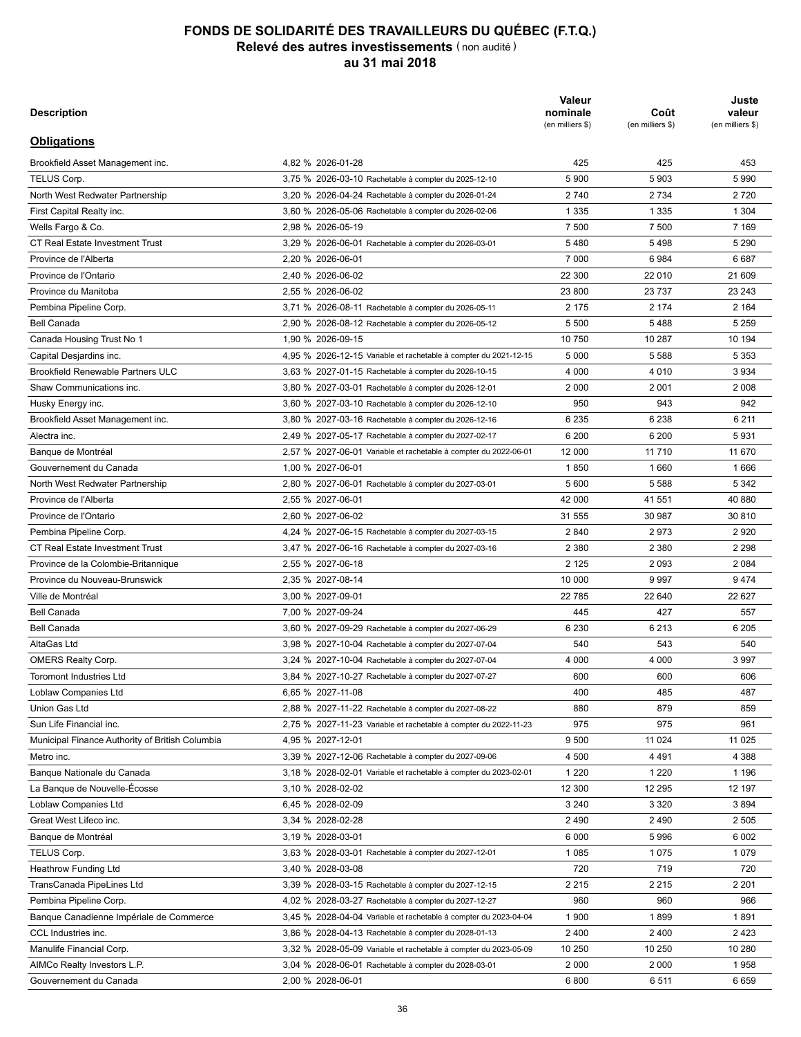# FONDS DE SOLIDARITÉ DES TRAVAILLEURS DU QUÉBEC (F.T.Q.)
## Relevé des autres investissements (non audité)
### au 31 mai 2018

| Description | | Valeur nominale (en milliers $) | Coût (en milliers $) | Juste valeur (en milliers $) |
|---|---|---|---|---|
| **Obligations** | | | | |
| Brookfield Asset Management inc. | 4,82 % 2026-01-28 | 425 | 425 | 453 |
| TELUS Corp. | 3,75 % 2026-03-10 Rachetable à compter du 2025-12-10 | 5 900 | 5 903 | 5 990 |
| North West Redwater Partnership | 3,20 % 2026-04-24 Rachetable à compter du 2026-01-24 | 2 740 | 2 734 | 2 720 |
| First Capital Realty inc. | 3,60 % 2026-05-06 Rachetable à compter du 2026-02-06 | 1 335 | 1 335 | 1 304 |
| Wells Fargo & Co. | 2,98 % 2026-05-19 | 7 500 | 7 500 | 7 169 |
| CT Real Estate Investment Trust | 3,29 % 2026-06-01 Rachetable à compter du 2026-03-01 | 5 480 | 5 498 | 5 290 |
| Province de l'Alberta | 2,20 % 2026-06-01 | 7 000 | 6 984 | 6 687 |
| Province de l'Ontario | 2,40 % 2026-06-02 | 22 300 | 22 010 | 21 609 |
| Province du Manitoba | 2,55 % 2026-06-02 | 23 800 | 23 737 | 23 243 |
| Pembina Pipeline Corp. | 3,71 % 2026-08-11 Rachetable à compter du 2026-05-11 | 2 175 | 2 174 | 2 164 |
| Bell Canada | 2,90 % 2026-08-12 Rachetable à compter du 2026-05-12 | 5 500 | 5 488 | 5 259 |
| Canada Housing Trust No 1 | 1,90 % 2026-09-15 | 10 750 | 10 287 | 10 194 |
| Capital Desjardins inc. | 4,95 % 2026-12-15 Variable et rachetable à compter du 2021-12-15 | 5 000 | 5 588 | 5 353 |
| Brookfield Renewable Partners ULC | 3,63 % 2027-01-15 Rachetable à compter du 2026-10-15 | 4 000 | 4 010 | 3 934 |
| Shaw Communications inc. | 3,80 % 2027-03-01 Rachetable à compter du 2026-12-01 | 2 000 | 2 001 | 2 008 |
| Husky Energy inc. | 3,60 % 2027-03-10 Rachetable à compter du 2026-12-10 | 950 | 943 | 942 |
| Brookfield Asset Management inc. | 3,80 % 2027-03-16 Rachetable à compter du 2026-12-16 | 6 235 | 6 238 | 6 211 |
| Alectra inc. | 2,49 % 2027-05-17 Rachetable à compter du 2027-02-17 | 6 200 | 6 200 | 5 931 |
| Banque de Montréal | 2,57 % 2027-06-01 Variable et rachetable à compter du 2022-06-01 | 12 000 | 11 710 | 11 670 |
| Gouvernement du Canada | 1,00 % 2027-06-01 | 1 850 | 1 660 | 1 666 |
| North West Redwater Partnership | 2,80 % 2027-06-01 Rachetable à compter du 2027-03-01 | 5 600 | 5 588 | 5 342 |
| Province de l'Alberta | 2,55 % 2027-06-01 | 42 000 | 41 551 | 40 880 |
| Province de l'Ontario | 2,60 % 2027-06-02 | 31 555 | 30 987 | 30 810 |
| Pembina Pipeline Corp. | 4,24 % 2027-06-15 Rachetable à compter du 2027-03-15 | 2 840 | 2 973 | 2 920 |
| CT Real Estate Investment Trust | 3,47 % 2027-06-16 Rachetable à compter du 2027-03-16 | 2 380 | 2 380 | 2 298 |
| Province de la Colombie-Britannique | 2,55 % 2027-06-18 | 2 125 | 2 093 | 2 084 |
| Province du Nouveau-Brunswick | 2,35 % 2027-08-14 | 10 000 | 9 997 | 9 474 |
| Ville de Montréal | 3,00 % 2027-09-01 | 22 785 | 22 640 | 22 627 |
| Bell Canada | 7,00 % 2027-09-24 | 445 | 427 | 557 |
| Bell Canada | 3,60 % 2027-09-29 Rachetable à compter du 2027-06-29 | 6 230 | 6 213 | 6 205 |
| AltaGas Ltd | 3,98 % 2027-10-04 Rachetable à compter du 2027-07-04 | 540 | 543 | 540 |
| OMERS Realty Corp. | 3,24 % 2027-10-04 Rachetable à compter du 2027-07-04 | 4 000 | 4 000 | 3 997 |
| Toromont Industries Ltd | 3,84 % 2027-10-27 Rachetable à compter du 2027-07-27 | 600 | 600 | 606 |
| Loblaw Companies Ltd | 6,65 % 2027-11-08 | 400 | 485 | 487 |
| Union Gas Ltd | 2,88 % 2027-11-22 Rachetable à compter du 2027-08-22 | 880 | 879 | 859 |
| Sun Life Financial inc. | 2,75 % 2027-11-23 Variable et rachetable à compter du 2022-11-23 | 975 | 975 | 961 |
| Municipal Finance Authority of British Columbia | 4,95 % 2027-12-01 | 9 500 | 11 024 | 11 025 |
| Metro inc. | 3,39 % 2027-12-06 Rachetable à compter du 2027-09-06 | 4 500 | 4 491 | 4 388 |
| Banque Nationale du Canada | 3,18 % 2028-02-01 Variable et rachetable à compter du 2023-02-01 | 1 220 | 1 220 | 1 196 |
| La Banque de Nouvelle-Écosse | 3,10 % 2028-02-02 | 12 300 | 12 295 | 12 197 |
| Loblaw Companies Ltd | 6,45 % 2028-02-09 | 3 240 | 3 320 | 3 894 |
| Great West Lifeco inc. | 3,34 % 2028-02-28 | 2 490 | 2 490 | 2 505 |
| Banque de Montréal | 3,19 % 2028-03-01 | 6 000 | 5 996 | 6 002 |
| TELUS Corp. | 3,63 % 2028-03-01 Rachetable à compter du 2027-12-01 | 1 085 | 1 075 | 1 079 |
| Heathrow Funding Ltd | 3,40 % 2028-03-08 | 720 | 719 | 720 |
| TransCanada PipeLines Ltd | 3,39 % 2028-03-15 Rachetable à compter du 2027-12-15 | 2 215 | 2 215 | 2 201 |
| Pembina Pipeline Corp. | 4,02 % 2028-03-27 Rachetable à compter du 2027-12-27 | 960 | 960 | 966 |
| Banque Canadienne Impériale de Commerce | 3,45 % 2028-04-04 Variable et rachetable à compter du 2023-04-04 | 1 900 | 1 899 | 1 891 |
| CCL Industries inc. | 3,86 % 2028-04-13 Rachetable à compter du 2028-01-13 | 2 400 | 2 400 | 2 423 |
| Manulife Financial Corp. | 3,32 % 2028-05-09 Variable et rachetable à compter du 2023-05-09 | 10 250 | 10 250 | 10 280 |
| AIMCo Realty Investors L.P. | 3,04 % 2028-06-01 Rachetable à compter du 2028-03-01 | 2 000 | 2 000 | 1 958 |
| Gouvernement du Canada | 2,00 % 2028-06-01 | 6 800 | 6 511 | 6 659 |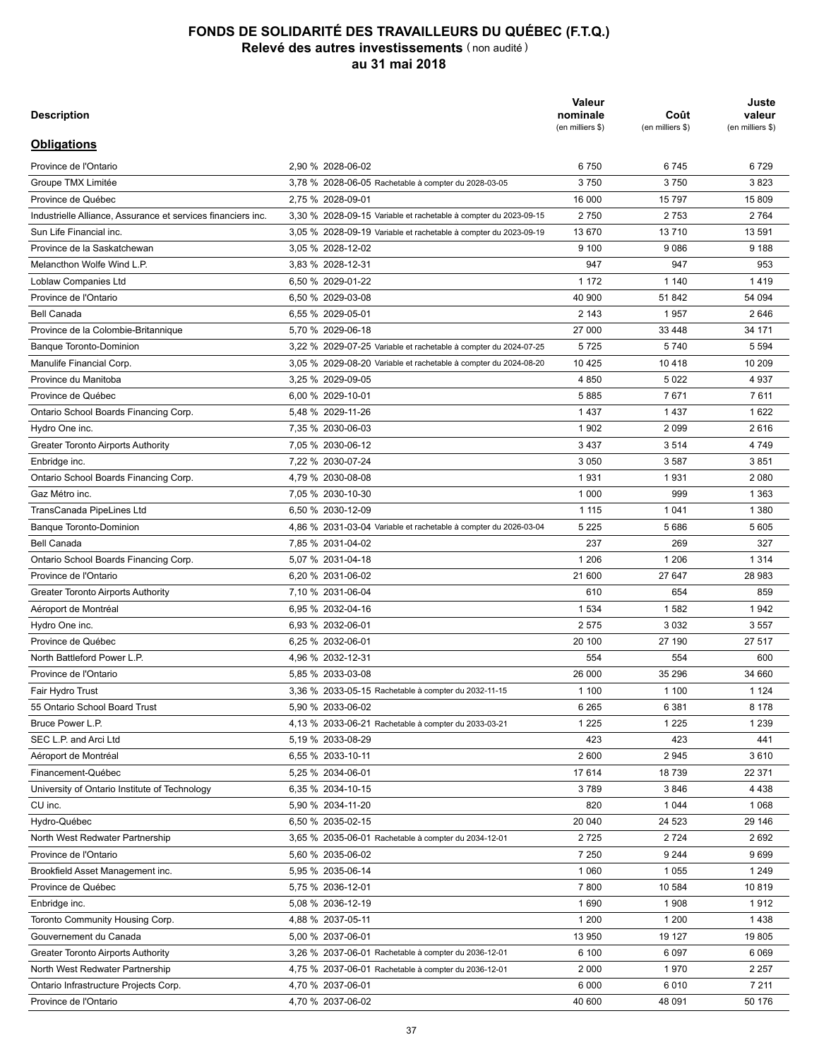# FONDS DE SOLIDARITÉ DES TRAVAILLEURS DU QUÉBEC (F.T.Q.)
## Relevé des autres investissements (non audité)
## au 31 mai 2018

| Description | | Valeur nominale (en milliers $) | Coût (en milliers $) | Juste valeur (en milliers $) |
|---|---|---|---|---|
| **Obligations** | | | | |
| Province de l'Ontario | 2,90 % 2028-06-02 | 6 750 | 6 745 | 6 729 |
| Groupe TMX Limitée | 3,78 % 2028-06-05 Rachetable à compter du 2028-03-05 | 3 750 | 3 750 | 3 823 |
| Province de Québec | 2,75 % 2028-09-01 | 16 000 | 15 797 | 15 809 |
| Industrielle Alliance, Assurance et services financiers inc. | 3,30 % 2028-09-15 Variable et rachetable à compter du 2023-09-15 | 2 750 | 2 753 | 2 764 |
| Sun Life Financial inc. | 3,05 % 2028-09-19 Variable et rachetable à compter du 2023-09-19 | 13 670 | 13 710 | 13 591 |
| Province de la Saskatchewan | 3,05 % 2028-12-02 | 9 100 | 9 086 | 9 188 |
| Melancthon Wolfe Wind L.P. | 3,83 % 2028-12-31 | 947 | 947 | 953 |
| Loblaw Companies Ltd | 6,50 % 2029-01-22 | 1 172 | 1 140 | 1 419 |
| Province de l'Ontario | 6,50 % 2029-03-08 | 40 900 | 51 842 | 54 094 |
| Bell Canada | 6,55 % 2029-05-01 | 2 143 | 1 957 | 2 646 |
| Province de la Colombie-Britannique | 5,70 % 2029-06-18 | 27 000 | 33 448 | 34 171 |
| Banque Toronto-Dominion | 3,22 % 2029-07-25 Variable et rachetable à compter du 2024-07-25 | 5 725 | 5 740 | 5 594 |
| Manulife Financial Corp. | 3,05 % 2029-08-20 Variable et rachetable à compter du 2024-08-20 | 10 425 | 10 418 | 10 209 |
| Province du Manitoba | 3,25 % 2029-09-05 | 4 850 | 5 022 | 4 937 |
| Province de Québec | 6,00 % 2029-10-01 | 5 885 | 7 671 | 7 611 |
| Ontario School Boards Financing Corp. | 5,48 % 2029-11-26 | 1 437 | 1 437 | 1 622 |
| Hydro One inc. | 7,35 % 2030-06-03 | 1 902 | 2 099 | 2 616 |
| Greater Toronto Airports Authority | 7,05 % 2030-06-12 | 3 437 | 3 514 | 4 749 |
| Enbridge inc. | 7,22 % 2030-07-24 | 3 050 | 3 587 | 3 851 |
| Ontario School Boards Financing Corp. | 4,79 % 2030-08-08 | 1 931 | 1 931 | 2 080 |
| Gaz Métro inc. | 7,05 % 2030-10-30 | 1 000 | 999 | 1 363 |
| TransCanada PipeLines Ltd | 6,50 % 2030-12-09 | 1 115 | 1 041 | 1 380 |
| Banque Toronto-Dominion | 4,86 % 2031-03-04 Variable et rachetable à compter du 2026-03-04 | 5 225 | 5 686 | 5 605 |
| Bell Canada | 7,85 % 2031-04-02 | 237 | 269 | 327 |
| Ontario School Boards Financing Corp. | 5,07 % 2031-04-18 | 1 206 | 1 206 | 1 314 |
| Province de l'Ontario | 6,20 % 2031-06-02 | 21 600 | 27 647 | 28 983 |
| Greater Toronto Airports Authority | 7,10 % 2031-06-04 | 610 | 654 | 859 |
| Aéroport de Montréal | 6,95 % 2032-04-16 | 1 534 | 1 582 | 1 942 |
| Hydro One inc. | 6,93 % 2032-06-01 | 2 575 | 3 032 | 3 557 |
| Province de Québec | 6,25 % 2032-06-01 | 20 100 | 27 190 | 27 517 |
| North Battleford Power L.P. | 4,96 % 2032-12-31 | 554 | 554 | 600 |
| Province de l'Ontario | 5,85 % 2033-03-08 | 26 000 | 35 296 | 34 660 |
| Fair Hydro Trust | 3,36 % 2033-05-15 Rachetable à compter du 2032-11-15 | 1 100 | 1 100 | 1 124 |
| 55 Ontario School Board Trust | 5,90 % 2033-06-02 | 6 265 | 6 381 | 8 178 |
| Bruce Power L.P. | 4,13 % 2033-06-21 Rachetable à compter du 2033-03-21 | 1 225 | 1 225 | 1 239 |
| SEC L.P. and Arci Ltd | 5,19 % 2033-08-29 | 423 | 423 | 441 |
| Aéroport de Montréal | 6,55 % 2033-10-11 | 2 600 | 2 945 | 3 610 |
| Financement-Québec | 5,25 % 2034-06-01 | 17 614 | 18 739 | 22 371 |
| University of Ontario Institute of Technology | 6,35 % 2034-10-15 | 3 789 | 3 846 | 4 438 |
| CU inc. | 5,90 % 2034-11-20 | 820 | 1 044 | 1 068 |
| Hydro-Québec | 6,50 % 2035-02-15 | 20 040 | 24 523 | 29 146 |
| North West Redwater Partnership | 3,65 % 2035-06-01 Rachetable à compter du 2034-12-01 | 2 725 | 2 724 | 2 692 |
| Province de l'Ontario | 5,60 % 2035-06-02 | 7 250 | 9 244 | 9 699 |
| Brookfield Asset Management inc. | 5,95 % 2035-06-14 | 1 060 | 1 055 | 1 249 |
| Province de Québec | 5,75 % 2036-12-01 | 7 800 | 10 584 | 10 819 |
| Enbridge inc. | 5,08 % 2036-12-19 | 1 690 | 1 908 | 1 912 |
| Toronto Community Housing Corp. | 4,88 % 2037-05-11 | 1 200 | 1 200 | 1 438 |
| Gouvernement du Canada | 5,00 % 2037-06-01 | 13 950 | 19 127 | 19 805 |
| Greater Toronto Airports Authority | 3,26 % 2037-06-01 Rachetable à compter du 2036-12-01 | 6 100 | 6 097 | 6 069 |
| North West Redwater Partnership | 4,75 % 2037-06-01 Rachetable à compter du 2036-12-01 | 2 000 | 1 970 | 2 257 |
| Ontario Infrastructure Projects Corp. | 4,70 % 2037-06-01 | 6 000 | 6 010 | 7 211 |
| Province de l'Ontario | 4,70 % 2037-06-02 | 40 600 | 48 091 | 50 176 |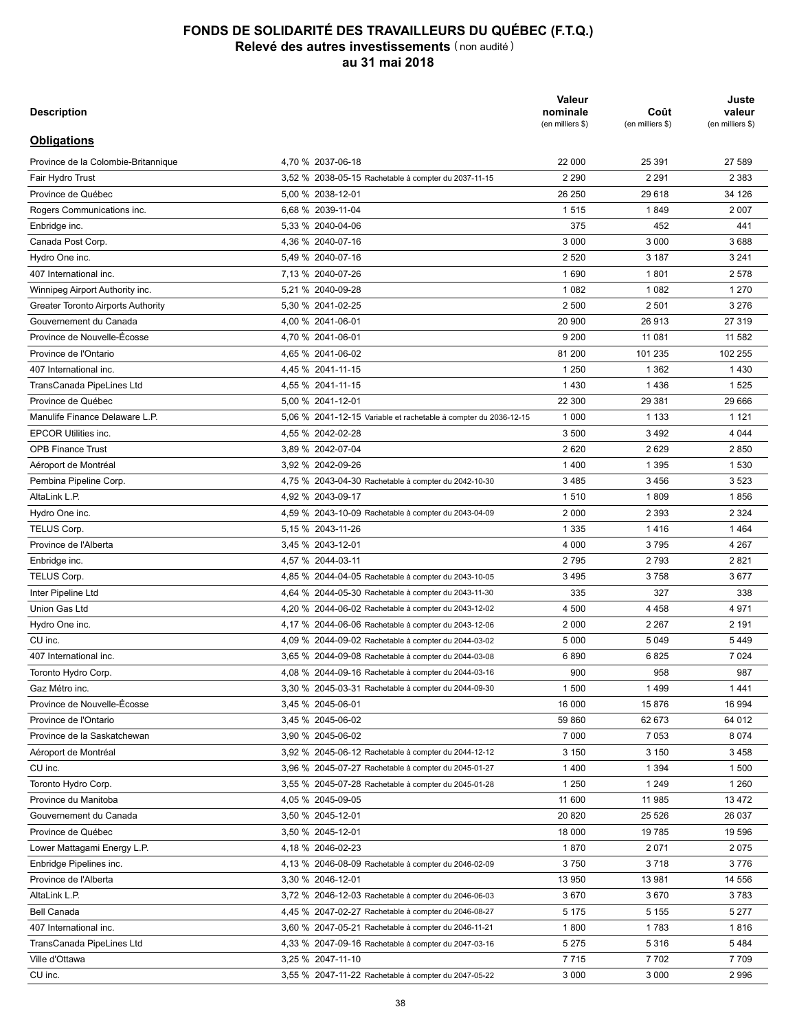# FONDS DE SOLIDARITÉ DES TRAVAILLEURS DU QUÉBEC (F.T.Q.)

## Relevé des autres investissements (non audité)

## au 31 mai 2018

| Description | | Valeur nominale (en milliers $) | Coût (en milliers $) | Juste valeur (en milliers $) |
|---|---|---|---|---|
| **Obligations** | | | | |
| Province de la Colombie-Britannique | 4,70 % 2037-06-18 | 22 000 | 25 391 | 27 589 |
| Fair Hydro Trust | 3,52 % 2038-05-15 Rachetable à compter du 2037-11-15 | 2 290 | 2 291 | 2 383 |
| Province de Québec | 5,00 % 2038-12-01 | 26 250 | 29 618 | 34 126 |
| Rogers Communications inc. | 6,68 % 2039-11-04 | 1 515 | 1 849 | 2 007 |
| Enbridge inc. | 5,33 % 2040-04-06 | 375 | 452 | 441 |
| Canada Post Corp. | 4,36 % 2040-07-16 | 3 000 | 3 000 | 3 688 |
| Hydro One inc. | 5,49 % 2040-07-16 | 2 520 | 3 187 | 3 241 |
| 407 International inc. | 7,13 % 2040-07-26 | 1 690 | 1 801 | 2 578 |
| Winnipeg Airport Authority inc. | 5,21 % 2040-09-28 | 1 082 | 1 082 | 1 270 |
| Greater Toronto Airports Authority | 5,30 % 2041-02-25 | 2 500 | 2 501 | 3 276 |
| Gouvernement du Canada | 4,00 % 2041-06-01 | 20 900 | 26 913 | 27 319 |
| Province de Nouvelle-Écosse | 4,70 % 2041-06-01 | 9 200 | 11 081 | 11 582 |
| Province de l'Ontario | 4,65 % 2041-06-02 | 81 200 | 101 235 | 102 255 |
| 407 International inc. | 4,45 % 2041-11-15 | 1 250 | 1 362 | 1 430 |
| TransCanada PipeLines Ltd | 4,55 % 2041-11-15 | 1 430 | 1 436 | 1 525 |
| Province de Québec | 5,00 % 2041-12-01 | 22 300 | 29 381 | 29 666 |
| Manulife Finance Delaware L.P. | 5,06 % 2041-12-15 Variable et rachetable à compter du 2036-12-15 | 1 000 | 1 133 | 1 121 |
| EPCOR Utilities inc. | 4,55 % 2042-02-28 | 3 500 | 3 492 | 4 044 |
| OPB Finance Trust | 3,89 % 2042-07-04 | 2 620 | 2 629 | 2 850 |
| Aéroport de Montréal | 3,92 % 2042-09-26 | 1 400 | 1 395 | 1 530 |
| Pembina Pipeline Corp. | 4,75 % 2043-04-30 Rachetable à compter du 2042-10-30 | 3 485 | 3 456 | 3 523 |
| AltaLink L.P. | 4,92 % 2043-09-17 | 1 510 | 1 809 | 1 856 |
| Hydro One inc. | 4,59 % 2043-10-09 Rachetable à compter du 2043-04-09 | 2 000 | 2 393 | 2 324 |
| TELUS Corp. | 5,15 % 2043-11-26 | 1 335 | 1 416 | 1 464 |
| Province de l'Alberta | 3,45 % 2043-12-01 | 4 000 | 3 795 | 4 267 |
| Enbridge inc. | 4,57 % 2044-03-11 | 2 795 | 2 793 | 2 821 |
| TELUS Corp. | 4,85 % 2044-04-05 Rachetable à compter du 2043-10-05 | 3 495 | 3 758 | 3 677 |
| Inter Pipeline Ltd | 4,64 % 2044-05-30 Rachetable à compter du 2043-11-30 | 335 | 327 | 338 |
| Union Gas Ltd | 4,20 % 2044-06-02 Rachetable à compter du 2043-12-02 | 4 500 | 4 458 | 4 971 |
| Hydro One inc. | 4,17 % 2044-06-06 Rachetable à compter du 2043-12-06 | 2 000 | 2 267 | 2 191 |
| CU inc. | 4,09 % 2044-09-02 Rachetable à compter du 2044-03-02 | 5 000 | 5 049 | 5 449 |
| 407 International inc. | 3,65 % 2044-09-08 Rachetable à compter du 2044-03-08 | 6 890 | 6 825 | 7 024 |
| Toronto Hydro Corp. | 4,08 % 2044-09-16 Rachetable à compter du 2044-03-16 | 900 | 958 | 987 |
| Gaz Métro inc. | 3,30 % 2045-03-31 Rachetable à compter du 2044-09-30 | 1 500 | 1 499 | 1 441 |
| Province de Nouvelle-Écosse | 3,45 % 2045-06-01 | 16 000 | 15 876 | 16 994 |
| Province de l'Ontario | 3,45 % 2045-06-02 | 59 860 | 62 673 | 64 012 |
| Province de la Saskatchewan | 3,90 % 2045-06-02 | 7 000 | 7 053 | 8 074 |
| Aéroport de Montréal | 3,92 % 2045-06-12 Rachetable à compter du 2044-12-12 | 3 150 | 3 150 | 3 458 |
| CU inc. | 3,96 % 2045-07-27 Rachetable à compter du 2045-01-27 | 1 400 | 1 394 | 1 500 |
| Toronto Hydro Corp. | 3,55 % 2045-07-28 Rachetable à compter du 2045-01-28 | 1 250 | 1 249 | 1 260 |
| Province du Manitoba | 4,05 % 2045-09-05 | 11 600 | 11 985 | 13 472 |
| Gouvernement du Canada | 3,50 % 2045-12-01 | 20 820 | 25 526 | 26 037 |
| Province de Québec | 3,50 % 2045-12-01 | 18 000 | 19 785 | 19 596 |
| Lower Mattagami Energy L.P. | 4,18 % 2046-02-23 | 1 870 | 2 071 | 2 075 |
| Enbridge Pipelines inc. | 4,13 % 2046-08-09 Rachetable à compter du 2046-02-09 | 3 750 | 3 718 | 3 776 |
| Province de l'Alberta | 3,30 % 2046-12-01 | 13 950 | 13 981 | 14 556 |
| AltaLink L.P. | 3,72 % 2046-12-03 Rachetable à compter du 2046-06-03 | 3 670 | 3 670 | 3 783 |
| Bell Canada | 4,45 % 2047-02-27 Rachetable à compter du 2046-08-27 | 5 175 | 5 155 | 5 277 |
| 407 International inc. | 3,60 % 2047-05-21 Rachetable à compter du 2046-11-21 | 1 800 | 1 783 | 1 816 |
| TransCanada PipeLines Ltd | 4,33 % 2047-09-16 Rachetable à compter du 2047-03-16 | 5 275 | 5 316 | 5 484 |
| Ville d'Ottawa | 3,25 % 2047-11-10 | 7 715 | 7 702 | 7 709 |
| CU inc. | 3,55 % 2047-11-22 Rachetable à compter du 2047-05-22 | 3 000 | 3 000 | 2 996 |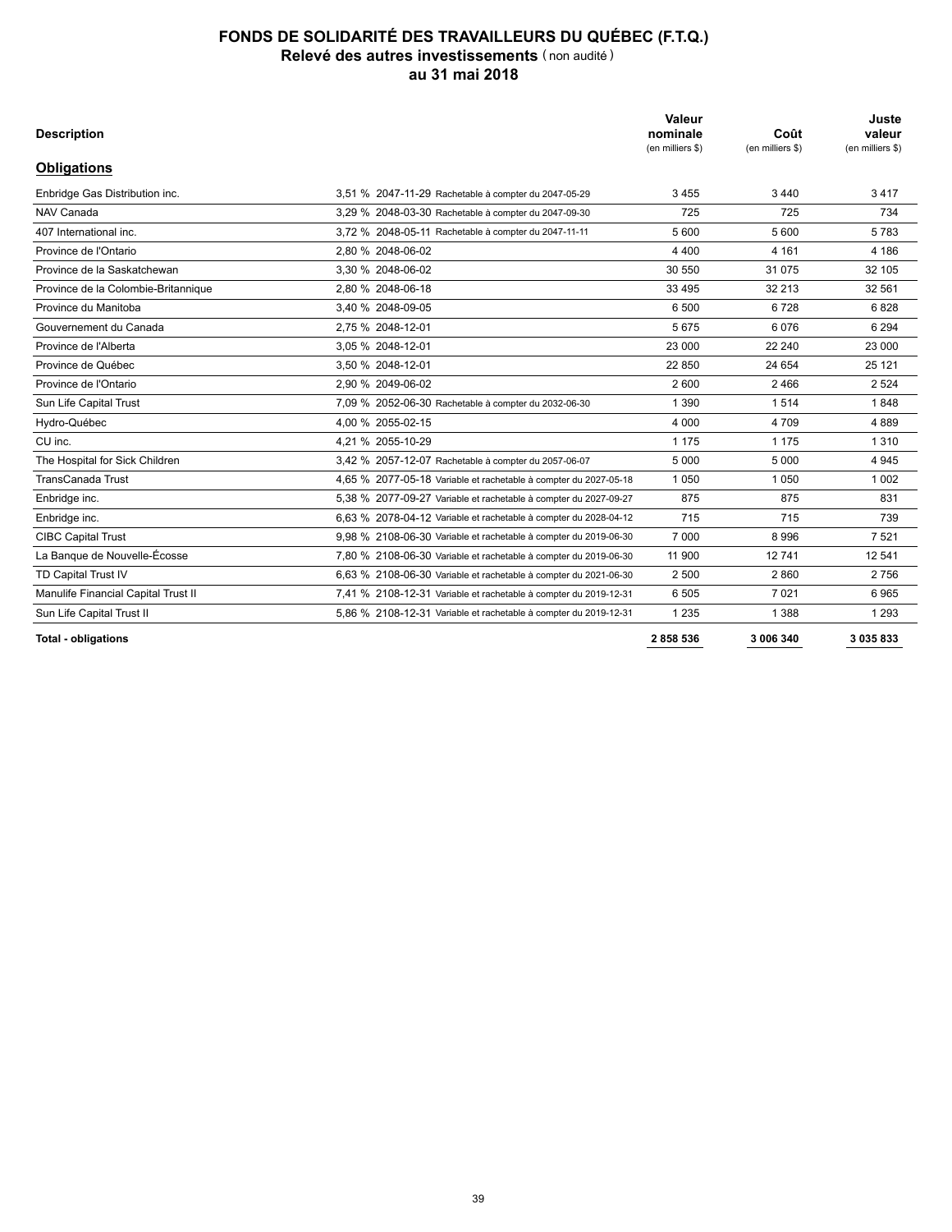# FONDS DE SOLIDARITÉ DES TRAVAILLEURS DU QUÉBEC (F.T.Q.)
## Relevé des autres investissements (non audité)
## au 31 mai 2018

| Description | | Valeur nominale (en milliers $) | Coût (en milliers $) | Juste valeur (en milliers $) |
|---|---|---|---|---|
| **Obligations** | | | | |
| Enbridge Gas Distribution inc. | 3,51 % 2047-11-29 Rachetable à compter du 2047-05-29 | 3 455 | 3 440 | 3 417 |
| NAV Canada | 3,29 % 2048-03-30 Rachetable à compter du 2047-09-30 | 725 | 725 | 734 |
| 407 International inc. | 3,72 % 2048-05-11 Rachetable à compter du 2047-11-11 | 5 600 | 5 600 | 5 783 |
| Province de l'Ontario | 2,80 % 2048-06-02 | 4 400 | 4 161 | 4 186 |
| Province de la Saskatchewan | 3,30 % 2048-06-02 | 30 550 | 31 075 | 32 105 |
| Province de la Colombie-Britannique | 2,80 % 2048-06-18 | 33 495 | 32 213 | 32 561 |
| Province du Manitoba | 3,40 % 2048-09-05 | 6 500 | 6 728 | 6 828 |
| Gouvernement du Canada | 2,75 % 2048-12-01 | 5 675 | 6 076 | 6 294 |
| Province de l'Alberta | 3,05 % 2048-12-01 | 23 000 | 22 240 | 23 000 |
| Province de Québec | 3,50 % 2048-12-01 | 22 850 | 24 654 | 25 121 |
| Province de l'Ontario | 2,90 % 2049-06-02 | 2 600 | 2 466 | 2 524 |
| Sun Life Capital Trust | 7,09 % 2052-06-30 Rachetable à compter du 2032-06-30 | 1 390 | 1 514 | 1 848 |
| Hydro-Québec | 4,00 % 2055-02-15 | 4 000 | 4 709 | 4 889 |
| CU inc. | 4,21 % 2055-10-29 | 1 175 | 1 175 | 1 310 |
| The Hospital for Sick Children | 3,42 % 2057-12-07 Rachetable à compter du 2057-06-07 | 5 000 | 5 000 | 4 945 |
| TransCanada Trust | 4,65 % 2077-05-18 Variable et rachetable à compter du 2027-05-18 | 1 050 | 1 050 | 1 002 |
| Enbridge inc. | 5,38 % 2077-09-27 Variable et rachetable à compter du 2027-09-27 | 875 | 875 | 831 |
| Enbridge inc. | 6,63 % 2078-04-12 Variable et rachetable à compter du 2028-04-12 | 715 | 715 | 739 |
| CIBC Capital Trust | 9,98 % 2108-06-30 Variable et rachetable à compter du 2019-06-30 | 7 000 | 8 996 | 7 521 |
| La Banque de Nouvelle-Écosse | 7,80 % 2108-06-30 Variable et rachetable à compter du 2019-06-30 | 11 900 | 12 741 | 12 541 |
| TD Capital Trust IV | 6,63 % 2108-06-30 Variable et rachetable à compter du 2021-06-30 | 2 500 | 2 860 | 2 756 |
| Manulife Financial Capital Trust II | 7,41 % 2108-12-31 Variable et rachetable à compter du 2019-12-31 | 6 505 | 7 021 | 6 965 |
| Sun Life Capital Trust II | 5,86 % 2108-12-31 Variable et rachetable à compter du 2019-12-31 | 1 235 | 1 388 | 1 293 |
| **Total - obligations** | | **2 858 536** | **3 006 340** | **3 035 833** |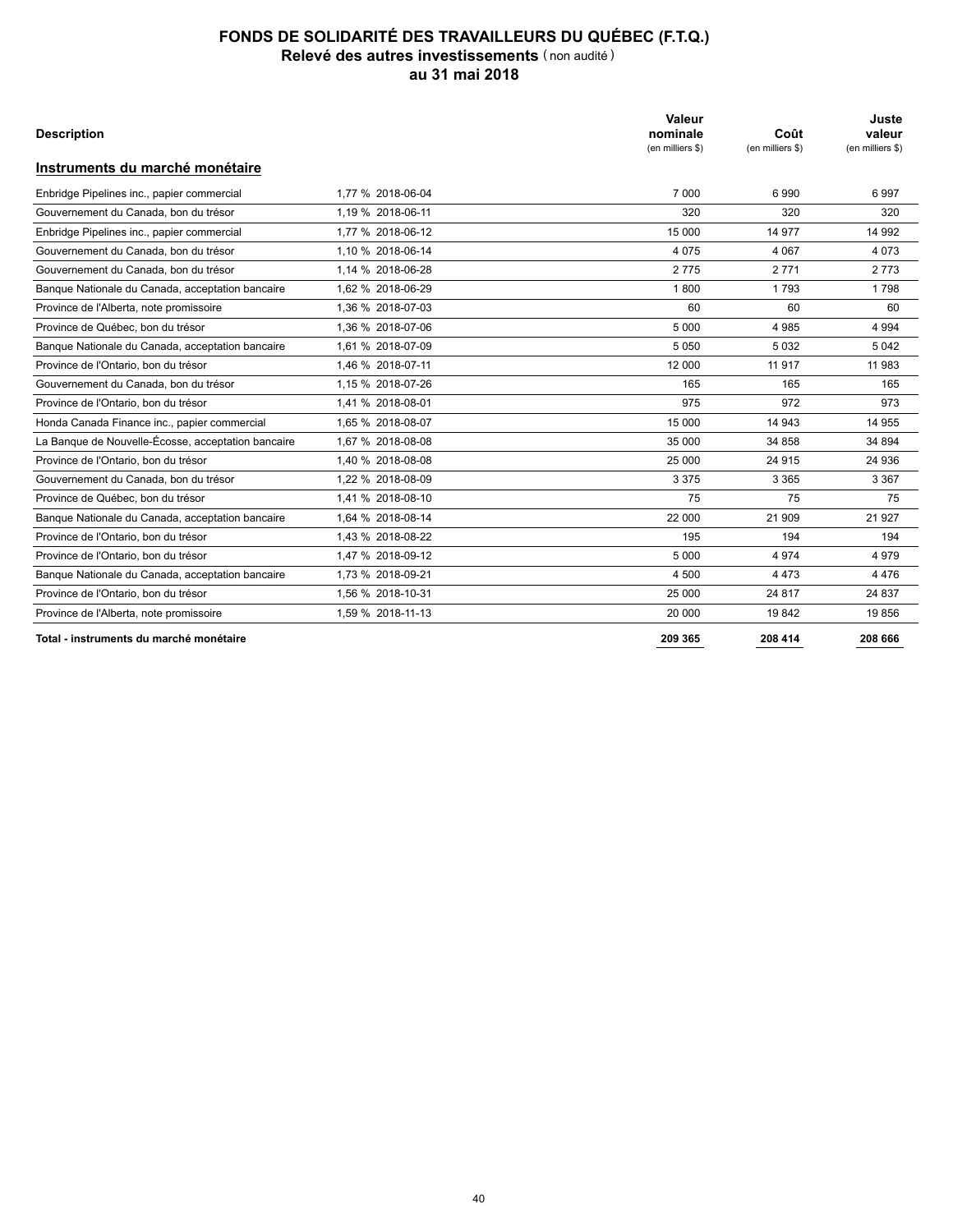# FONDS DE SOLIDARITÉ DES TRAVAILLEURS DU QUÉBEC (F.T.Q.)
## Relevé des autres investissements (non audité)
### au 31 mai 2018

| Description | | Valeur nominale (en milliers $) | Coût (en milliers $) | Juste valeur (en milliers $) |
|---|---|---|---|---|
| **Instruments du marché monétaire** | | | | |
| Enbridge Pipelines inc., papier commercial | 1,77 % 2018-06-04 | 7 000 | 6 990 | 6 997 |
| Gouvernement du Canada, bon du trésor | 1,19 % 2018-06-11 | 320 | 320 | 320 |
| Enbridge Pipelines inc., papier commercial | 1,77 % 2018-06-12 | 15 000 | 14 977 | 14 992 |
| Gouvernement du Canada, bon du trésor | 1,10 % 2018-06-14 | 4 075 | 4 067 | 4 073 |
| Gouvernement du Canada, bon du trésor | 1,14 % 2018-06-28 | 2 775 | 2 771 | 2 773 |
| Banque Nationale du Canada, acceptation bancaire | 1,62 % 2018-06-29 | 1 800 | 1 793 | 1 798 |
| Province de l'Alberta, note promissoire | 1,36 % 2018-07-03 | 60 | 60 | 60 |
| Province de Québec, bon du trésor | 1,36 % 2018-07-06 | 5 000 | 4 985 | 4 994 |
| Banque Nationale du Canada, acceptation bancaire | 1,61 % 2018-07-09 | 5 050 | 5 032 | 5 042 |
| Province de l'Ontario, bon du trésor | 1,46 % 2018-07-11 | 12 000 | 11 917 | 11 983 |
| Gouvernement du Canada, bon du trésor | 1,15 % 2018-07-26 | 165 | 165 | 165 |
| Province de l'Ontario, bon du trésor | 1,41 % 2018-08-01 | 975 | 972 | 973 |
| Honda Canada Finance inc., papier commercial | 1,65 % 2018-08-07 | 15 000 | 14 943 | 14 955 |
| La Banque de Nouvelle-Écosse, acceptation bancaire | 1,67 % 2018-08-08 | 35 000 | 34 858 | 34 894 |
| Province de l'Ontario, bon du trésor | 1,40 % 2018-08-08 | 25 000 | 24 915 | 24 936 |
| Gouvernement du Canada, bon du trésor | 1,22 % 2018-08-09 | 3 375 | 3 365 | 3 367 |
| Province de Québec, bon du trésor | 1,41 % 2018-08-10 | 75 | 75 | 75 |
| Banque Nationale du Canada, acceptation bancaire | 1,64 % 2018-08-14 | 22 000 | 21 909 | 21 927 |
| Province de l'Ontario, bon du trésor | 1,43 % 2018-08-22 | 195 | 194 | 194 |
| Province de l'Ontario, bon du trésor | 1,47 % 2018-09-12 | 5 000 | 4 974 | 4 979 |
| Banque Nationale du Canada, acceptation bancaire | 1,73 % 2018-09-21 | 4 500 | 4 473 | 4 476 |
| Province de l'Ontario, bon du trésor | 1,56 % 2018-10-31 | 25 000 | 24 817 | 24 837 |
| Province de l'Alberta, note promissoire | 1,59 % 2018-11-13 | 20 000 | 19 842 | 19 856 |
| **Total - instruments du marché monétaire** | | **209 365** | **208 414** | **208 666** |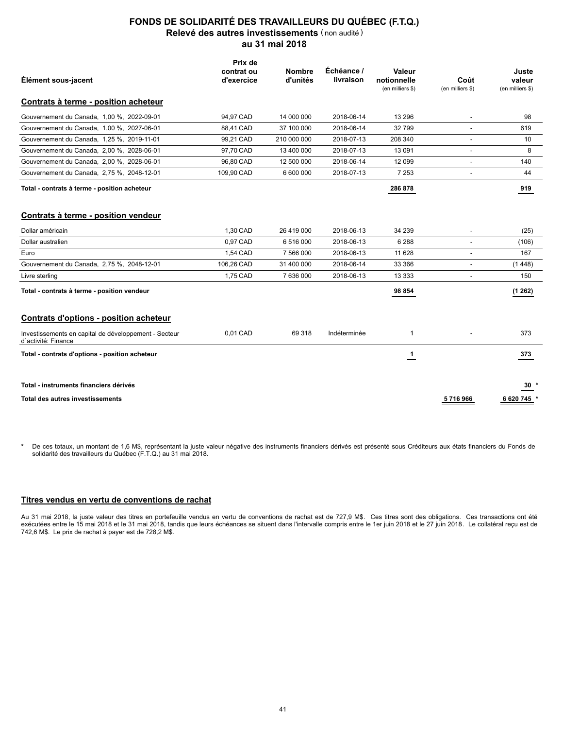# FONDS DE SOLIDARITÉ DES TRAVAILLEURS DU QUÉBEC (F.T.Q.)
## Relevé des autres investissements (non audité)
## au 31 mai 2018

| Élément sous-jacent | Prix de contrat ou d'exercice | Nombre d'unités | Échéance / livraison | Valeur notionnelle (en milliers $) | Coût (en milliers $) | Juste valeur (en milliers $) |
|---|---|---|---|---|---|---|
| **Contrats à terme - position acheteur** | | | | | | |
| Gouvernement du Canada, 1,00 %, 2022-09-01 | 94,97 CAD | 14 000 000 | 2018-06-14 | 13 296 | - | 98 |
| Gouvernement du Canada, 1,00 %, 2027-06-01 | 88,41 CAD | 37 100 000 | 2018-06-14 | 32 799 | - | 619 |
| Gouvernement du Canada, 1,25 %, 2019-11-01 | 99,21 CAD | 210 000 000 | 2018-07-13 | 208 340 | - | 10 |
| Gouvernement du Canada, 2,00 %, 2028-06-01 | 97,70 CAD | 13 400 000 | 2018-07-13 | 13 091 | - | 8 |
| Gouvernement du Canada, 2,00 %, 2028-06-01 | 96,80 CAD | 12 500 000 | 2018-06-14 | 12 099 | - | 140 |
| Gouvernement du Canada, 2,75 %, 2048-12-01 | 109,90 CAD | 6 600 000 | 2018-07-13 | 7 253 | - | 44 |
| **Total - contrats à terme - position acheteur** | | | | **286 878** | | **919** |
| **Contrats à terme - position vendeur** | | | | | | |
| Dollar américain | 1,30 CAD | 26 419 000 | 2018-06-13 | 34 239 | - | (25) |
| Dollar australien | 0,97 CAD | 6 516 000 | 2018-06-13 | 6 288 | - | (106) |
| Euro | 1,54 CAD | 7 566 000 | 2018-06-13 | 11 628 | - | 167 |
| Gouvernement du Canada, 2,75 %, 2048-12-01 | 106,26 CAD | 31 400 000 | 2018-06-14 | 33 366 | - | (1 448) |
| Livre sterling | 1,75 CAD | 7 636 000 | 2018-06-13 | 13 333 | - | 150 |
| **Total - contrats à terme - position vendeur** | | | | **98 854** | | **(1 262)** |
| **Contrats d'options - position acheteur** | | | | | | |
| Investissements en capital de développement - Secteur d'activité: Finance | 0,01 CAD | 69 318 | Indéterminée | 1 | - | 373 |
| **Total - contrats d'options - position acheteur** | | | | **1** | | **373** |
| **Total - instruments financiers dérivés** | | | | | | **30** * |
| **Total des autres investissements** | | | | | **5 716 966** | **6 620 745** * |

\* De ces totaux, un montant de 1,6 M$, représentant la juste valeur négative des instruments financiers dérivés est présenté sous Créditeurs aux états financiers du Fonds de solidarité des travailleurs du Québec (F.T.Q.) au 31 mai 2018.

## Titres vendus en vertu de conventions de rachat

Au 31 mai 2018, la juste valeur des titres en portefeuille vendus en vertu de conventions de rachat est de 727,9 M$. Ces titres sont des obligations. Ces transactions ont été exécutées entre le 15 mai 2018 et le 31 mai 2018, tandis que leurs échéances se situent dans l'intervalle compris entre le 1er juin 2018 et le 27 juin 2018. Le collatéral reçu est de 742,6 M$. Le prix de rachat à payer est de 728,2 M$.